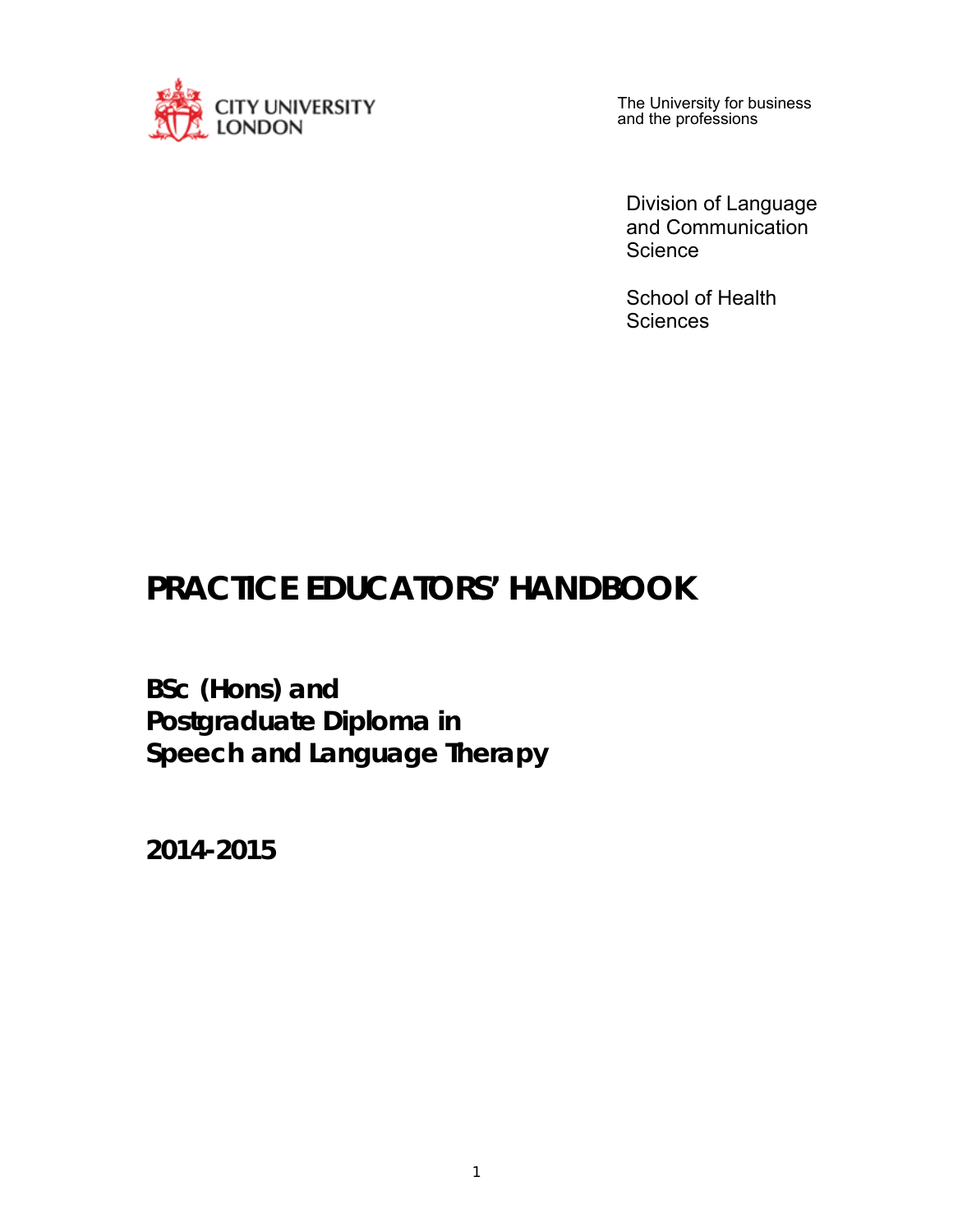CITY UNIVERSITY LONDON

The University for business and the professions

Division of Language and Communication Science

School of Health Sciences

# PRACTICE EDUCATORS' HANDBOOK

## BSc (Hons) and Postgraduate Diploma in Speech and Language Therapy

## 2014-2015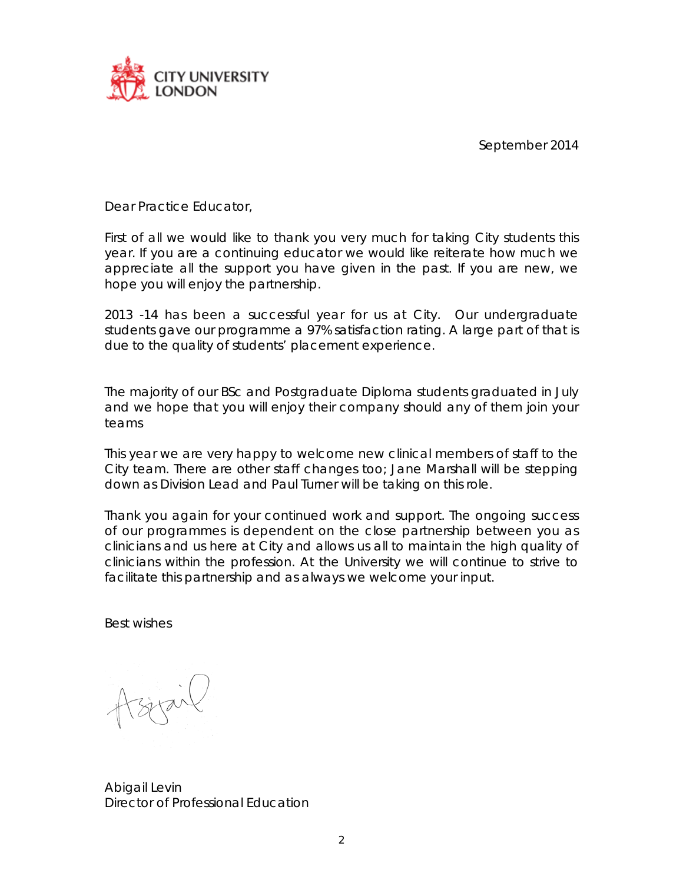CITY UNIVERSITY LONDON

September 2014

Dear Practice Educator,

First of all we would like to thank you very much for taking City students this year. If you are a continuing educator we would like reiterate how much we appreciate all the support you have given in the past. If you are new, we hope you will enjoy the partnership.

2013 -14 has been a successful year for us at City. Our undergraduate students gave our programme a 97% satisfaction rating. A large part of that is due to the quality of students' placement experience.

The majority of our BSc and Postgraduate Diploma students graduated in July and we hope that you will enjoy their company should any of them join your teams

This year we are very happy to welcome new clinical members of staff to the City team. There are other staff changes too; Jane Marshall will be stepping down as Division Lead and Paul Turner will be taking on this role.

Thank you again for your continued work and support. The ongoing success of our programmes is dependent on the close partnership between you as clinicians and us here at City and allows us all to maintain the high quality of clinicians within the profession. At the University we will continue to strive to facilitate this partnership and as always we welcome your input.

Best wishes

Abigail

Abigail Levin
Director of Professional Education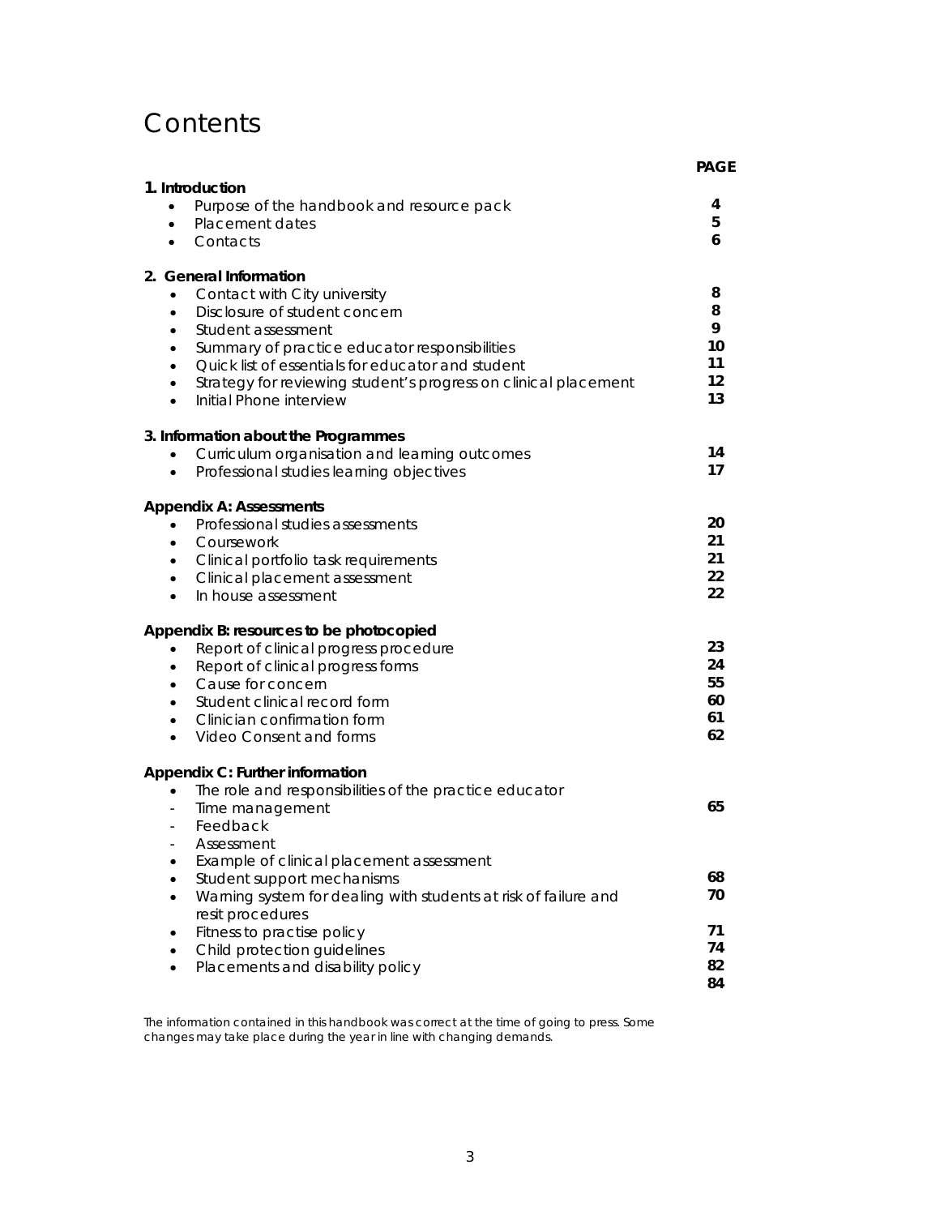# Contents

| | PAGE |
|---|---|
| **1. Introduction** | |
| • Purpose of the handbook and resource pack | 4 |
| • Placement dates | 5 |
| • Contacts | 6 |
| **2. General Information** | |
| • Contact with City university | 8 |
| • Disclosure of student concern | 8 |
| • Student assessment | 9 |
| • Summary of practice educator responsibilities | 10 |
| • Quick list of essentials for educator and student | 11 |
| • Strategy for reviewing student's progress on clinical placement | 12 |
| • Initial Phone interview | 13 |
| **3. Information about the Programmes** | |
| • Curriculum organisation and learning outcomes | 14 |
| • Professional studies learning objectives | 17 |
| **Appendix A: Assessments** | |
| • Professional studies assessments | 20 |
| • Coursework | 21 |
| • Clinical portfolio task requirements | 21 |
| • Clinical placement assessment | 22 |
| • In house assessment | 22 |
| **Appendix B: resources to be photocopied** | |
| • Report of clinical progress procedure | 23 |
| • Report of clinical progress forms | 24 |
| • Cause for concern | 55 |
| • Student clinical record form | 60 |
| • Clinician confirmation form | 61 |
| • Video Consent and forms | 62 |
| **Appendix C: Further information** | |
| • The role and responsibilities of the practice educator | |
| - Time management | 65 |
| - Feedback | |
| - Assessment | |
| • Example of clinical placement assessment | |
| • Student support mechanisms | 68 |
| • Warning system for dealing with students at risk of failure and resit procedures | 70 |
| • Fitness to practise policy | 71 |
| • Child protection guidelines | 74 |
| • Placements and disability policy | 82 |
| | 84 |

*The information contained in this handbook was correct at the time of going to press. Some changes may take place during the year in line with changing demands.*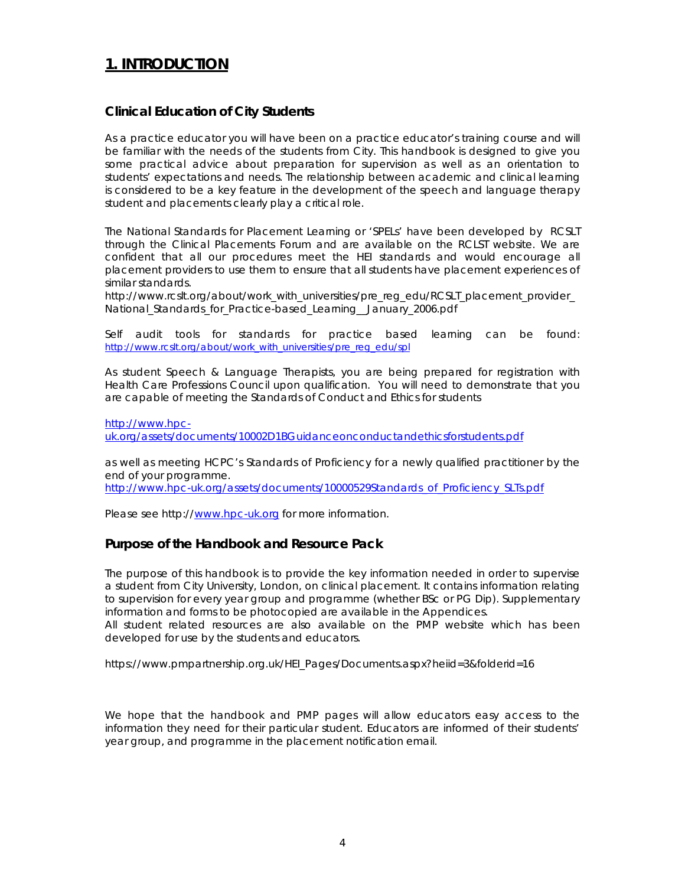# 1. INTRODUCTION

## Clinical Education of City Students

As a practice educator you will have been on a practice educator's training course and will be familiar with the needs of the students from City. This handbook is designed to give you some practical advice about preparation for supervision as well as an orientation to students' expectations and needs. The relationship between academic and clinical learning is considered to be a key feature in the development of the speech and language therapy student and placements clearly play a critical role.

The National Standards for Placement Learning or 'SPELs' have been developed by RCSLT through the Clinical Placements Forum and are available on the RCLST website. We are confident that all our procedures meet the HEI standards and would encourage all placement providers to use them to ensure that all students have placement experiences of similar standards.
http://www.rcslt.org/about/work_with_universities/pre_reg_edu/RCSLT_placement_provider_National_Standards_for_Practice-based_Learning__January_2006.pdf

Self audit tools for standards for practice based learning can be found: http://www.rcslt.org/about/work_with_universities/pre_reg_edu/spl

As student Speech & Language Therapists, you are being prepared for registration with Health Care Professions Council upon qualification. You will need to demonstrate that you are capable of meeting the Standards of Conduct and Ethics for students

http://www.hpc-uk.org/assets/documents/10002D1BGuidanceonconductandethicsforstudents.pdf

as well as meeting HCPC's Standards of Proficiency for a newly qualified practitioner by the end of your programme.
http://www.hpc-uk.org/assets/documents/10000529Standards_of_Proficiency_SLTs.pdf

Please see http://www.hpc-uk.org for more information.

## Purpose of the Handbook and Resource Pack

The purpose of this handbook is to provide the key information needed in order to supervise a student from City University, London, on clinical placement. It contains information relating to supervision for every year group and programme (whether BSc or PG Dip). Supplementary information and forms to be photocopied are available in the Appendices.
All student related resources are also available on the PMP website which has been developed for use by the students and educators.

https://www.pmpartnership.org.uk/HEI_Pages/Documents.aspx?heiid=3&folderid=16

We hope that the handbook and PMP pages will allow educators easy access to the information they need for their particular student. Educators are informed of their students' year group, and programme in the placement notification email.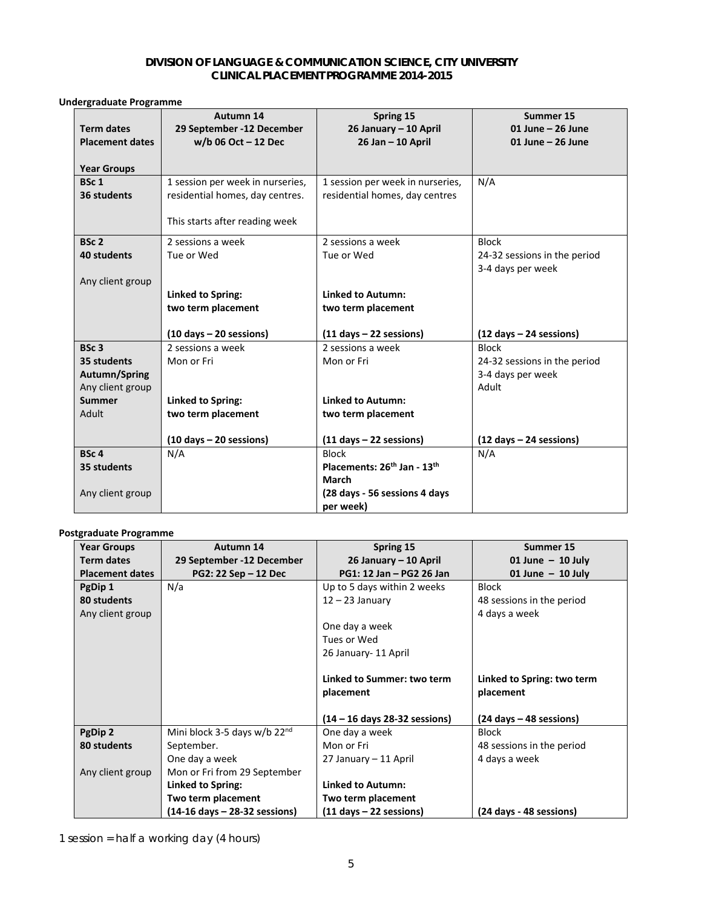**DIVISION OF LANGUAGE & COMMUNICATION SCIENCE, CITY UNIVERSITY**
**CLINICAL PLACEMENT PROGRAMME 2014-2015**

**Undergraduate Programme**

| **Term dates**<br>**Placement dates**<br><br>**Year Groups** | **Autumn 14**<br>**29 September -12 December**<br>**w/b 06 Oct – 12 Dec** | **Spring 15**<br>**26 January – 10 April**<br>**26 Jan – 10 April** | **Summer 15**<br>**01 June – 26 June**<br>**01 June – 26 June** |
|---|---|---|---|
| **BSc 1**<br>**36 students** | 1 session per week in nurseries, residential homes, day centres.<br><br>This starts after reading week | 1 session per week in nurseries, residential homes, day centres | N/A |
| **BSc 2**<br>**40 students**<br><br>Any client group | 2 sessions a week<br>Tue or Wed<br><br>**Linked to Spring: two term placement**<br><br>**(10 days – 20 sessions)** | 2 sessions a week<br>Tue or Wed<br><br>**Linked to Autumn: two term placement**<br><br>**(11 days – 22 sessions)** | Block<br>24-32 sessions in the period<br>3-4 days per week<br><br>**(12 days – 24 sessions)** |
| **BSc 3**<br>**35 students**<br>**Autumn/Spring**<br>Any client group<br>**Summer**<br>Adult | 2 sessions a week<br>Mon or Fri<br><br>**Linked to Spring: two term placement**<br><br>**(10 days – 20 sessions)** | 2 sessions a week<br>Mon or Fri<br><br>**Linked to Autumn: two term placement**<br><br>**(11 days – 22 sessions)** | Block<br>24-32 sessions in the period<br>3-4 days per week<br>Adult<br><br>**(12 days – 24 sessions)** |
| **BSc 4**<br>**35 students**<br><br>Any client group | N/A | Block<br>**Placements: 26th Jan - 13th March**<br>**(28 days - 56 sessions 4 days per week)** | N/A |

**Postgraduate Programme**

| **Year Groups**<br>**Term dates**<br>**Placement dates** | **Autumn 14**<br>**29 September -12 December**<br>**PG2: 22 Sep – 12 Dec** | **Spring 15**<br>**26 January – 10 April**<br>**PG1: 12 Jan – PG2 26 Jan** | **Summer 15**<br>**01 June – 10 July**<br>**01 June – 10 July** |
|---|---|---|---|
| **PgDip 1**<br>**80 students**<br>Any client group | N/a | Up to 5 days within 2 weeks<br>12 – 23 January<br><br>One day a week<br>Tues or Wed<br>26 January- 11 April<br><br>**Linked to Summer: two term placement**<br><br>**(14 – 16 days 28-32 sessions)** | Block<br>48 sessions in the period<br>4 days a week<br><br>**Linked to Spring: two term placement**<br><br>**(24 days – 48 sessions)** |
| **PgDip 2**<br>**80 students**<br><br>Any client group | Mini block 3-5 days w/b 22nd September.<br>One day a week<br>Mon or Fri from 29 September<br>**Linked to Spring: Two term placement**<br>**(14-16 days – 28-32 sessions)** | One day a week<br>Mon or Fri<br>27 January – 11 April<br><br>**Linked to Autumn: Two term placement**<br>**(11 days – 22 sessions)** | Block<br>48 sessions in the period<br>4 days a week<br><br>**(24 days - 48 sessions)** |

1 session = half a working day (4 hours)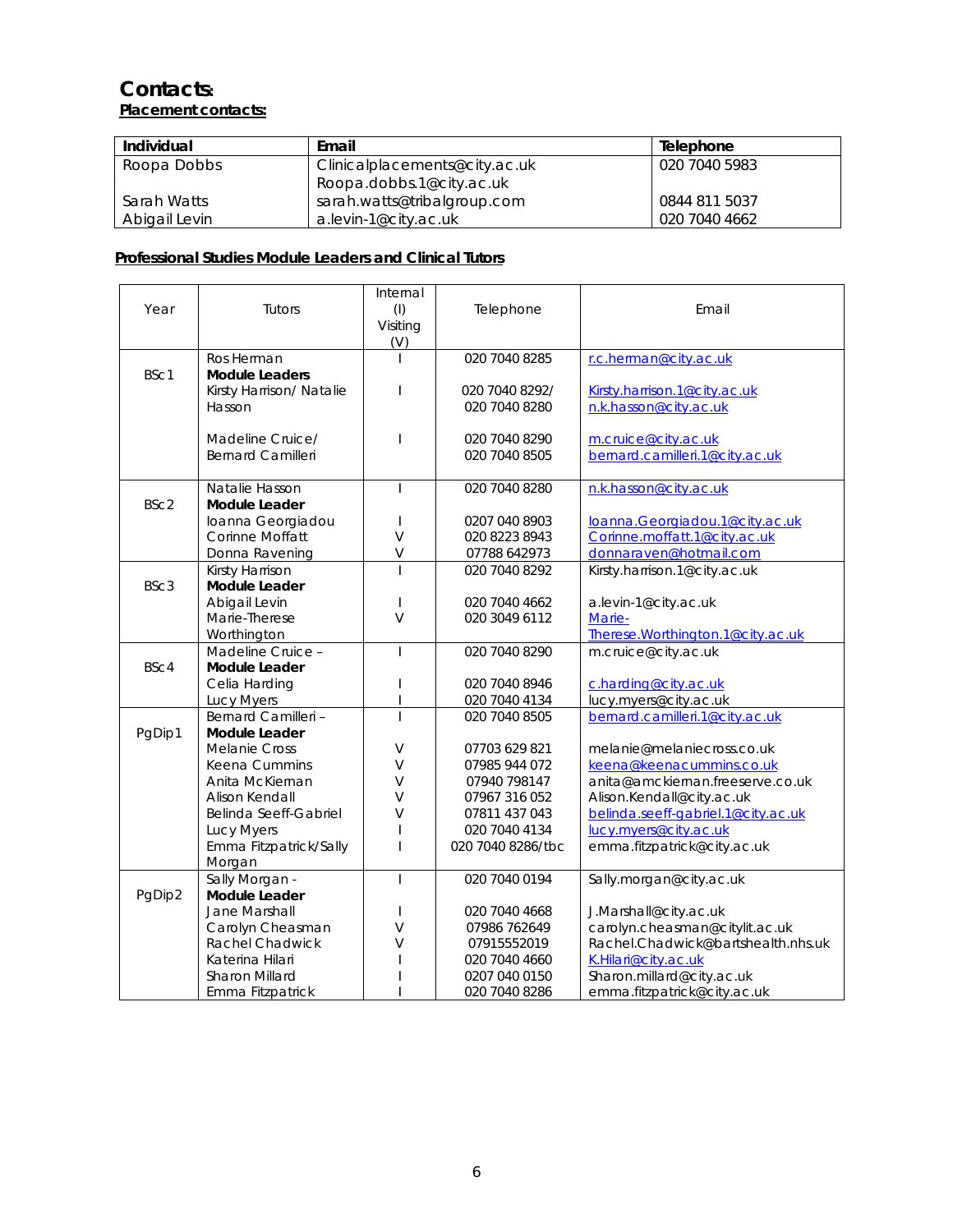# Contacts:

**Placement contacts:**

| Individual | Email | Telephone |
|---|---|---|
| Roopa Dobbs | Clinicalplacements@city.ac.uk<br>Roopa.dobbs.1@city.ac.uk | 020 7040 5983 |
| Sarah Watts | sarah.watts@tribalgroup.com | 0844 811 5037 |
| Abigail Levin | a.levin-1@city.ac.uk | 020 7040 4662 |

**Professional Studies Module Leaders and Clinical Tutors**

| Year | Tutors | Internal (I) Visiting (V) | Telephone | Email |
|---|---|---|---|---|
| BSc1 | Ros Herman **Module Leaders** | I | 020 7040 8285 | r.c.herman@city.ac.uk |
| | Kirsty Harrison/ Natalie Hasson | I | 020 7040 8292/ 020 7040 8280 | Kirsty.harrison.1@city.ac.uk n.k.hasson@city.ac.uk |
| | Madeline Cruice/ Bernard Camilleri | I | 020 7040 8290 020 7040 8505 | m.cruice@city.ac.uk bernard.camilleri.1@city.ac.uk |
| BSc2 | Natalie Hasson **Module Leader** | I | 020 7040 8280 | n.k.hasson@city.ac.uk |
| | Ioanna Georgiadou | I | 0207 040 8903 | Ioanna.Georgiadou.1@city.ac.uk |
| | Corinne Moffatt | V | 020 8223 8943 | Corinne.moffatt.1@city.ac.uk |
| | Donna Ravening | V | 07788 642973 | donnaraven@hotmail.com |
| BSc3 | Kirsty Harrison **Module Leader** | I | 020 7040 8292 | Kirsty.harrison.1@city.ac.uk |
| | Abigail Levin | I | 020 7040 4662 | a.levin-1@city.ac.uk |
| | Marie-Therese Worthington | V | 020 3049 6112 | Marie-Therese.Worthington.1@city.ac.uk |
| BSc4 | Madeline Cruice – **Module Leader** | I | 020 7040 8290 | m.cruice@city.ac.uk |
| | Celia Harding | I | 020 7040 8946 | c.harding@city.ac.uk |
| | Lucy Myers | I | 020 7040 4134 | lucy.myers@city.ac.uk |
| PgDip1 | Bernard Camilleri – **Module Leader** | I | 020 7040 8505 | bernard.camilleri.1@city.ac.uk |
| | Melanie Cross | V | 07703 629 821 | melanie@melaniecross.co.uk |
| | Keena Cummins | V | 07985 944 072 | keena@keenacummins.co.uk |
| | Anita McKiernan | V | 07940 798147 | anita@amckiernan.freeserve.co.uk |
| | Alison Kendall | V | 07967 316 052 | Alison.Kendall@city.ac.uk |
| | Belinda Seeff-Gabriel | V | 07811 437 043 | belinda.seeff-gabriel.1@city.ac.uk |
| | Lucy Myers | I | 020 7040 4134 | lucy.myers@city.ac.uk |
| | Emma Fitzpatrick/Sally Morgan | I | 020 7040 8286/tbc | emma.fitzpatrick@city.ac.uk |
| PgDip2 | Sally Morgan - **Module Leader** | I | 020 7040 0194 | Sally.morgan@city.ac.uk |
| | Jane Marshall | I | 020 7040 4668 | J.Marshall@city.ac.uk |
| | Carolyn Cheasman | V | 07986 762649 | carolyn.cheasman@citylit.ac.uk |
| | Rachel Chadwick | V | 07915552019 | Rachel.Chadwick@bartshealth.nhs.uk |
| | Katerina Hilari | I | 020 7040 4660 | K.Hilari@city.ac.uk |
| | Sharon Millard | I | 0207 040 0150 | Sharon.millard@city.ac.uk |
| | Emma Fitzpatrick | I | 020 7040 8286 | emma.fitzpatrick@city.ac.uk |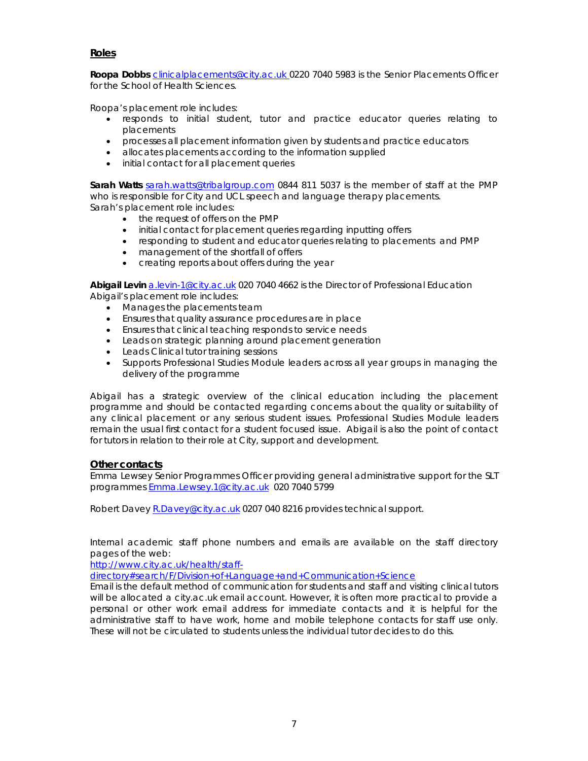## Roles

**Roopa Dobbs** clinicalplacements@city.ac.uk 0220 7040 5983 is the Senior Placements Officer for the School of Health Sciences.

Roopa's placement role includes:

- responds to initial student, tutor and practice educator queries relating to placements
- processes all placement information given by students and practice educators
- allocates placements according to the information supplied
- initial contact for all placement queries

**Sarah Watts** sarah.watts@tribalgroup.com 0844 811 5037 is the member of staff at the PMP who is responsible for City and UCL speech and language therapy placements.
Sarah's placement role includes:

- the request of offers on the PMP
- initial contact for placement queries regarding inputting offers
- responding to student and educator queries relating to placements and PMP
- management of the shortfall of offers
- creating reports about offers during the year

**Abigail Levin** a.levin-1@city.ac.uk 020 7040 4662 is the Director of Professional Education
Abigail's placement role includes:

- Manages the placements team
- Ensures that quality assurance procedures are in place
- Ensures that clinical teaching responds to service needs
- Leads on strategic planning around placement generation
- Leads Clinical tutor training sessions
- Supports Professional Studies Module leaders across all year groups in managing the delivery of the programme

Abigail has a strategic overview of the clinical education including the placement programme and should be contacted regarding concerns about the quality or suitability of any clinical placement or any serious student issues. Professional Studies Module leaders remain the usual first contact for a student focused issue. Abigail is also the point of contact for tutors in relation to their role at City, support and development.

## Other contacts

Emma Lewsey Senior Programmes Officer providing general administrative support for the SLT programmes Emma.Lewsey.1@city.ac.uk 020 7040 5799

Robert Davey R.Davey@city.ac.uk 0207 040 8216 provides technical support.

Internal academic staff phone numbers and emails are available on the staff directory pages of the web:
http://www.city.ac.uk/health/staff-directory#search/F/Division+of+Language+and+Communication+Science
Email is the default method of communication for students and staff and visiting clinical tutors will be allocated a city.ac.uk email account. However, it is often more practical to provide a personal or other work email address for immediate contacts and it is helpful for the administrative staff to have work, home and mobile telephone contacts for staff use only. These will not be circulated to students unless the individual tutor decides to do this.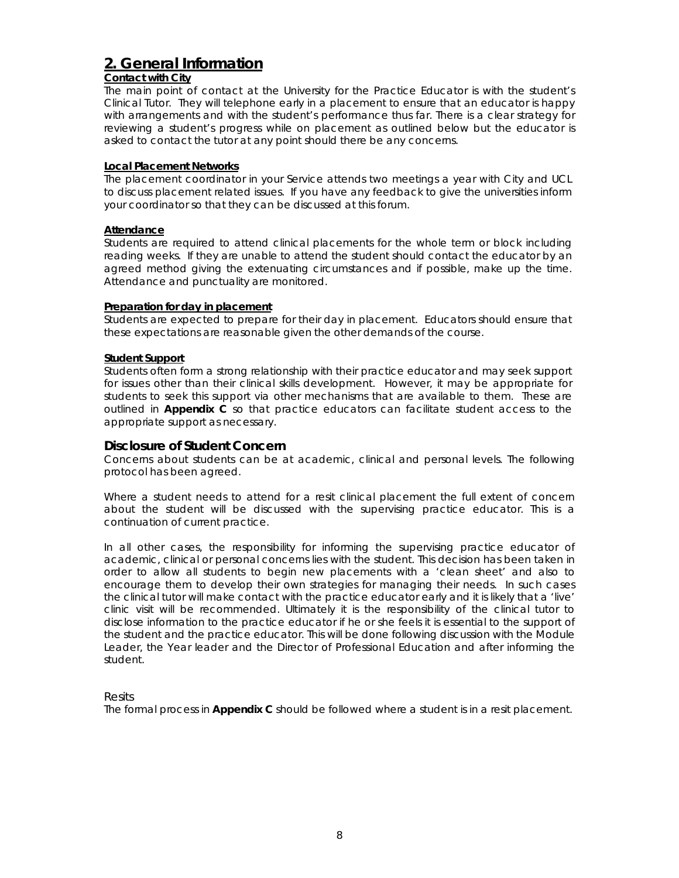## 2. General Information

**Contact with City**

The main point of contact at the University for the Practice Educator is with the student's Clinical Tutor. They will telephone early in a placement to ensure that an educator is happy with arrangements and with the student's performance thus far. There is a clear strategy for reviewing a student's progress while on placement as outlined below but the educator is asked to contact the tutor at any point should there be any concerns.

**Local Placement Networks**

The placement coordinator in your Service attends two meetings a year with City and UCL to discuss placement related issues. If you have any feedback to give the universities inform your coordinator so that they can be discussed at this forum.

**Attendance**

Students are required to attend clinical placements for the whole term or block including reading weeks. If they are unable to attend the student should contact the educator by an agreed method giving the extenuating circumstances and if possible, make up the time. Attendance and punctuality are monitored.

**Preparation for day in placement**

Students are expected to prepare for their day in placement. Educators should ensure that these expectations are reasonable given the other demands of the course.

**Student Support**

Students often form a strong relationship with their practice educator and may seek support for issues other than their clinical skills development. However, it may be appropriate for students to seek this support via other mechanisms that are available to them. These are outlined in **Appendix C** so that practice educators can facilitate student access to the appropriate support as necessary.

### Disclosure of Student Concern

Concerns about students can be at academic, clinical and personal levels. The following protocol has been agreed.

Where a student needs to attend for a resit clinical placement the full extent of concern about the student will be discussed with the supervising practice educator. This is a continuation of current practice.

In all other cases, the responsibility for informing the supervising practice educator of academic, clinical or personal concerns lies with the student. This decision has been taken in order to allow all students to begin new placements with a 'clean sheet' and also to encourage them to develop their own strategies for managing their needs. In such cases the clinical tutor will make contact with the practice educator early and it is likely that a 'live' clinic visit will be recommended. Ultimately it is the responsibility of the clinical tutor to disclose information to the practice educator if he or she feels it is essential to the support of the student and the practice educator. This will be done following discussion with the Module Leader, the Year leader and the Director of Professional Education and after informing the student.

Resits

The formal process in **Appendix C** should be followed where a student is in a resit placement.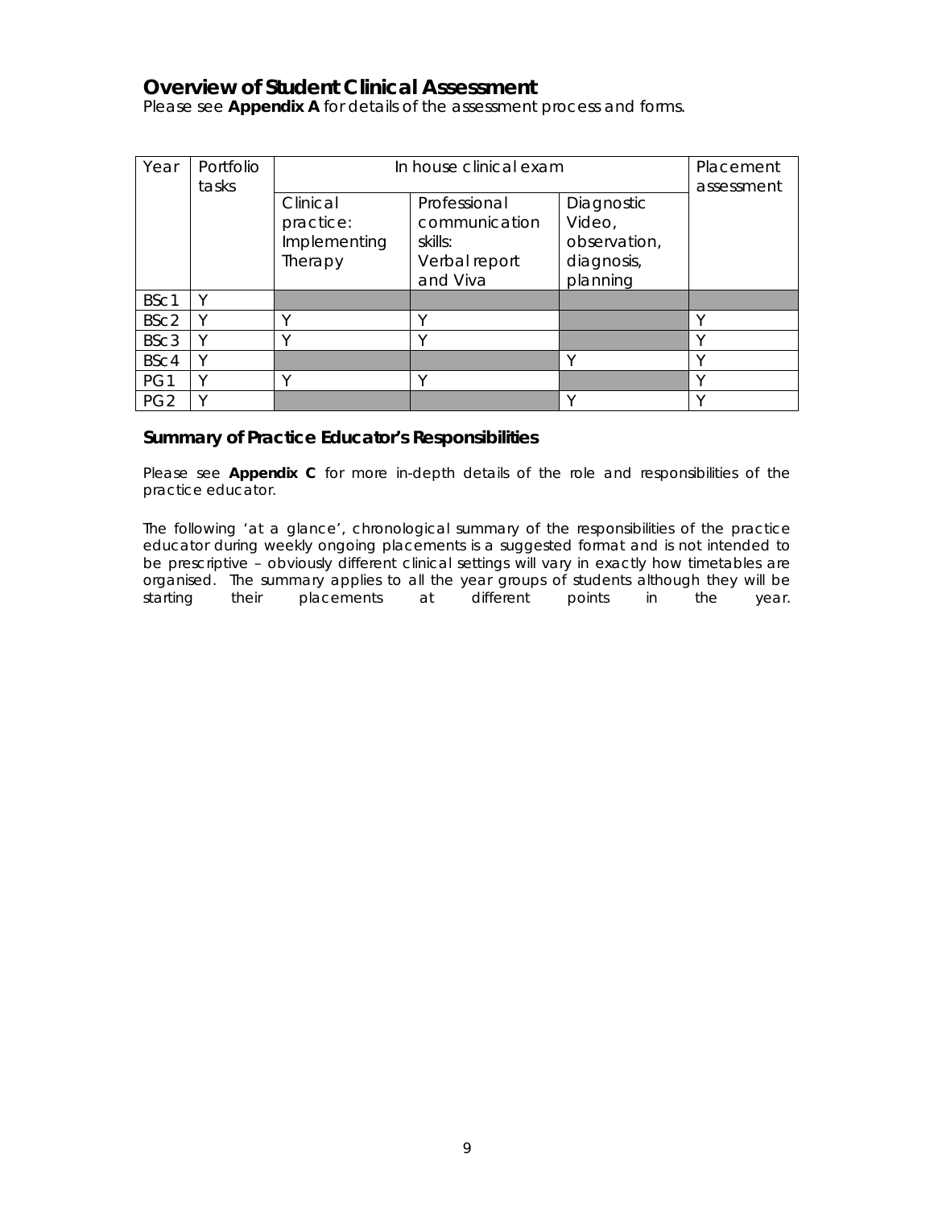## Overview of Student Clinical Assessment

Please see **Appendix A** for details of the assessment process and forms.

| Year | Portfolio tasks | In house clinical exam | | | Placement assessment |
|---|---|---|---|---|---|
| | | Clinical practice: Implementing Therapy | Professional communication skills: Verbal report and Viva | Diagnostic Video, observation, diagnosis, planning | |
| BSc1 | Y | | | | |
| BSc2 | Y | Y | Y | | Y |
| BSc3 | Y | Y | Y | | Y |
| BSc4 | Y | | | Y | Y |
| PG1 | Y | Y | Y | | Y |
| PG2 | Y | | | Y | Y |

### Summary of Practice Educator's Responsibilities

Please see **Appendix C** for more in-depth details of the role and responsibilities of the practice educator.

The following 'at a glance', chronological summary of the responsibilities of the practice educator during weekly ongoing placements is a suggested format and is not intended to be prescriptive – obviously different clinical settings will vary in exactly how timetables are organised. The summary applies to all the year groups of students although they will be starting their placements at different points in the year.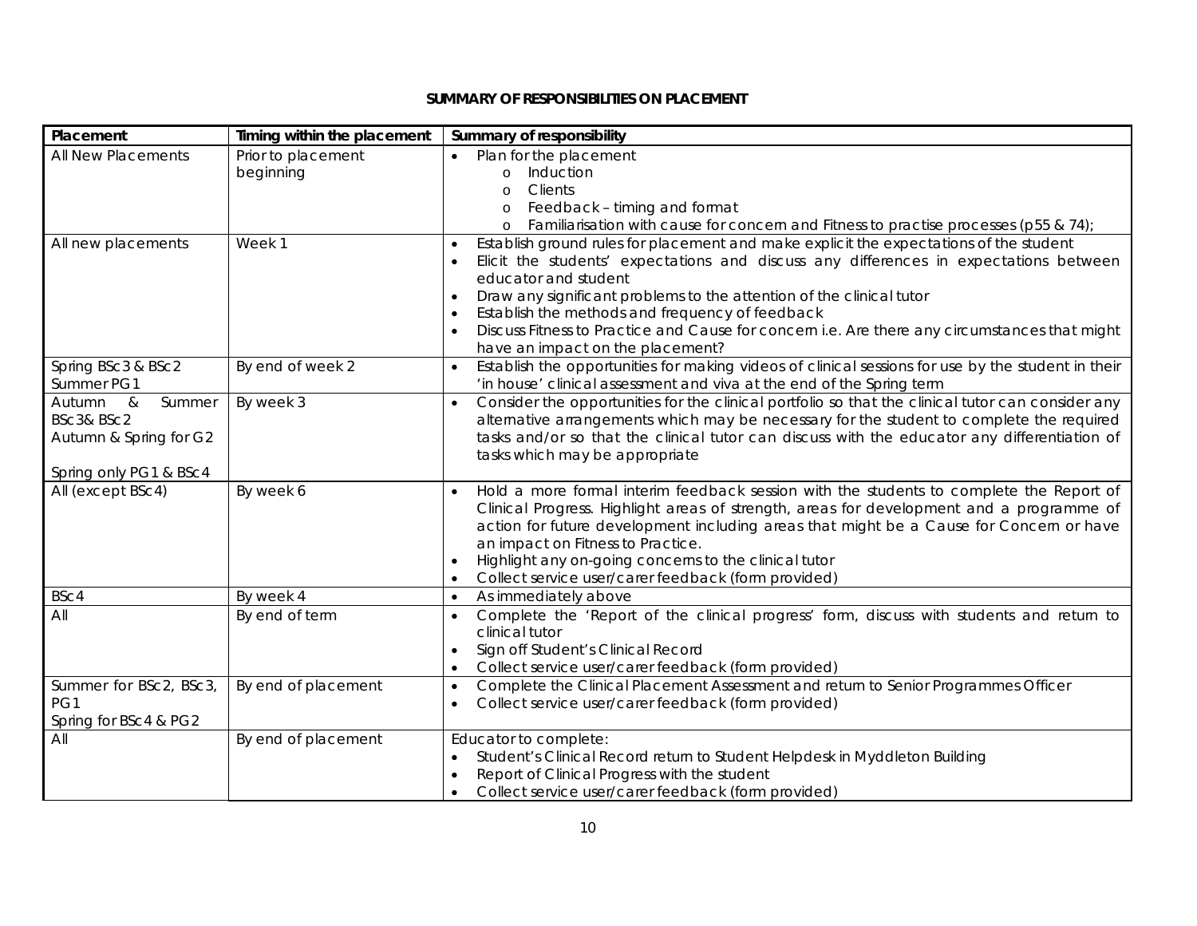**SUMMARY OF RESPONSIBILITIES ON PLACEMENT**

| Placement | Timing within the placement | Summary of responsibility |
|---|---|---|
| All New Placements | Prior to placement beginning | • Plan for the placement<br>  o Induction<br>  o Clients<br>  o Feedback – timing and format<br>  o Familiarisation with cause for concern and Fitness to practise processes (p55 & 74); |
| All new placements | Week 1 | • Establish ground rules for placement and make explicit the expectations of the student<br>• Elicit the students' expectations and discuss any differences in expectations between educator and student<br>• Draw any significant problems to the attention of the clinical tutor<br>• Establish the methods and frequency of feedback<br>• Discuss Fitness to Practice and Cause for concern i.e. Are there any circumstances that might have an impact on the placement? |
| Spring BSc3 & BSc2<br>Summer PG1 | By end of week 2 | • Establish the opportunities for making videos of clinical sessions for use by the student in their 'in house' clinical assessment and viva at the end of the Spring term |
| Autumn & Summer BSc3& BSc2<br>Autumn & Spring for G2<br><br>Spring only PG1 & BSc4 | By week 3 | • Consider the opportunities for the clinical portfolio so that the clinical tutor can consider any alternative arrangements which may be necessary for the student to complete the required tasks and/or so that the clinical tutor can discuss with the educator any differentiation of tasks which may be appropriate |
| All (except BSc4) | By week 6 | • Hold a more formal interim feedback session with the students to complete the Report of Clinical Progress. Highlight areas of strength, areas for development and a programme of action for future development including areas that might be a Cause for Concern or have an impact on Fitness to Practice.<br>• Highlight any on-going concerns to the clinical tutor<br>• Collect service user/carer feedback (form provided) |
| BSc4 | By week 4 | • As immediately above |
| All | By end of term | • Complete the 'Report of the clinical progress' form, discuss with students and return to clinical tutor<br>• Sign off Student's Clinical Record<br>• Collect service user/carer feedback (form provided) |
| Summer for BSc2, BSc3, PG1<br>Spring for BSc4 & PG2 | By end of placement | • Complete the Clinical Placement Assessment and return to Senior Programmes Officer<br>• Collect service user/carer feedback (form provided) |
| All | By end of placement | Educator to complete:<br>• Student's Clinical Record return to Student Helpdesk in Myddleton Building<br>• Report of Clinical Progress with the student<br>• Collect service user/carer feedback (form provided) |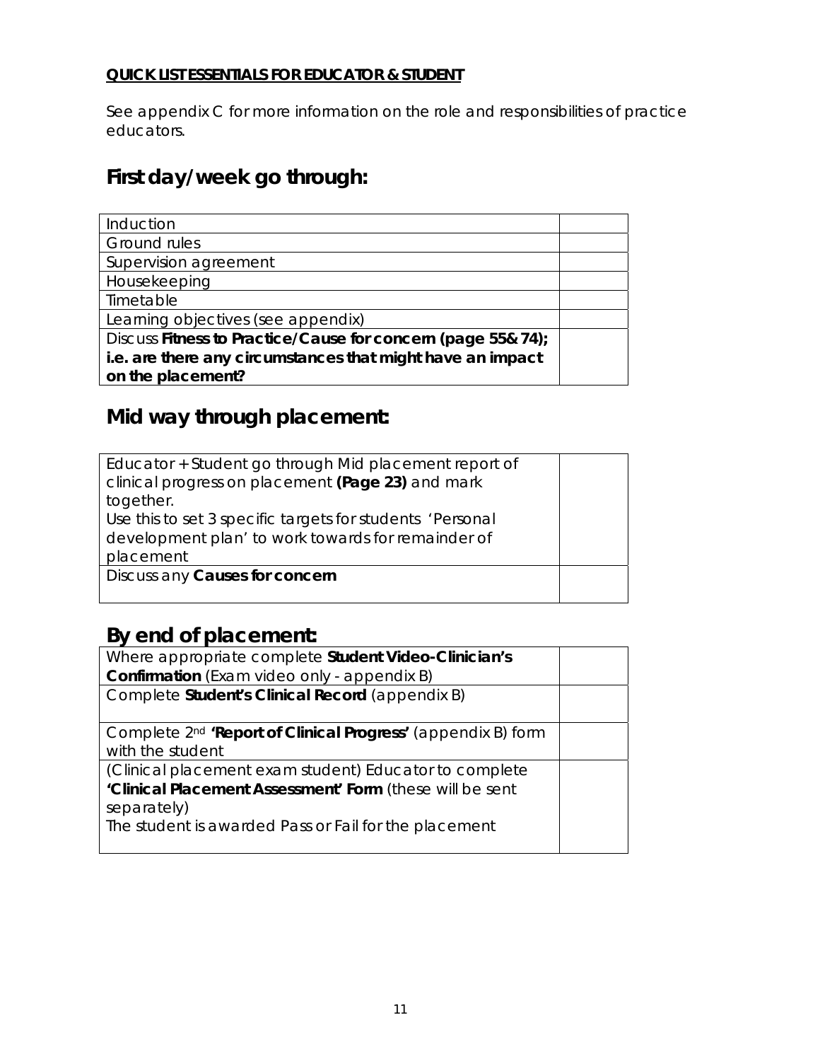**QUICK LIST ESSENTIALS FOR EDUCATOR & STUDENT**

See appendix C for more information on the role and responsibilities of practice educators.

## First day/week go through:

| | |
|---|---|
| Induction | |
| Ground rules | |
| Supervision agreement | |
| Housekeeping | |
| Timetable | |
| Learning objectives (see appendix) | |
| Discuss **Fitness to Practice/Cause for concern (page 55& 74); i.e. are there any circumstances that might have an impact on the placement?** | |

## Mid way through placement:

| | |
|---|---|
| Educator + Student go through Mid placement report of clinical progress on placement **(Page 23)** and mark together.<br>Use this to set 3 specific targets for students 'Personal development plan' to work towards for remainder of placement | |
| Discuss any **Causes for concern** | |

## By end of placement:

| | |
|---|---|
| Where appropriate complete **Student Video-Clinician's Confirmation** (Exam video only - appendix B) | |
| Complete **Student's Clinical Record** (appendix B) | |
| Complete 2nd **'Report of Clinical Progress'** (appendix B) form with the student | |
| (Clinical placement exam student) Educator to complete **'Clinical Placement Assessment' Form** (these will be sent separately)<br>The student is awarded Pass or Fail for the placement | |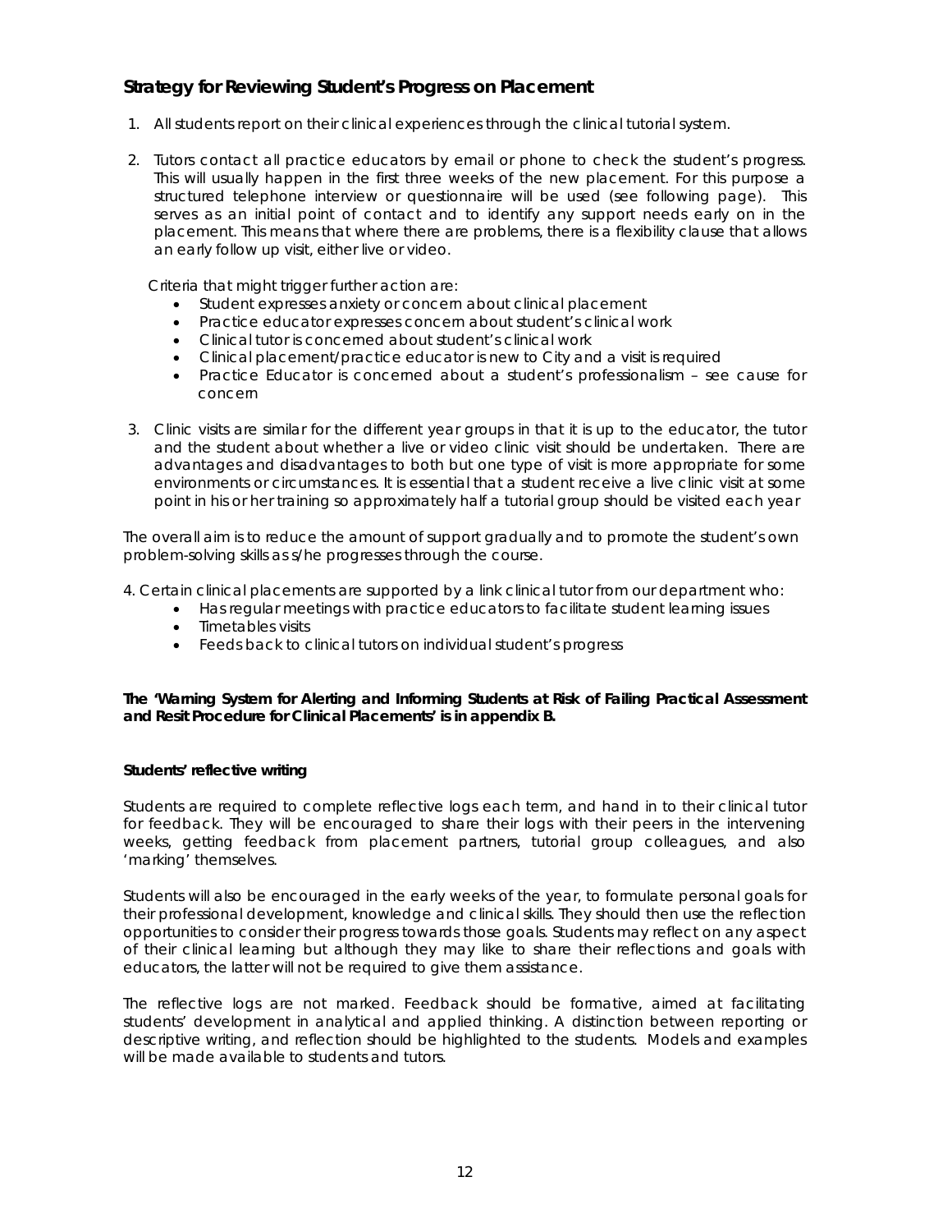## Strategy for Reviewing Student's Progress on Placement

1. All students report on their clinical experiences through the clinical tutorial system.

2. Tutors contact all practice educators by email or phone to check the student's progress. This will usually happen in the first three weeks of the new placement. For this purpose a structured telephone interview or questionnaire will be used (see following page). This serves as an initial point of contact and to identify any support needs early on in the placement. This means that where there are problems, there is a flexibility clause that allows an early follow up visit, either live or video.

   Criteria that might trigger further action are:
   - Student expresses anxiety or concern about clinical placement
   - Practice educator expresses concern about student's clinical work
   - Clinical tutor is concerned about student's clinical work
   - Clinical placement/practice educator is new to City and a visit is required
   - Practice Educator is concerned about a student's professionalism – see cause for concern

3. Clinic visits are similar for the different year groups in that it is up to the educator, the tutor and the student about whether a live or video clinic visit should be undertaken. There are advantages and disadvantages to both but one type of visit is more appropriate for some environments or circumstances. It is essential that a student receive a live clinic visit at some point in his or her training so approximately half a tutorial group should be visited each year

The overall aim is to reduce the amount of support gradually and to promote the student's own problem-solving skills as s/he progresses through the course.

4. Certain clinical placements are supported by a link clinical tutor from our department who:
   - Has regular meetings with practice educators to facilitate student learning issues
   - Timetables visits
   - Feeds back to clinical tutors on individual student's progress

**The 'Warning System for Alerting and Informing Students at Risk of Failing Practical Assessment and Resit Procedure for Clinical Placements' is in appendix B.**

**Students' reflective writing**

Students are required to complete reflective logs each term, and hand in to their clinical tutor for feedback. They will be encouraged to share their logs with their peers in the intervening weeks, getting feedback from placement partners, tutorial group colleagues, and also 'marking' themselves.

Students will also be encouraged in the early weeks of the year, to formulate personal goals for their professional development, knowledge and clinical skills. They should then use the reflection opportunities to consider their progress towards those goals. Students may reflect on any aspect of their clinical learning but although they may like to share their reflections and goals with educators, the latter will not be required to give them assistance.

The reflective logs are not marked. Feedback should be formative, aimed at facilitating students' development in analytical and applied thinking. A distinction between reporting or descriptive writing, and reflection should be highlighted to the students. Models and examples will be made available to students and tutors.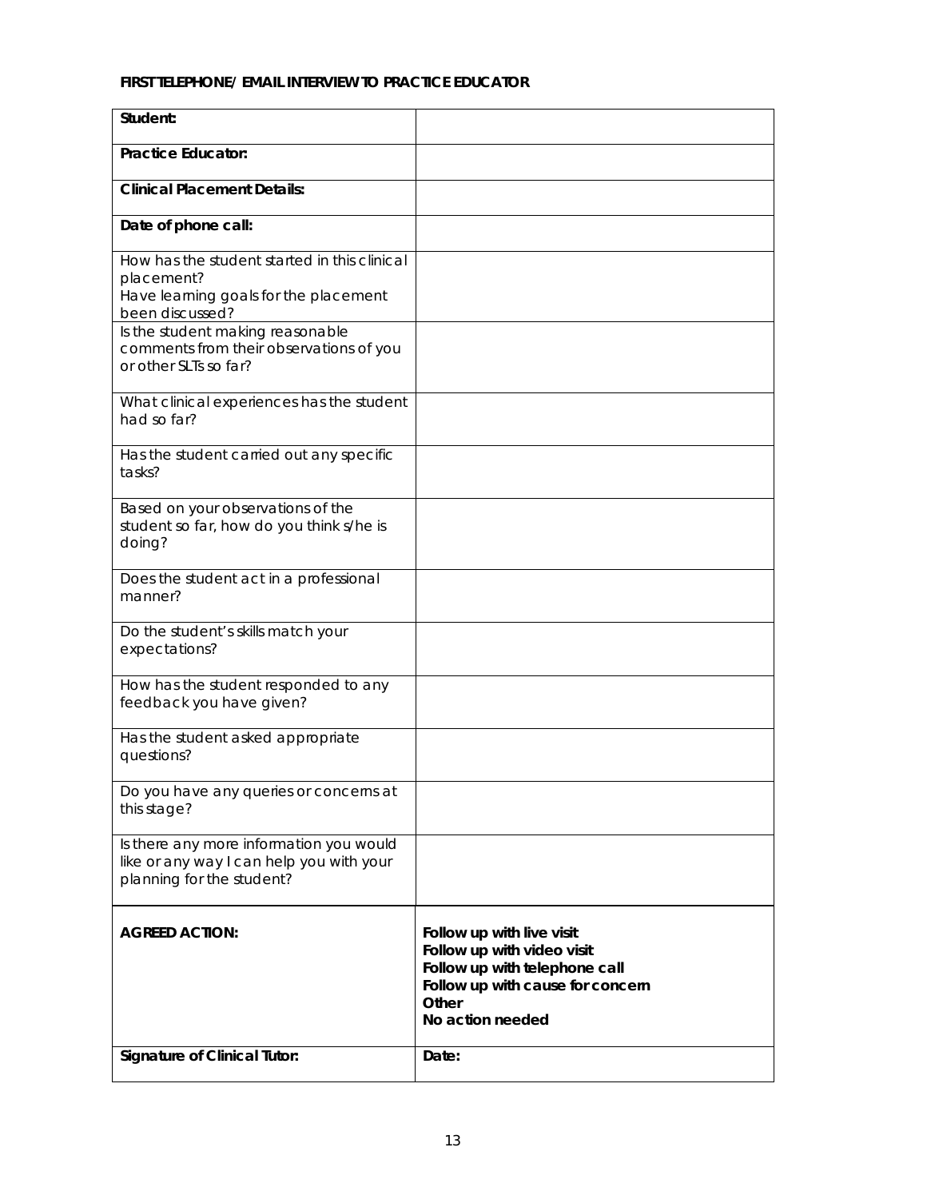**FIRST TELEPHONE/ EMAIL INTERVIEW TO PRACTICE EDUCATOR**

| **Student:** | |
|---|---|
| **Practice Educator:** | |
| **Clinical Placement Details:** | |
| **Date of phone call:** | |
| How has the student started in this clinical placement?<br>Have learning goals for the placement been discussed? | |
| Is the student making reasonable comments from their observations of you or other SLTs so far? | |
| What clinical experiences has the student had so far? | |
| Has the student carried out any specific tasks? | |
| Based on your observations of the student so far, how do you think s/he is doing? | |
| Does the student act in a professional manner? | |
| Do the student's skills match your expectations? | |
| How has the student responded to any feedback you have given? | |
| Has the student asked appropriate questions? | |
| Do you have any queries or concerns at this stage? | |
| Is there any more information you would like or any way I can help you with your planning for the student? | |
| **AGREED ACTION:** | **Follow up with live visit**<br>**Follow up with video visit**<br>**Follow up with telephone call**<br>**Follow up with cause for concern**<br>**Other**<br>**No action needed** |
| **Signature of Clinical Tutor:** | **Date:** |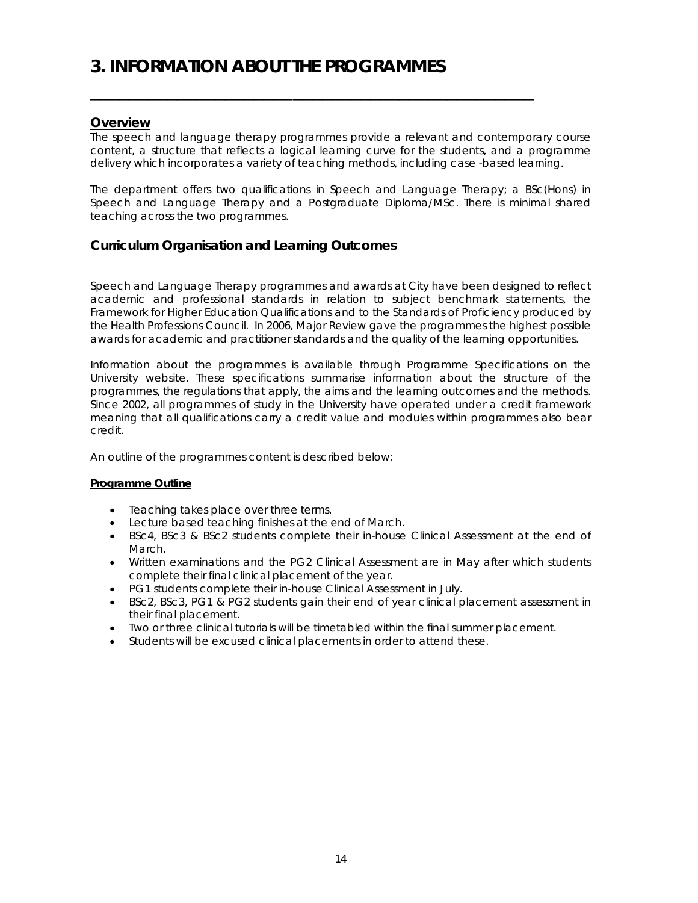# 3. INFORMATION ABOUT THE PROGRAMMES

## Overview

The speech and language therapy programmes provide a relevant and contemporary course content, a structure that reflects a logical learning curve for the students, and a programme delivery which incorporates a variety of teaching methods, including case -based learning.

The department offers two qualifications in Speech and Language Therapy; a BSc(Hons) in Speech and Language Therapy and a Postgraduate Diploma/MSc. There is minimal shared teaching across the two programmes.

## Curriculum Organisation and Learning Outcomes

Speech and Language Therapy programmes and awards at City have been designed to reflect academic and professional standards in relation to subject benchmark statements, the Framework for Higher Education Qualifications and to the Standards of Proficiency produced by the Health Professions Council. In 2006, Major Review gave the programmes the highest possible awards for academic and practitioner standards and the quality of the learning opportunities.

Information about the programmes is available through Programme Specifications on the University website. These specifications summarise information about the structure of the programmes, the regulations that apply, the aims and the learning outcomes and the methods. Since 2002, all programmes of study in the University have operated under a credit framework meaning that all qualifications carry a credit value and modules within programmes also bear credit.

An outline of the programmes content is described below:

**Programme Outline**

- Teaching takes place over three terms.
- Lecture based teaching finishes at the end of March.
- BSc4, BSc3 & BSc2 students complete their in-house Clinical Assessment at the end of March.
- Written examinations and the PG2 Clinical Assessment are in May after which students complete their final clinical placement of the year.
- PG1 students complete their in-house Clinical Assessment in July.
- BSc2, BSc3, PG1 & PG2 students gain their end of year clinical placement assessment in their final placement.
- Two or three clinical tutorials will be timetabled within the final summer placement.
- Students will be excused clinical placements in order to attend these.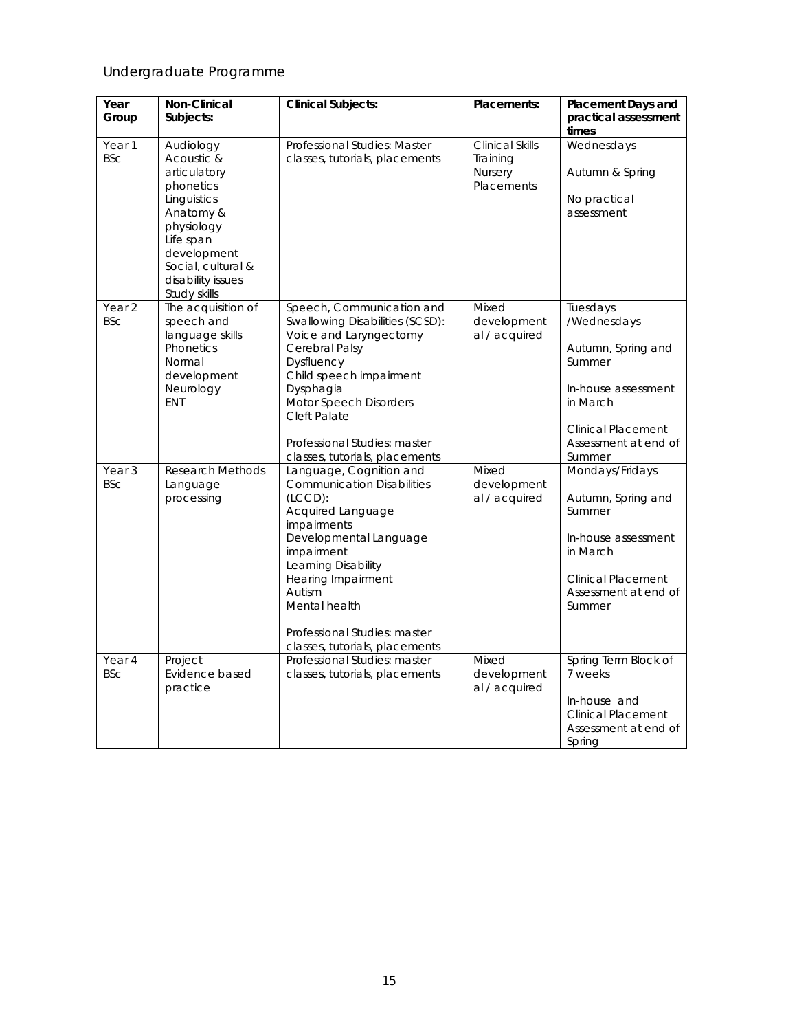## Undergraduate Programme

| Year Group | Non-Clinical Subjects: | Clinical Subjects: | Placements: | Placement Days and practical assessment times |
|---|---|---|---|---|
| Year 1 BSc | Audiology<br>Acoustic & articulatory phonetics<br>Linguistics<br>Anatomy & physiology<br>Life span development<br>Social, cultural & disability issues<br>Study skills | Professional Studies: Master classes, tutorials, placements | Clinical Skills Training<br>Nursery Placements | Wednesdays<br><br>Autumn & Spring<br><br>No practical assessment |
| Year 2 BSc | The acquisition of speech and language skills<br>Phonetics<br>Normal development<br>Neurology<br>ENT | Speech, Communication and Swallowing Disabilities (SCSD):<br>Voice and Laryngectomy<br>Cerebral Palsy<br>Dysfluency<br>Child speech impairment<br>Dysphagia<br>Motor Speech Disorders<br>Cleft Palate<br><br>Professional Studies: master classes, tutorials, placements | Mixed developmental / acquired | Tuesdays /Wednesdays<br><br>Autumn, Spring and Summer<br><br>In-house assessment in March<br><br>Clinical Placement Assessment at end of Summer |
| Year 3 BSc | Research Methods<br>Language processing | Language, Cognition and Communication Disabilities (LCCD):<br>Acquired Language impairments<br>Developmental Language impairment<br>Learning Disability<br>Hearing Impairment<br>Autism<br>Mental health<br><br>Professional Studies: master classes, tutorials, placements | Mixed developmental / acquired | Mondays/Fridays<br><br>Autumn, Spring and Summer<br><br>In-house assessment in March<br><br>Clinical Placement Assessment at end of Summer |
| Year 4 BSc | Project<br>Evidence based practice | Professional Studies: master classes, tutorials, placements | Mixed developmental / acquired | Spring Term Block of 7 weeks<br><br>In-house and Clinical Placement Assessment at end of Spring |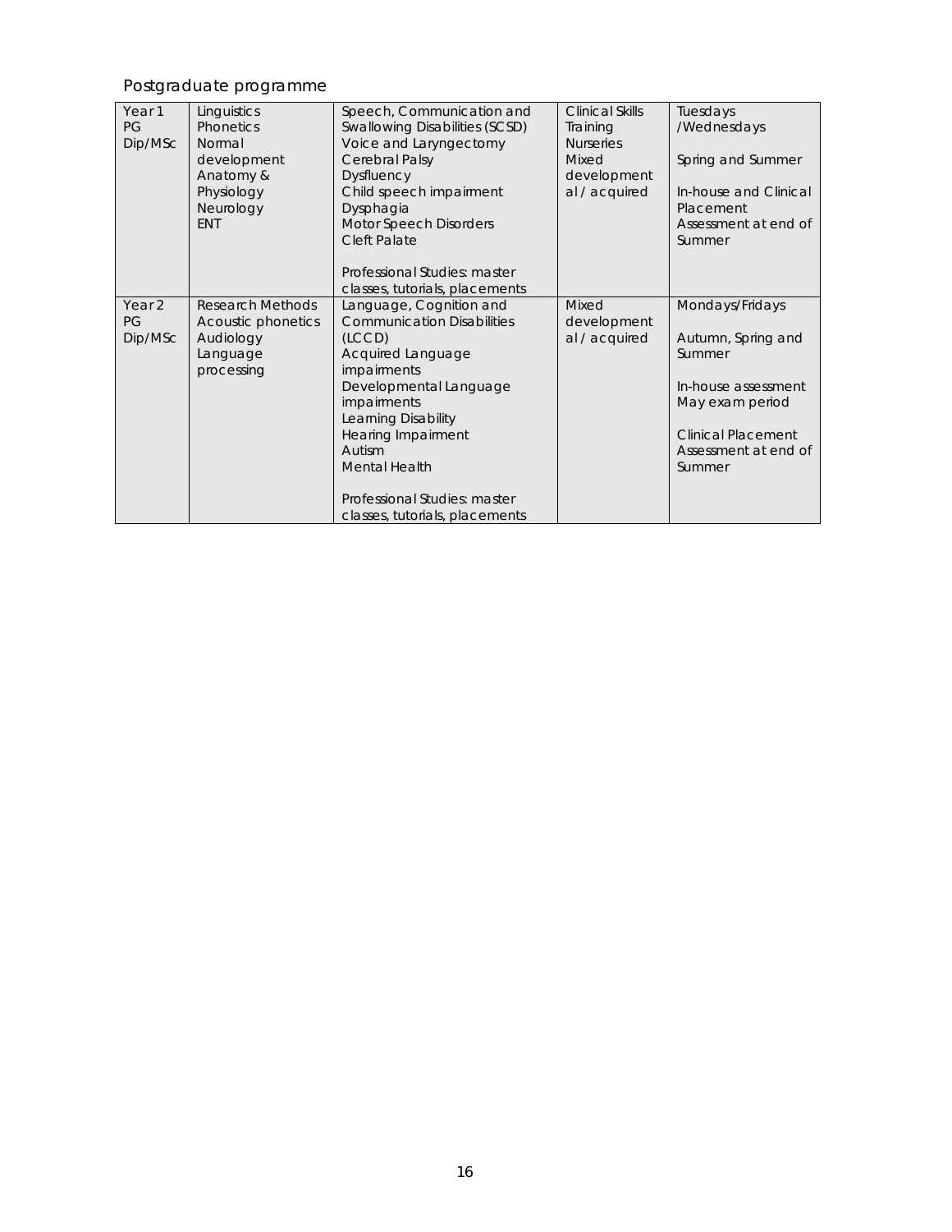## Postgraduate programme

| Year 1 PG Dip/MSc | Linguistics<br>Phonetics<br>Normal development<br>Anatomy & Physiology<br>Neurology<br>ENT | Speech, Communication and Swallowing Disabilities (SCSD)<br>Voice and Laryngectomy<br>Cerebral Palsy<br>Dysfluency<br>Child speech impairment<br>Dysphagia<br>Motor Speech Disorders<br>Cleft Palate<br><br>Professional Studies: master classes, tutorials, placements | Clinical Skills Training<br>Nurseries<br>Mixed developmental / acquired | Tuesdays /Wednesdays<br><br>Spring and Summer<br><br>In-house and Clinical Placement Assessment at end of Summer |
|---|---|---|---|---|
| Year 2 PG Dip/MSc | Research Methods<br>Acoustic phonetics<br>Audiology<br>Language processing | Language, Cognition and Communication Disabilities (LCCD)<br>Acquired Language impairments<br>Developmental Language impairments<br>Learning Disability<br>Hearing Impairment<br>Autism<br>Mental Health<br><br>Professional Studies: master classes, tutorials, placements | Mixed developmental / acquired | Mondays/Fridays<br><br>Autumn, Spring and Summer<br><br>In-house assessment May exam period<br><br>Clinical Placement Assessment at end of Summer |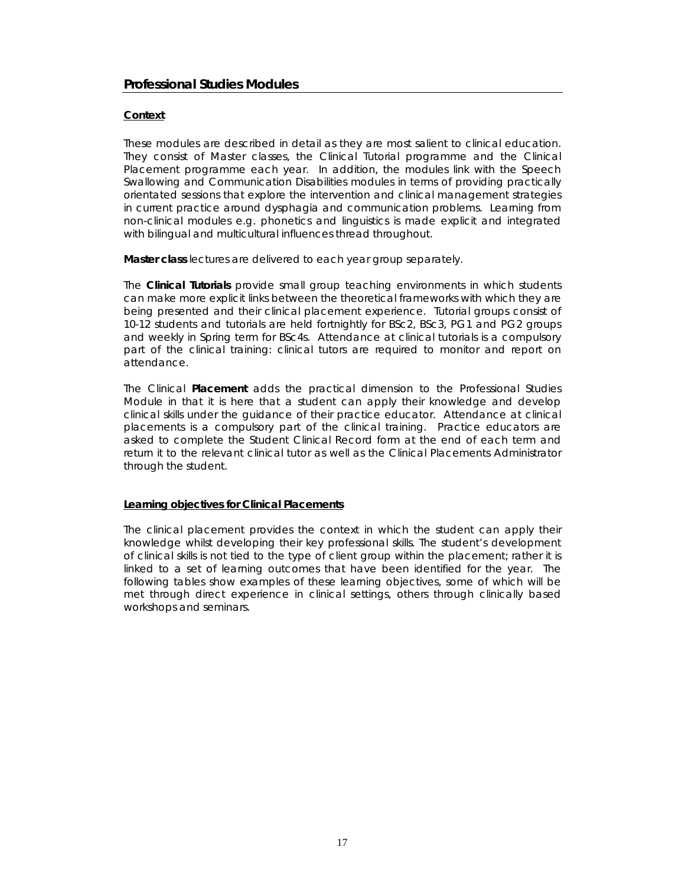## Professional Studies Modules

**Context**

These modules are described in detail as they are most salient to clinical education. They consist of Master classes, the Clinical Tutorial programme and the Clinical Placement programme each year. In addition, the modules link with the Speech Swallowing and Communication Disabilities modules in terms of providing practically orientated sessions that explore the intervention and clinical management strategies in current practice around dysphagia and communication problems. Learning from non-clinical modules e.g. phonetics and linguistics is made explicit and integrated with bilingual and multicultural influences thread throughout.

**Master class** lectures are delivered to each year group separately.

The **Clinical Tutorials** provide small group teaching environments in which students can make more explicit links between the theoretical frameworks with which they are being presented and their clinical placement experience. Tutorial groups consist of 10-12 students and tutorials are held fortnightly for BSc2, BSc3, PG1 and PG2 groups and weekly in Spring term for BSc4s. Attendance at clinical tutorials is a compulsory part of the clinical training: clinical tutors are required to monitor and report on attendance.

The Clinical **Placement** adds the practical dimension to the Professional Studies Module in that it is here that a student can apply their knowledge and develop clinical skills under the guidance of their practice educator. Attendance at clinical placements is a compulsory part of the clinical training. Practice educators are asked to complete the Student Clinical Record form at the end of each term and return it to the relevant clinical tutor as well as the Clinical Placements Administrator through the student.

**Learning objectives for Clinical Placements**

The clinical placement provides the context in which the student can apply their knowledge whilst developing their key professional skills. The student's development of clinical skills is not tied to the type of client group within the placement; rather it is linked to a set of learning outcomes that have been identified for the year. The following tables show examples of these learning objectives, some of which will be met through direct experience in clinical settings, others through clinically based workshops and seminars.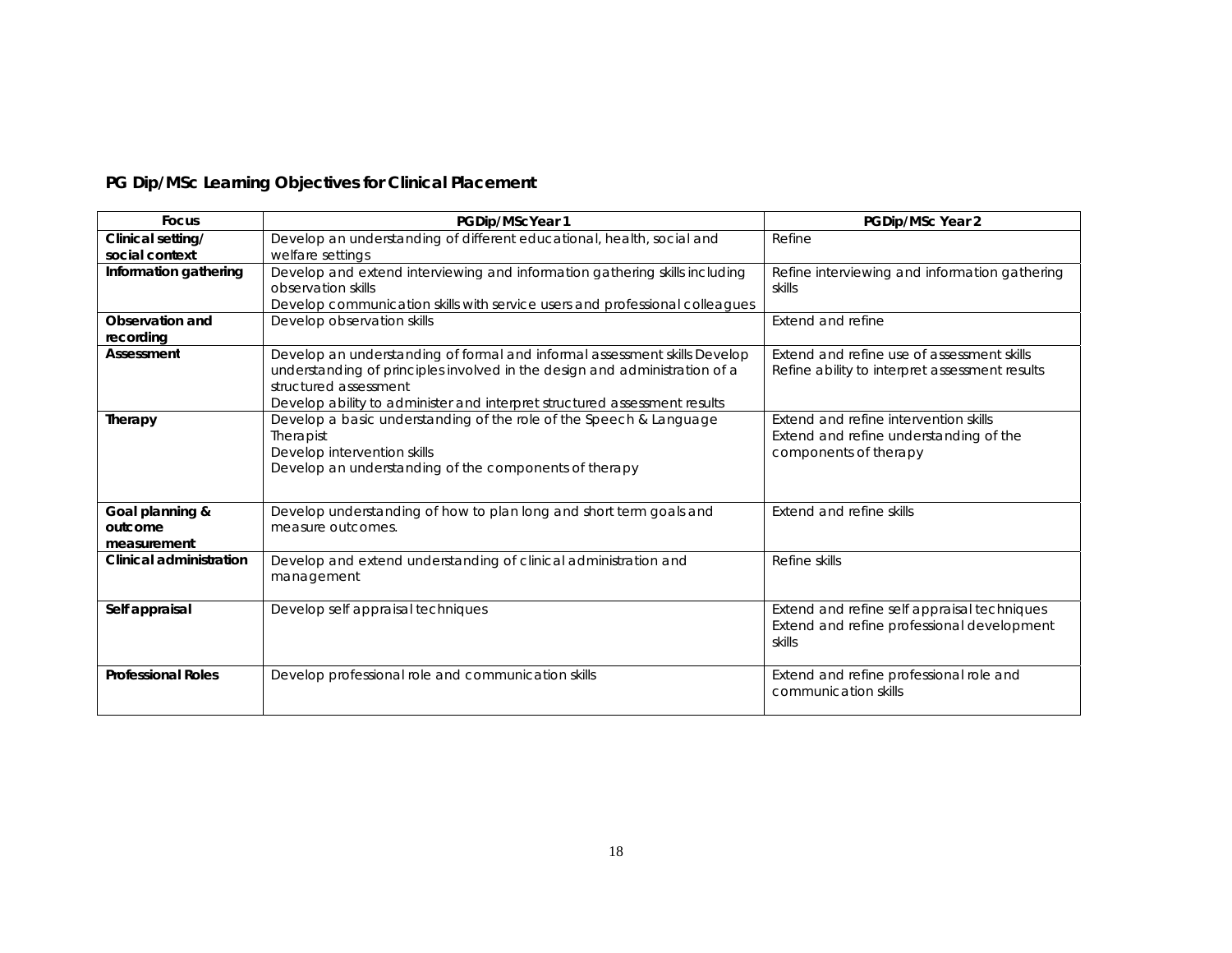## PG Dip/MSc Learning Objectives for Clinical Placement

| Focus | PGDip/MSc Year 1 | PGDip/MSc Year 2 |
|---|---|---|
| **Clinical setting/ social context** | Develop an understanding of different educational, health, social and welfare settings | Refine |
| **Information gathering** | Develop and extend interviewing and information gathering skills including observation skills<br>Develop communication skills with service users and professional colleagues | Refine interviewing and information gathering skills |
| **Observation and recording** | Develop observation skills | Extend and refine |
| **Assessment** | Develop an understanding of formal and informal assessment skills Develop understanding of principles involved in the design and administration of a structured assessment<br>Develop ability to administer and interpret structured assessment results | Extend and refine use of assessment skills<br>Refine ability to interpret assessment results |
| **Therapy** | Develop a basic understanding of the role of the Speech & Language Therapist<br>Develop intervention skills<br>Develop an understanding of the components of therapy | Extend and refine intervention skills<br>Extend and refine understanding of the components of therapy |
| **Goal planning & outcome measurement** | Develop understanding of how to plan long and short term goals and measure outcomes. | Extend and refine skills |
| **Clinical administration** | Develop and extend understanding of clinical administration and management | Refine skills |
| **Self appraisal** | Develop self appraisal techniques | Extend and refine self appraisal techniques<br>Extend and refine professional development skills |
| **Professional Roles** | Develop professional role and communication skills | Extend and refine professional role and communication skills |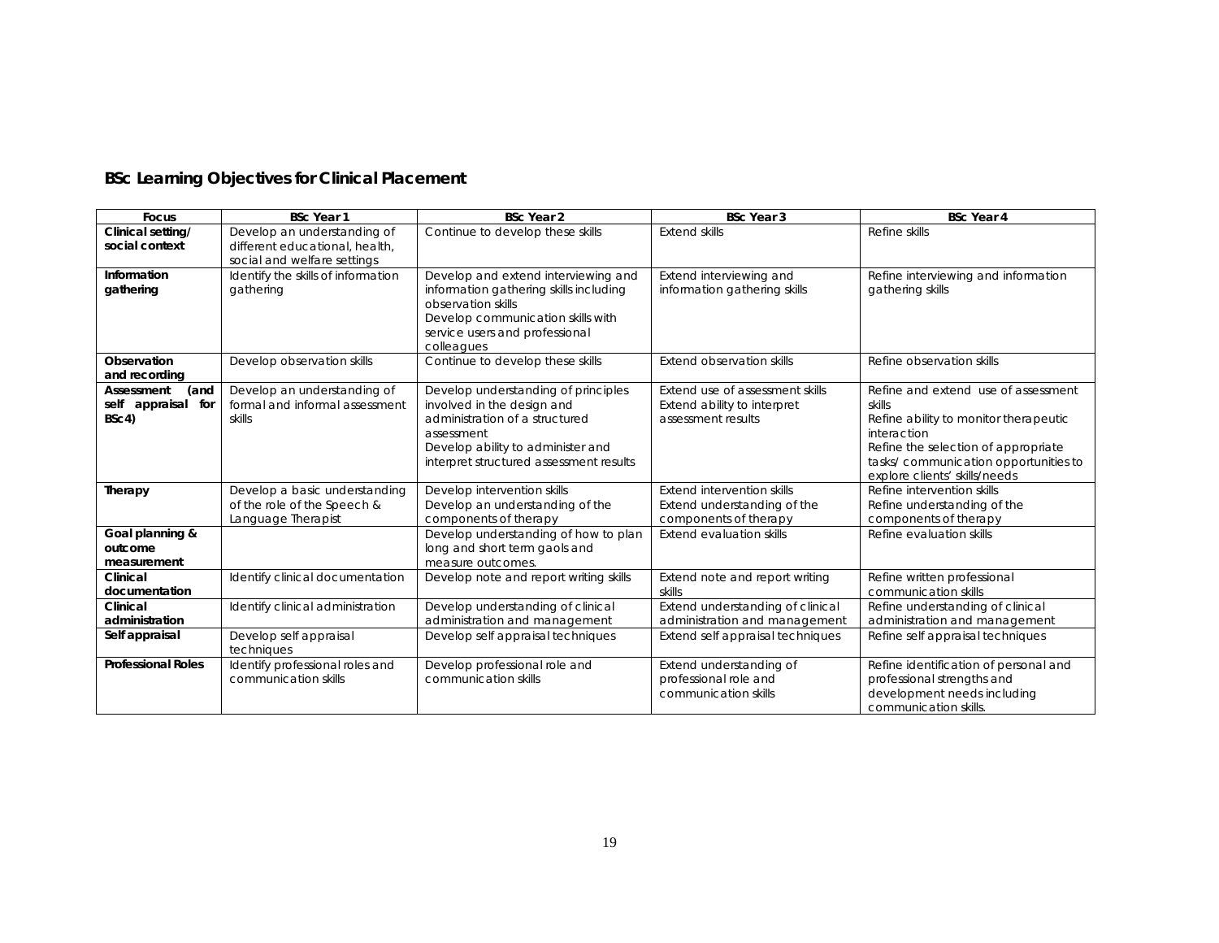## BSc Learning Objectives for Clinical Placement

| Focus | BSc Year 1 | BSc Year 2 | BSc Year 3 | BSc Year 4 |
|---|---|---|---|---|
| **Clinical setting/ social context** | Develop an understanding of different educational, health, social and welfare settings | Continue to develop these skills | Extend skills | Refine skills |
| **Information gathering** | Identify the skills of information gathering | Develop and extend interviewing and information gathering skills including observation skills<br>Develop communication skills with service users and professional colleagues | Extend interviewing and information gathering skills | Refine interviewing and information gathering skills |
| **Observation and recording** | Develop observation skills | Continue to develop these skills | Extend observation skills | Refine observation skills |
| **Assessment (and self appraisal for BSc4)** | Develop an understanding of formal and informal assessment skills | Develop understanding of principles involved in the design and administration of a structured assessment<br>Develop ability to administer and interpret structured assessment results | Extend use of assessment skills<br>Extend ability to interpret assessment results | Refine and extend use of assessment skills<br>Refine ability to monitor therapeutic interaction<br>Refine the selection of appropriate tasks/ communication opportunities to explore clients' skills/needs |
| **Therapy** | Develop a basic understanding of the role of the Speech & Language Therapist | Develop intervention skills<br>Develop an understanding of the components of therapy | Extend intervention skills<br>Extend understanding of the components of therapy | Refine intervention skills<br>Refine understanding of the components of therapy |
| **Goal planning & outcome measurement** | | Develop understanding of how to plan long and short term gaols and measure outcomes. | Extend evaluation skills | Refine evaluation skills |
| **Clinical documentation** | Identify clinical documentation | Develop note and report writing skills | Extend note and report writing skills | Refine written professional communication skills |
| **Clinical administration** | Identify clinical administration | Develop understanding of clinical administration and management | Extend understanding of clinical administration and management | Refine understanding of clinical administration and management |
| **Self appraisal** | Develop self appraisal techniques | Develop self appraisal techniques | Extend self appraisal techniques | Refine self appraisal techniques |
| **Professional Roles** | Identify professional roles and communication skills | Develop professional role and communication skills | Extend understanding of professional role and communication skills | Refine identification of personal and professional strengths and development needs including communication skills. |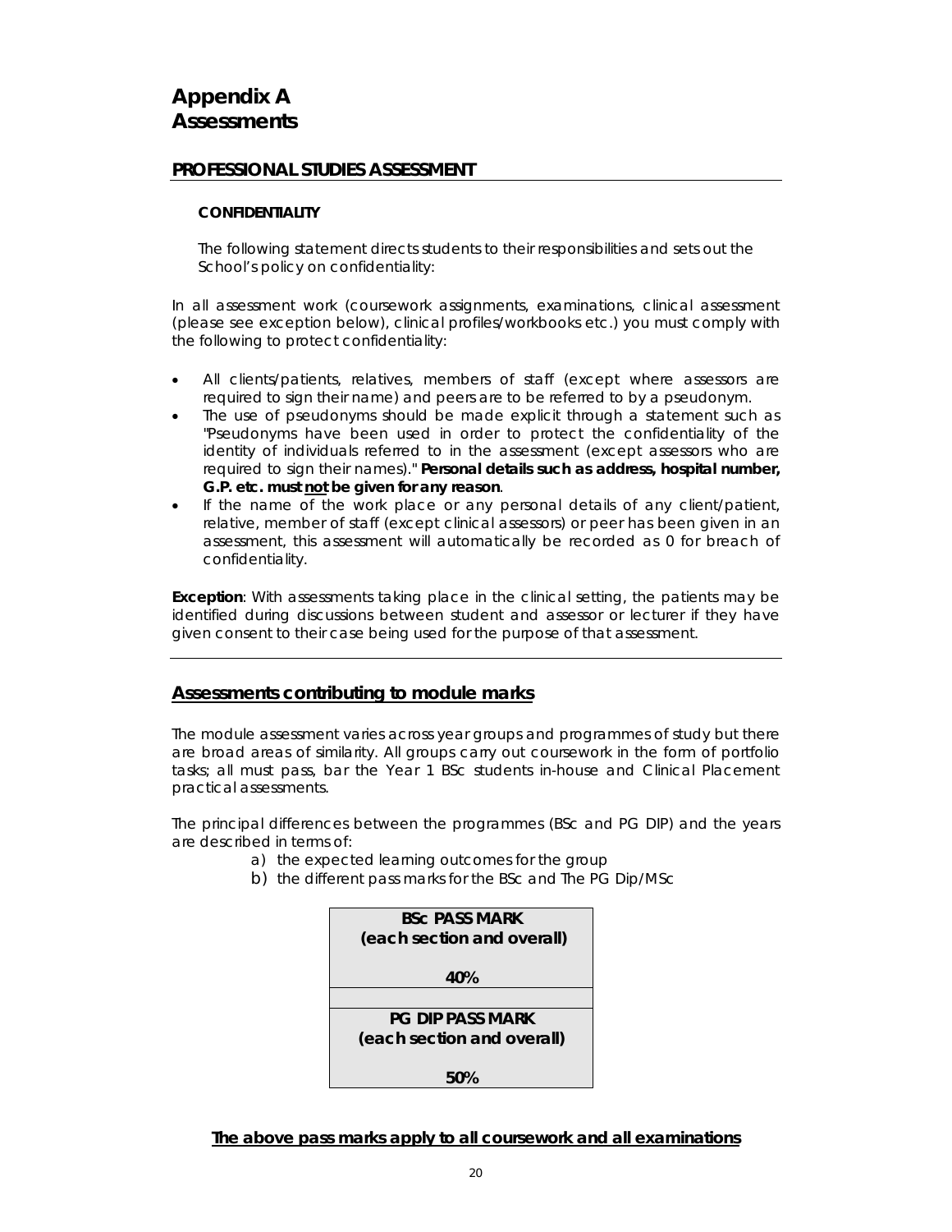# Appendix A
# Assessments

## PROFESSIONAL STUDIES ASSESSMENT

### CONFIDENTIALITY

The following statement directs students to their responsibilities and sets out the School's policy on confidentiality:

In all assessment work (coursework assignments, examinations, clinical assessment (please see exception below), clinical profiles/workbooks etc.) you must comply with the following to protect confidentiality:

- All clients/patients, relatives, members of staff (except where assessors are required to sign their name) and peers are to be referred to by a pseudonym.
- The use of pseudonyms should be made explicit through a statement such as "Pseudonyms have been used in order to protect the confidentiality of the identity of individuals referred to in the assessment (except assessors who are required to sign their names)." **Personal details such as address, hospital number, G.P. etc. must <u>not</u> be given for any reason**.
- If the name of the work place or any personal details of any client/patient, relative, member of staff (except clinical assessors) or peer has been given in an assessment, this assessment will automatically be recorded as 0 for breach of confidentiality.

**Exception**: With assessments taking place in the clinical setting, the patients may be identified during discussions between student and assessor or lecturer if they have given consent to their case being used for the purpose of that assessment.

---

## <u>Assessments contributing to module marks</u>

The module assessment varies across year groups and programmes of study but there are broad areas of similarity. All groups carry out coursework in the form of portfolio tasks; all must pass, bar the Year 1 BSc students in-house and Clinical Placement practical assessments.

The principal differences between the programmes (BSc and PG DIP) and the years are described in terms of:

a) the expected learning outcomes for the group
b) the different pass marks for the BSc and The PG Dip/MSc

| **BSc PASS MARK (each section and overall)** |
|---|
| **40%** |
| |
| **PG DIP PASS MARK (each section and overall)** |
| **50%** |

**<u>The above pass marks apply to all coursework and all examinations</u>**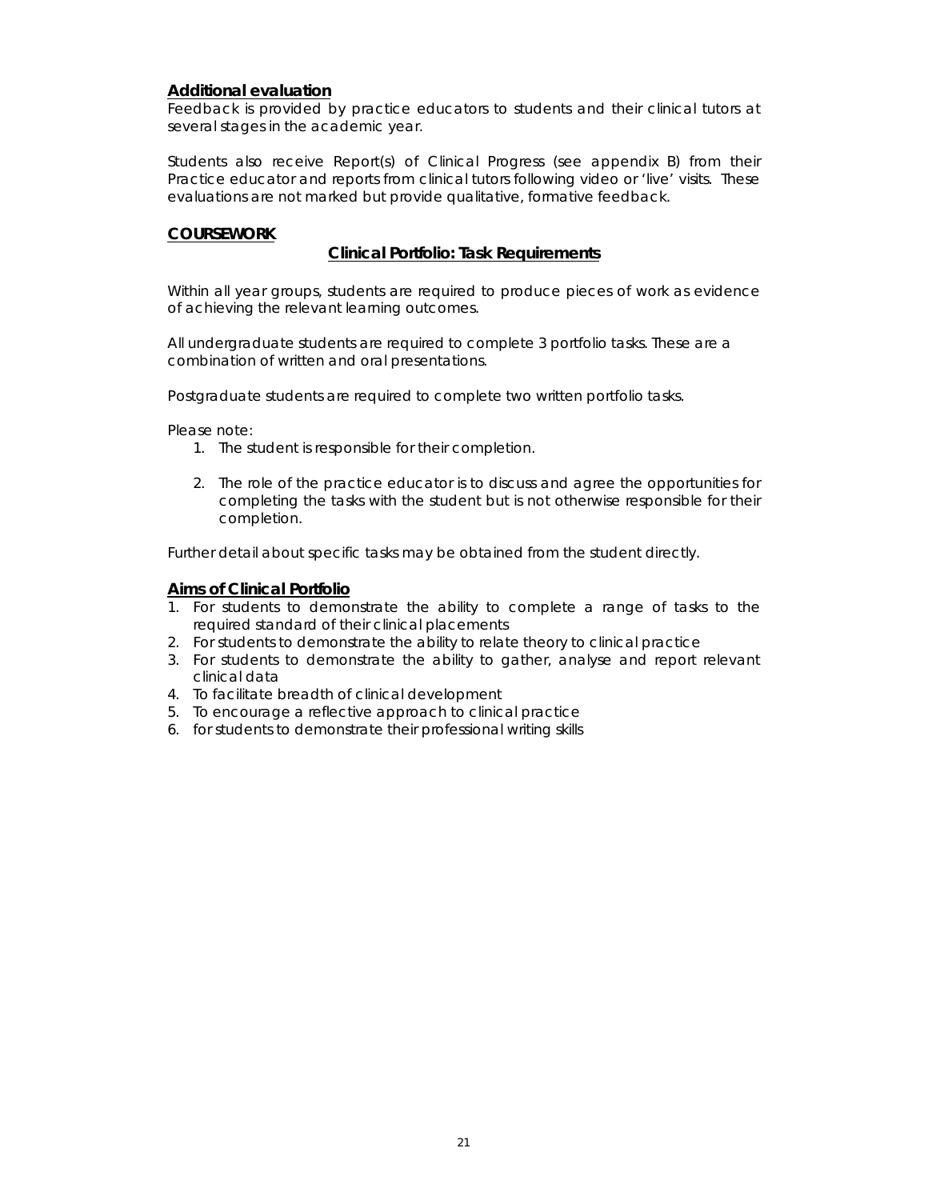## Additional evaluation

Feedback is provided by practice educators to students and their clinical tutors at several stages in the academic year.

Students also receive Report(s) of Clinical Progress (see appendix B) from their Practice educator and reports from clinical tutors following video or 'live' visits. These evaluations are not marked but provide qualitative, formative feedback.

## COURSEWORK

### Clinical Portfolio: Task Requirements

Within all year groups, students are required to produce pieces of work as evidence of achieving the relevant learning outcomes.

All undergraduate students are required to complete 3 portfolio tasks. These are a combination of written and oral presentations.

Postgraduate students are required to complete two written portfolio tasks.

Please note:

1. The student is responsible for their completion.

2. The role of the practice educator is to discuss and agree the opportunities for completing the tasks with the student but is not otherwise responsible for their completion.

Further detail about specific tasks may be obtained from the student directly.

## Aims of Clinical Portfolio

1. For students to demonstrate the ability to complete a range of tasks to the required standard of their clinical placements
2. For students to demonstrate the ability to relate theory to clinical practice
3. For students to demonstrate the ability to gather, analyse and report relevant clinical data
4. To facilitate breadth of clinical development
5. To encourage a reflective approach to clinical practice
6. for students to demonstrate their professional writing skills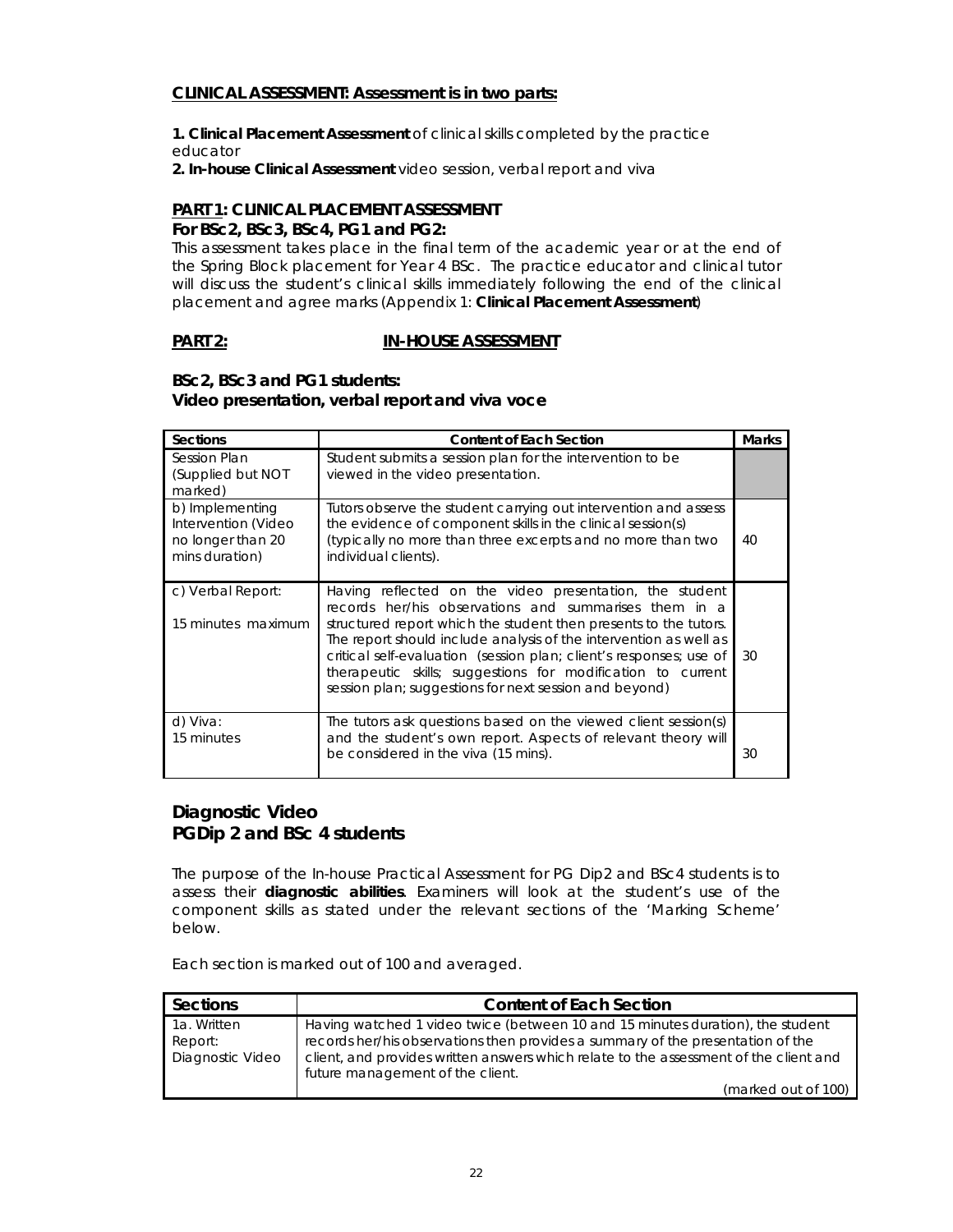**CLINICAL ASSESSMENT: Assessment is in two parts:**

**1. Clinical Placement Assessment** of clinical skills completed by the practice educator

**2. In-house Clinical Assessment** video session, verbal report and viva

**PART 1: CLINICAL PLACEMENT ASSESSMENT**

**For BSc2, BSc3, BSc4, PG1 and PG2:**

This assessment takes place in the final term of the academic year or at the end of the Spring Block placement for Year 4 BSc. The practice educator and clinical tutor will discuss the student's clinical skills immediately following the end of the clinical placement and agree marks (Appendix 1: **Clinical Placement Assessment**)

**PART 2: IN-HOUSE ASSESSMENT**

**BSc2, BSc3 and PG1 students:**
**Video presentation, verbal report and viva voce**

| Sections | Content of Each Section | Marks |
|---|---|---|
| Session Plan (Supplied but NOT marked) | Student submits a session plan for the intervention to be viewed in the video presentation. | |
| b) Implementing Intervention (Video no longer than 20 mins duration) | Tutors observe the student carrying out intervention and assess the evidence of component skills in the clinical session(s) (typically no more than three excerpts and no more than two individual clients). | 40 |
| c) Verbal Report: 15 minutes maximum | Having reflected on the video presentation, the student records her/his observations and summarises them in a structured report which the student then presents to the tutors. The report should include analysis of the intervention as well as critical self-evaluation (session plan; client's responses; use of therapeutic skills; suggestions for modification to current session plan; suggestions for next session and beyond) | 30 |
| d) Viva: 15 minutes | The tutors ask questions based on the viewed client session(s) and the student's own report. Aspects of relevant theory will be considered in the viva (15 mins). | 30 |

## Diagnostic Video
## PGDip 2 and BSc 4 students

The purpose of the In-house Practical Assessment for PG Dip2 and BSc4 students is to assess their **diagnostic abilities**. Examiners will look at the student's use of the component skills as stated under the relevant sections of the 'Marking Scheme' below.

Each section is marked out of 100 and averaged.

| Sections | Content of Each Section |
|---|---|
| 1a. Written Report: Diagnostic Video | Having watched 1 video twice (between 10 and 15 minutes duration), the student records her/his observations then provides a summary of the presentation of the client, and provides written answers which relate to the assessment of the client and future management of the client. (marked out of 100) |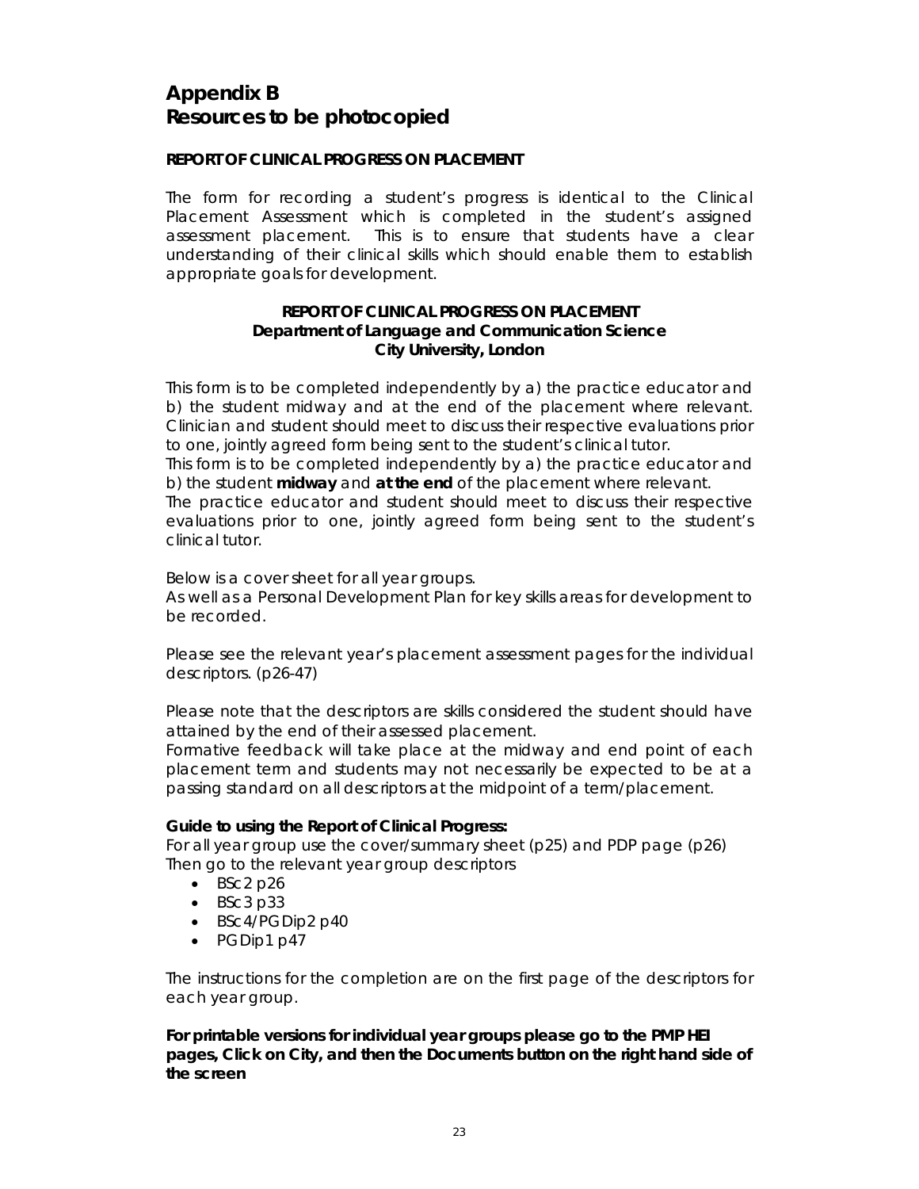# Appendix B
# Resources to be photocopied

**REPORT OF CLINICAL PROGRESS ON PLACEMENT**

The form for recording a student's progress is identical to the Clinical Placement Assessment which is completed in the student's assigned assessment placement. This is to ensure that students have a clear understanding of their clinical skills which should enable them to establish appropriate goals for development.

**REPORT OF CLINICAL PROGRESS ON PLACEMENT**
**Department of Language and Communication Science**
**City University, London**

This form is to be completed independently by a) the practice educator and b) the student midway and at the end of the placement where relevant. Clinician and student should meet to discuss their respective evaluations prior to one, jointly agreed form being sent to the student's clinical tutor.
This form is to be completed independently by a) the practice educator and b) the student **midway** and **at the end** of the placement where relevant.
The practice educator and student should meet to discuss their respective evaluations prior to one, jointly agreed form being sent to the student's clinical tutor.

Below is a cover sheet for all year groups.
As well as a Personal Development Plan for key skills areas for development to be recorded.

Please see the relevant year's placement assessment pages for the individual descriptors. (p26-47)

Please note that the descriptors are skills considered the student should have attained by the end of their assessed placement.
Formative feedback will take place at the midway and end point of each placement term and students may not necessarily be expected to be at a passing standard on all descriptors at the midpoint of a term/placement.

**Guide to using the Report of Clinical Progress:**
For all year group use the cover/summary sheet (p25) and PDP page (p26)
Then go to the relevant year group descriptors

- BSc2 p26
- BSc3 p33
- BSc4/PGDip2 p40
- PGDip1 p47

The instructions for the completion are on the first page of the descriptors for each year group.

**For printable versions for individual year groups please go to the PMP HEI pages, Click on City, and then the Documents button on the right hand side of the screen**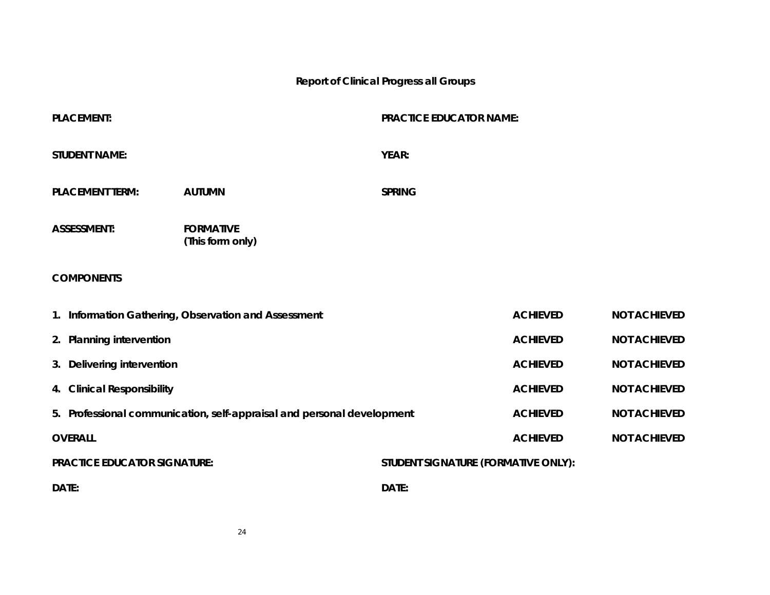## Report of Clinical Progress all Groups

**PLACEMENT:** **PRACTICE EDUCATOR NAME:**

**STUDENT NAME:** **YEAR:**

**PLACEMENT TERM:** **AUTUMN** **SPRING**

**ASSESSMENT:** **FORMATIVE**
**(This form only)**

**COMPONENTS**

| | | |
|---|---|---|
| **1. Information Gathering, Observation and Assessment** | **ACHIEVED** | **NOT ACHIEVED** |
| **2. Planning intervention** | **ACHIEVED** | **NOT ACHIEVED** |
| **3. Delivering intervention** | **ACHIEVED** | **NOT ACHIEVED** |
| **4. Clinical Responsibility** | **ACHIEVED** | **NOT ACHIEVED** |
| **5. Professional communication, self-appraisal and personal development** | **ACHIEVED** | **NOT ACHIEVED** |
| **OVERALL** | **ACHIEVED** | **NOT ACHIEVED** |

**PRACTICE EDUCATOR SIGNATURE:** **STUDENT SIGNATURE (FORMATIVE ONLY):**

**DATE:** **DATE:**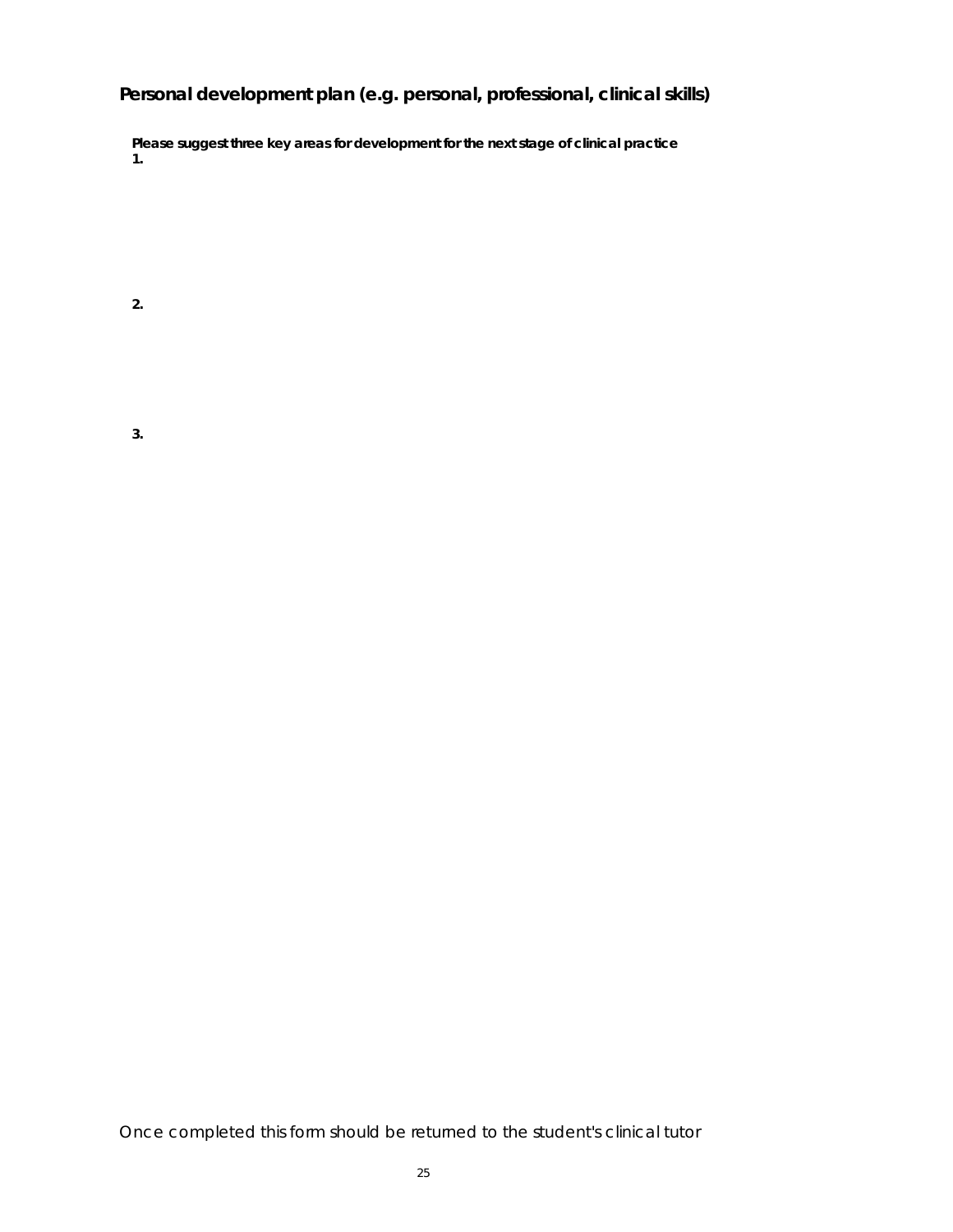## Personal development plan (e.g. personal, professional, clinical skills)

**Please suggest three key areas for development for the next stage of clinical practice**

**1.**

**2.**

**3.**

Once completed this form should be returned to the student's clinical tutor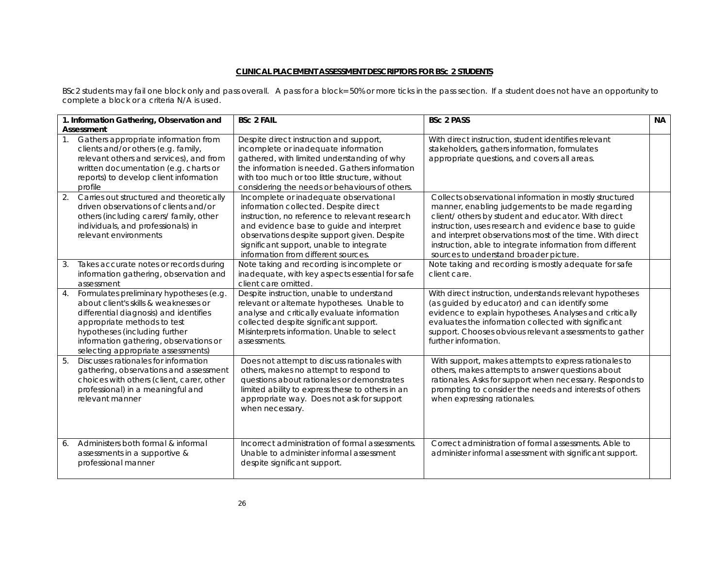## CLINICAL PLACEMENT ASSESSMENT DESCRIPTORS FOR BSc 2 STUDENTS

BSc2 students may fail one block only and pass overall. A pass for a block= 50% or more ticks in the pass section. If a student does not have an opportunity to complete a block or a criteria N/A is used.

| 1. Information Gathering, Observation and Assessment | BSc 2 FAIL | BSc 2 PASS | NA |
|---|---|---|---|
| 1. Gathers appropriate information from clients and/or others (e.g. family, relevant others and services), and from written documentation (e.g. charts or reports) to develop client information profile | Despite direct instruction and support, incomplete or inadequate information gathered, with limited understanding of why the information is needed. Gathers information with too much or too little structure, without considering the needs or behaviours of others. | With direct instruction, student identifies relevant stakeholders, gathers information, formulates appropriate questions, and covers all areas. | |
| 2. Carries out structured and theoretically driven observations of clients and/or others (including carers/ family, other individuals, and professionals) in relevant environments | Incomplete or inadequate observational information collected. Despite direct instruction, no reference to relevant research and evidence base to guide and interpret observations despite support given. Despite significant support, unable to integrate information from different sources. | Collects observational information in mostly structured manner, enabling judgements to be made regarding client/ others by student and educator. With direct instruction, uses research and evidence base to guide and interpret observations most of the time. With direct instruction, able to integrate information from different sources to understand broader picture. | |
| 3. Takes accurate notes or records during information gathering, observation and assessment | Note taking and recording is incomplete or inadequate, with key aspects essential for safe client care omitted. | Note taking and recording is mostly adequate for safe client care. | |
| 4. Formulates preliminary hypotheses (e.g. about client's skills & weaknesses or differential diagnosis) and identifies appropriate methods to test hypotheses (including further information gathering, observations or selecting appropriate assessments) | Despite instruction, unable to understand relevant or alternate hypotheses. Unable to analyse and critically evaluate information collected despite significant support. Misinterprets information. Unable to select assessments. | With direct instruction, understands relevant hypotheses (as guided by educator) and can identify some evidence to explain hypotheses. Analyses and critically evaluates the information collected with significant support. Chooses obvious relevant assessments to gather further information. | |
| 5. Discusses rationales for information gathering, observations and assessment choices with others (client, carer, other professional) in a meaningful and relevant manner | Does not attempt to discuss rationales with others, makes no attempt to respond to questions about rationales or demonstrates limited ability to express these to others in an appropriate way. Does not ask for support when necessary. | With support, makes attempts to express rationales to others, makes attempts to answer questions about rationales. Asks for support when necessary. Responds to prompting to consider the needs and interests of others when expressing rationales. | |
| 6. Administers both formal & informal assessments in a supportive & professional manner | Incorrect administration of formal assessments. Unable to administer informal assessment despite significant support. | Correct administration of formal assessments. Able to administer informal assessment with significant support. | |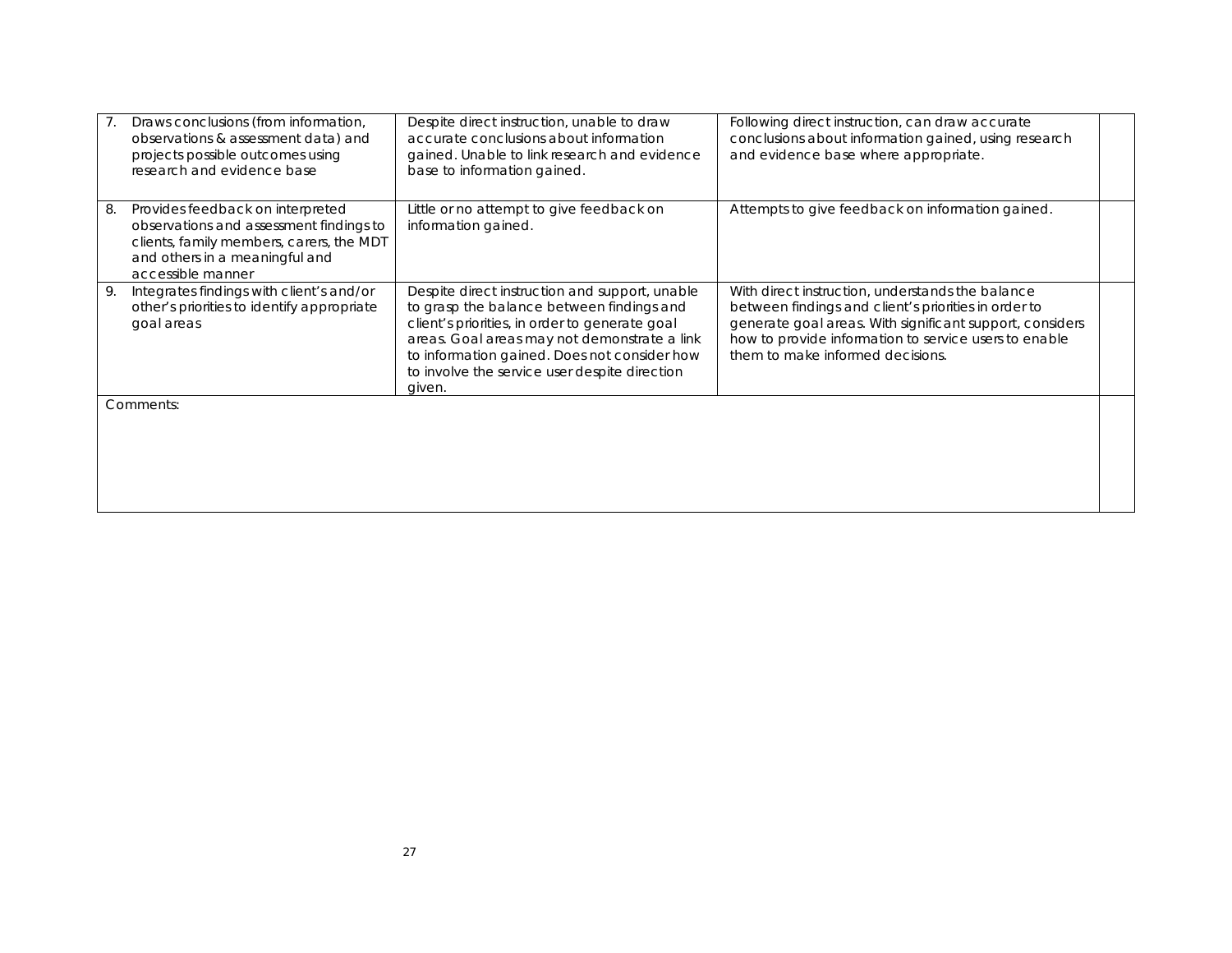| | | | |
|---|---|---|---|
| 7. Draws conclusions (from information, observations & assessment data) and projects possible outcomes using research and evidence base | Despite direct instruction, unable to draw accurate conclusions about information gained. Unable to link research and evidence base to information gained. | Following direct instruction, can draw accurate conclusions about information gained, using research and evidence base where appropriate. | |
| 8. Provides feedback on interpreted observations and assessment findings to clients, family members, carers, the MDT and others in a meaningful and accessible manner | Little or no attempt to give feedback on information gained. | Attempts to give feedback on information gained. | |
| 9. Integrates findings with client's and/or other's priorities to identify appropriate goal areas | Despite direct instruction and support, unable to grasp the balance between findings and client's priorities, in order to generate goal areas. Goal areas may not demonstrate a link to information gained. Does not consider how to involve the service user despite direction given. | With direct instruction, understands the balance between findings and client's priorities in order to generate goal areas. With significant support, considers how to provide information to service users to enable them to make informed decisions. | |
| Comments: | | | |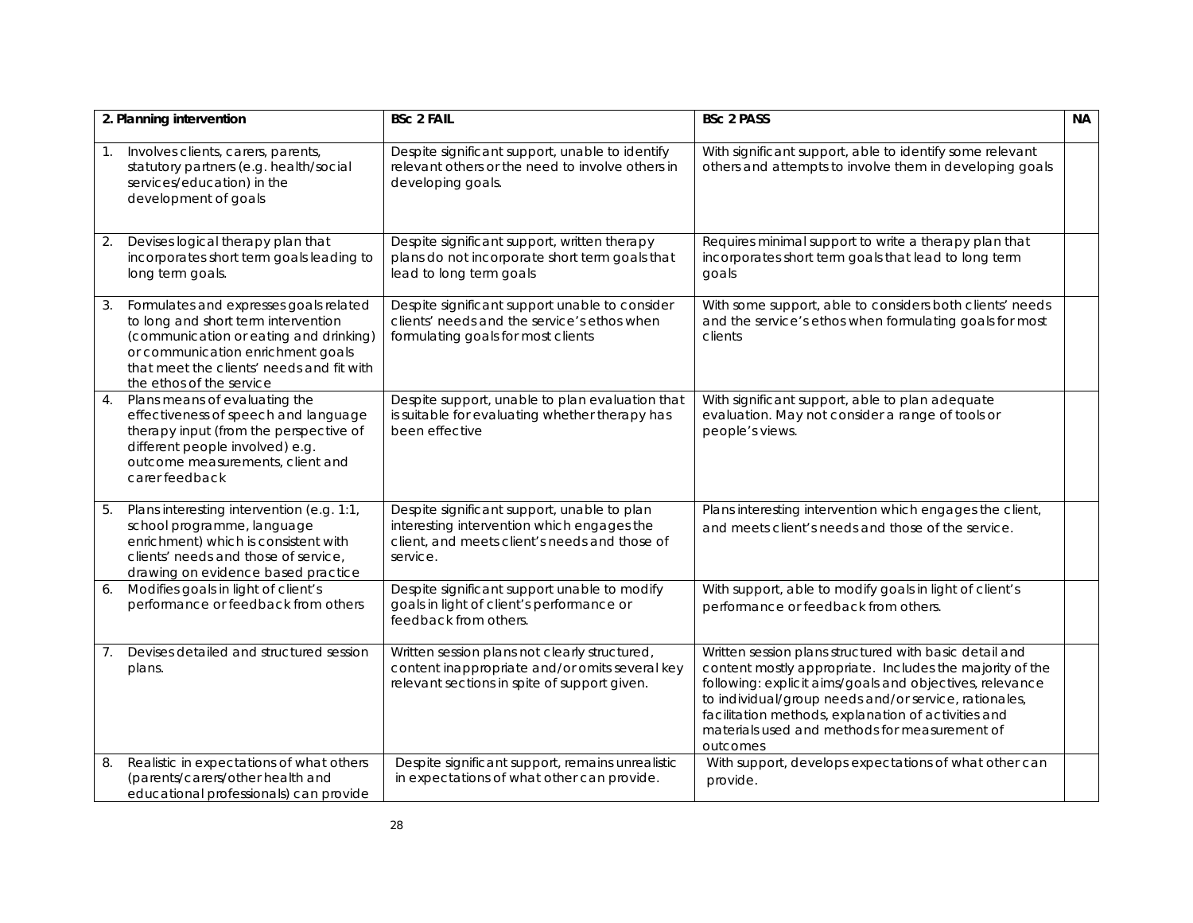| 2. Planning intervention | BSc 2 FAIL | BSc 2 PASS | NA |
|---|---|---|---|
| 1. Involves clients, carers, parents, statutory partners (e.g. health/social services/education) in the development of goals | Despite significant support, unable to identify relevant others or the need to involve others in developing goals. | With significant support, able to identify some relevant others and attempts to involve them in developing goals | |
| 2. Devises logical therapy plan that incorporates short term goals leading to long term goals. | Despite significant support, written therapy plans do not incorporate short term goals that lead to long term goals | Requires minimal support to write a therapy plan that incorporates short term goals that lead to long term goals | |
| 3. Formulates and expresses goals related to long and short term intervention (communication or eating and drinking) or communication enrichment goals that meet the clients' needs and fit with the ethos of the service | Despite significant support unable to consider clients' needs and the service's ethos when formulating goals for most clients | With some support, able to considers both clients' needs and the service's ethos when formulating goals for most clients | |
| 4. Plans means of evaluating the effectiveness of speech and language therapy input (from the perspective of different people involved) e.g. outcome measurements, client and carer feedback | Despite support, unable to plan evaluation that is suitable for evaluating whether therapy has been effective | With significant support, able to plan adequate evaluation. May not consider a range of tools or people's views. | |
| 5. Plans interesting intervention (e.g. 1:1, school programme, language enrichment) which is consistent with clients' needs and those of service, drawing on evidence based practice | Despite significant support, unable to plan interesting intervention which engages the client, and meets client's needs and those of service. | Plans interesting intervention which engages the client, and meets client's needs and those of the service. | |
| 6. Modifies goals in light of client's performance or feedback from others | Despite significant support unable to modify goals in light of client's performance or feedback from others. | With support, able to modify goals in light of client's performance or feedback from others. | |
| 7. Devises detailed and structured session plans. | Written session plans not clearly structured, content inappropriate and/or omits several key relevant sections in spite of support given. | Written session plans structured with basic detail and content mostly appropriate. Includes the majority of the following: explicit aims/goals and objectives, relevance to individual/group needs and/or service, rationales, facilitation methods, explanation of activities and materials used and methods for measurement of outcomes | |
| 8. Realistic in expectations of what others (parents/carers/other health and educational professionals) can provide | Despite significant support, remains unrealistic in expectations of what other can provide. | With support, develops expectations of what other can provide. | |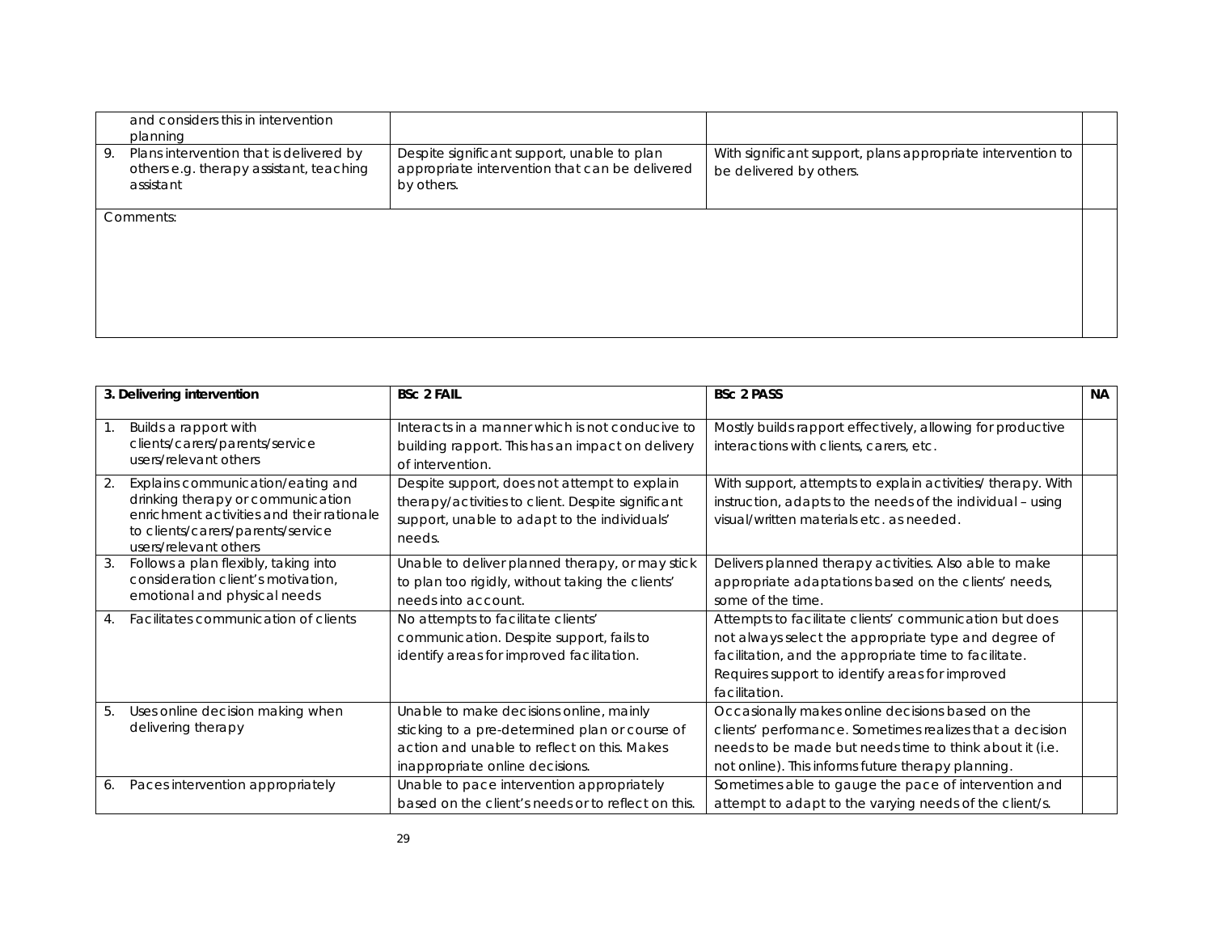| | | | |
|---|---|---|---|
| and considers this in intervention planning | | | |
| 9. Plans intervention that is delivered by others e.g. therapy assistant, teaching assistant | Despite significant support, unable to plan appropriate intervention that can be delivered by others. | With significant support, plans appropriate intervention to be delivered by others. | |
| Comments: | | | |

| 3. Delivering intervention | BSc 2 FAIL | BSc 2 PASS | NA |
|---|---|---|---|
| 1. Builds a rapport with clients/carers/parents/service users/relevant others | Interacts in a manner which is not conducive to building rapport. This has an impact on delivery of intervention. | Mostly builds rapport effectively, allowing for productive interactions with clients, carers, etc. | |
| 2. Explains communication/eating and drinking therapy or communication enrichment activities and their rationale to clients/carers/parents/service users/relevant others | Despite support, does not attempt to explain therapy/activities to client. Despite significant support, unable to adapt to the individuals' needs. | With support, attempts to explain activities/ therapy. With instruction, adapts to the needs of the individual – using visual/written materials etc. as needed. | |
| 3. Follows a plan flexibly, taking into consideration client's motivation, emotional and physical needs | Unable to deliver planned therapy, or may stick to plan too rigidly, without taking the clients' needs into account. | Delivers planned therapy activities. Also able to make appropriate adaptations based on the clients' needs, some of the time. | |
| 4. Facilitates communication of clients | No attempts to facilitate clients' communication. Despite support, fails to identify areas for improved facilitation. | Attempts to facilitate clients' communication but does not always select the appropriate type and degree of facilitation, and the appropriate time to facilitate. Requires support to identify areas for improved facilitation. | |
| 5. Uses online decision making when delivering therapy | Unable to make decisions online, mainly sticking to a pre-determined plan or course of action and unable to reflect on this. Makes inappropriate online decisions. | Occasionally makes online decisions based on the clients' performance. Sometimes realizes that a decision needs to be made but needs time to think about it (i.e. not online). This informs future therapy planning. | |
| 6. Paces intervention appropriately | Unable to pace intervention appropriately based on the client's needs or to reflect on this. | Sometimes able to gauge the pace of intervention and attempt to adapt to the varying needs of the client/s. | |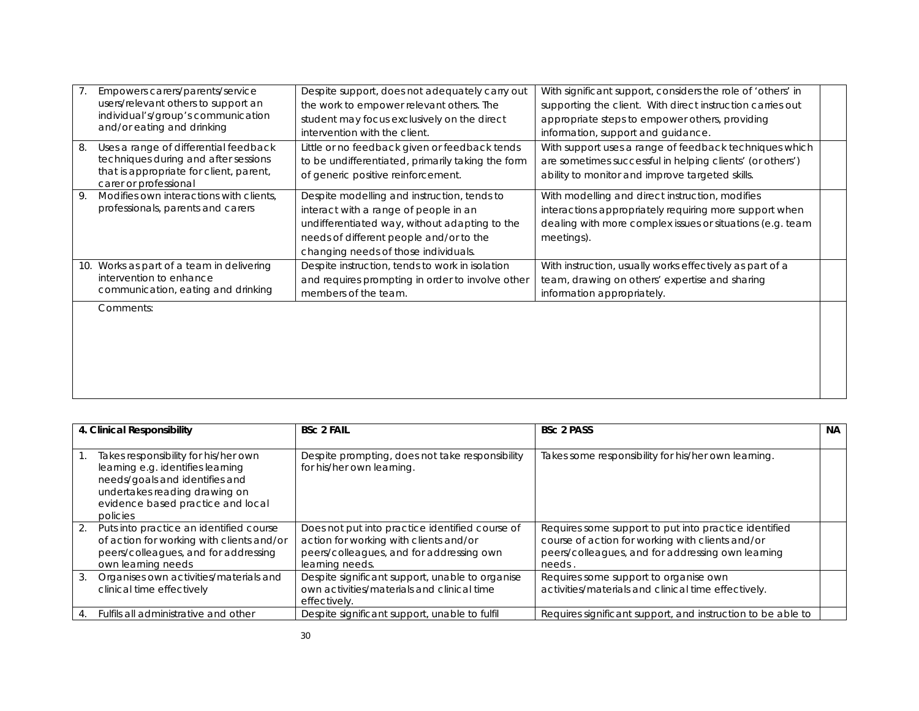| | | | |
|---|---|---|---|
| 7. Empowers carers/parents/service users/relevant others to support an individual's/group's communication and/or eating and drinking | Despite support, does not adequately carry out the work to empower relevant others. The student may focus exclusively on the direct intervention with the client. | With significant support, considers the role of 'others' in supporting the client. With direct instruction carries out appropriate steps to empower others, providing information, support and guidance. | |
| 8. Uses a range of differential feedback techniques during and after sessions that is appropriate for client, parent, carer or professional | Little or no feedback given or feedback tends to be undifferentiated, primarily taking the form of generic positive reinforcement. | With support uses a range of feedback techniques which are sometimes successful in helping clients' (or others') ability to monitor and improve targeted skills. | |
| 9. Modifies own interactions with clients, professionals, parents and carers | Despite modelling and instruction, tends to interact with a range of people in an undifferentiated way, without adapting to the needs of different people and/or to the changing needs of those individuals. | With modelling and direct instruction, modifies interactions appropriately requiring more support when dealing with more complex issues or situations (e.g. team meetings). | |
| 10. Works as part of a team in delivering intervention to enhance communication, eating and drinking | Despite instruction, tends to work in isolation and requires prompting in order to involve other members of the team. | With instruction, usually works effectively as part of a team, drawing on others' expertise and sharing information appropriately. | |
| Comments: | | | |

| 4. Clinical Responsibility | BSc 2 FAIL | BSc 2 PASS | NA |
|---|---|---|---|
| 1. Takes responsibility for his/her own learning e.g. identifies learning needs/goals and identifies and undertakes reading drawing on evidence based practice and local policies | Despite prompting, does not take responsibility for his/her own learning. | Takes some responsibility for his/her own learning. | |
| 2. Puts into practice an identified course of action for working with clients and/or peers/colleagues, and for addressing own learning needs | Does not put into practice identified course of action for working with clients and/or peers/colleagues, and for addressing own learning needs. | Requires some support to put into practice identified course of action for working with clients and/or peers/colleagues, and for addressing own learning needs . | |
| 3. Organises own activities/materials and clinical time effectively | Despite significant support, unable to organise own activities/materials and clinical time effectively. | Requires some support to organise own activities/materials and clinical time effectively. | |
| 4. Fulfils all administrative and other | Despite significant support, unable to fulfil | Requires significant support, and instruction to be able to | |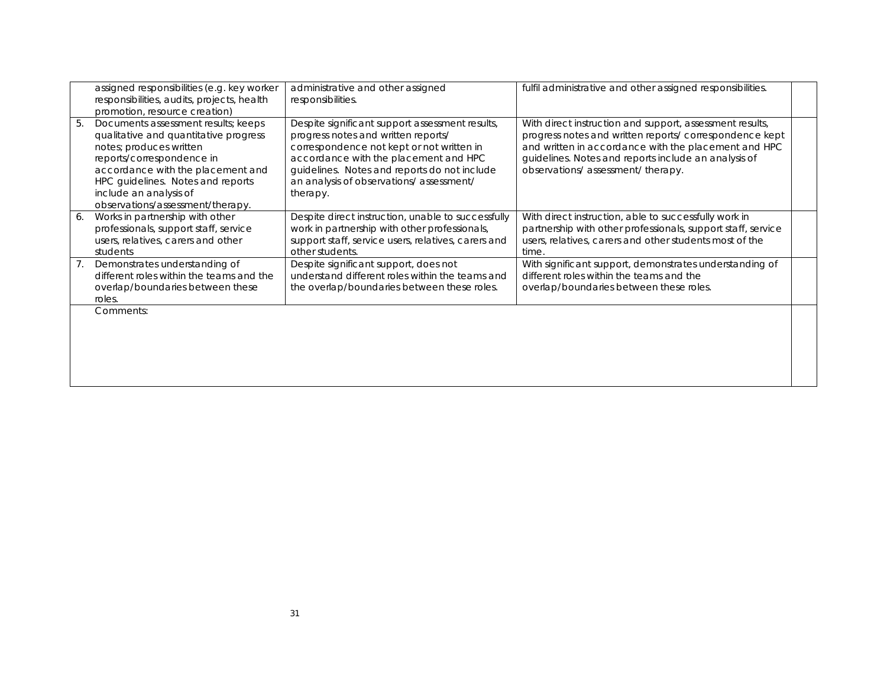| | | | |
|---|---|---|---|
| assigned responsibilities (e.g. key worker responsibilities, audits, projects, health promotion, resource creation) | administrative and other assigned responsibilities. | fulfil administrative and other assigned responsibilities. | |
| 5. Documents assessment results; keeps qualitative and quantitative progress notes; produces written reports/correspondence in accordance with the placement and HPC guidelines. Notes and reports include an analysis of observations/assessment/therapy. | Despite significant support assessment results, progress notes and written reports/ correspondence not kept or not written in accordance with the placement and HPC guidelines. Notes and reports do not include an analysis of observations/ assessment/ therapy. | With direct instruction and support, assessment results, progress notes and written reports/ correspondence kept and written in accordance with the placement and HPC guidelines. Notes and reports include an analysis of observations/ assessment/ therapy. | |
| 6. Works in partnership with other professionals, support staff, service users, relatives, carers and other students | Despite direct instruction, unable to successfully work in partnership with other professionals, support staff, service users, relatives, carers and other students. | With direct instruction, able to successfully work in partnership with other professionals, support staff, service users, relatives, carers and other students most of the time. | |
| 7. Demonstrates understanding of different roles within the teams and the overlap/boundaries between these roles. | Despite significant support, does not understand different roles within the teams and the overlap/boundaries between these roles. | With significant support, demonstrates understanding of different roles within the teams and the overlap/boundaries between these roles. | |
| Comments: | | | |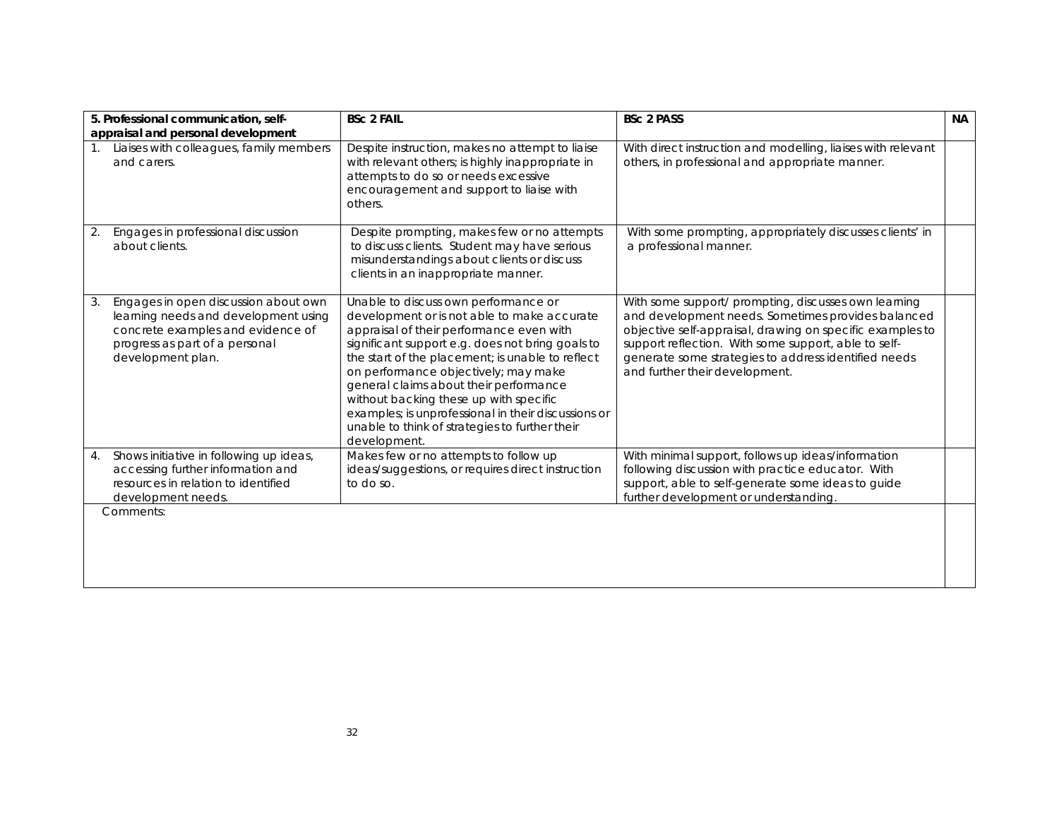| 5. Professional communication, self-appraisal and personal development | BSc 2 FAIL | BSc 2 PASS | NA |
|---|---|---|---|
| 1. Liaises with colleagues, family members and carers. | Despite instruction, makes no attempt to liaise with relevant others; is highly inappropriate in attempts to do so or needs excessive encouragement and support to liaise with others. | With direct instruction and modelling, liaises with relevant others, in professional and appropriate manner. | |
| 2. Engages in professional discussion about clients. | Despite prompting, makes few or no attempts to discuss clients. Student may have serious misunderstandings about clients or discuss clients in an inappropriate manner. | With some prompting, appropriately discusses clients' in a professional manner. | |
| 3. Engages in open discussion about own learning needs and development using concrete examples and evidence of progress as part of a personal development plan. | Unable to discuss own performance or development or is not able to make accurate appraisal of their performance even with significant support e.g. does not bring goals to the start of the placement; is unable to reflect on performance objectively; may make general claims about their performance without backing these up with specific examples; is unprofessional in their discussions or unable to think of strategies to further their development. | With some support/ prompting, discusses own learning and development needs. Sometimes provides balanced objective self-appraisal, drawing on specific examples to support reflection. With some support, able to self-generate some strategies to address identified needs and further their development. | |
| 4. Shows initiative in following up ideas, accessing further information and resources in relation to identified development needs. | Makes few or no attempts to follow up ideas/suggestions, or requires direct instruction to do so. | With minimal support, follows up ideas/information following discussion with practice educator. With support, able to self-generate some ideas to guide further development or understanding. | |
| Comments: | | | |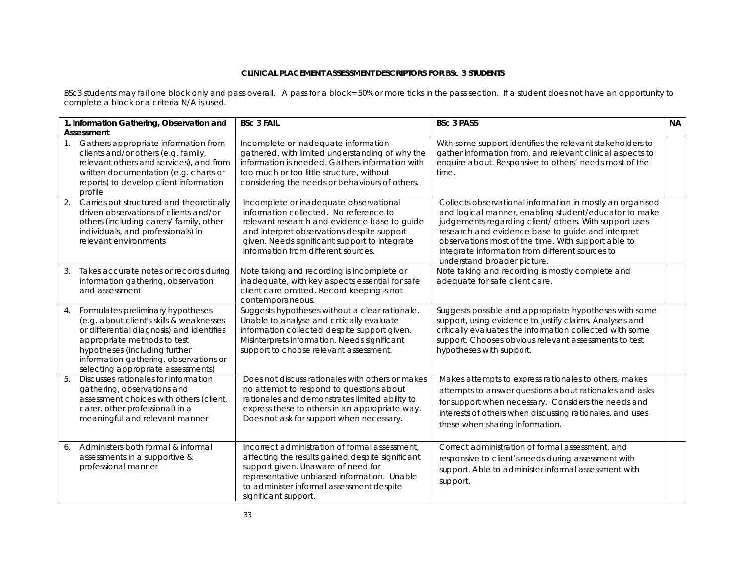**CLINICAL PLACEMENT ASSESSMENT DESCRIPTORS FOR BSc 3 STUDENTS**

BSc3 students may fail one block only and pass overall. A pass for a block= 50% or more ticks in the pass section. If a student does not have an opportunity to complete a block or a criteria N/A is used.

| **1. Information Gathering, Observation and Assessment** | **BSc 3 FAIL** | **BSc 3 PASS** | **NA** |
|---|---|---|---|
| 1. Gathers appropriate information from clients and/or others (e.g. family, relevant others and services), and from written documentation (e.g. charts or reports) to develop client information profile | Incomplete or inadequate information gathered, with limited understanding of why the information is needed. Gathers information with too much or too little structure, without considering the needs or behaviours of others. | With some support identifies the relevant stakeholders to gather information from, and relevant clinical aspects to enquire about. Responsive to others' needs most of the time. | |
| 2. Carries out structured and theoretically driven observations of clients and/or others (including carers/ family, other individuals, and professionals) in relevant environments | Incomplete or inadequate observational information collected. No reference to relevant research and evidence base to guide and interpret observations despite support given. Needs significant support to integrate information from different sources. | Collects observational information in mostly an organised and logical manner, enabling student/educator to make judgements regarding client/ others. With support uses research and evidence base to guide and interpret observations most of the time. With support able to integrate information from different sources to understand broader picture. | |
| 3. Takes accurate notes or records during information gathering, observation and assessment | Note taking and recording is incomplete or inadequate, with key aspects essential for safe client care omitted. Record keeping is not contemporaneous. | Note taking and recording is mostly complete and adequate for safe client care. | |
| 4. Formulates preliminary hypotheses (e.g. about client's skills & weaknesses or differential diagnosis) and identifies appropriate methods to test hypotheses (including further information gathering, observations or selecting appropriate assessments) | Suggests hypotheses without a clear rationale. Unable to analyse and critically evaluate information collected despite support given. Misinterprets information. Needs significant support to choose relevant assessment. | Suggests possible and appropriate hypotheses with some support, using evidence to justify claims. Analyses and critically evaluates the information collected with some support. Chooses obvious relevant assessments to test hypotheses with support. | |
| 5. Discusses rationales for information gathering, observations and assessment choices with others (client, carer, other professional) in a meaningful and relevant manner | Does not discuss rationales with others or makes no attempt to respond to questions about rationales and demonstrates limited ability to express these to others in an appropriate way. Does not ask for support when necessary. | Makes attempts to express rationales to others, makes attempts to answer questions about rationales and asks for support when necessary. Considers the needs and interests of others when discussing rationales, and uses these when sharing information. | |
| 6. Administers both formal & informal assessments in a supportive & professional manner | Incorrect administration of formal assessment, affecting the results gained despite significant support given. Unaware of need for representative unbiased information. Unable to administer informal assessment despite significant support. | Correct administration of formal assessment, and responsive to client's needs during assessment with support. Able to administer informal assessment with support. | |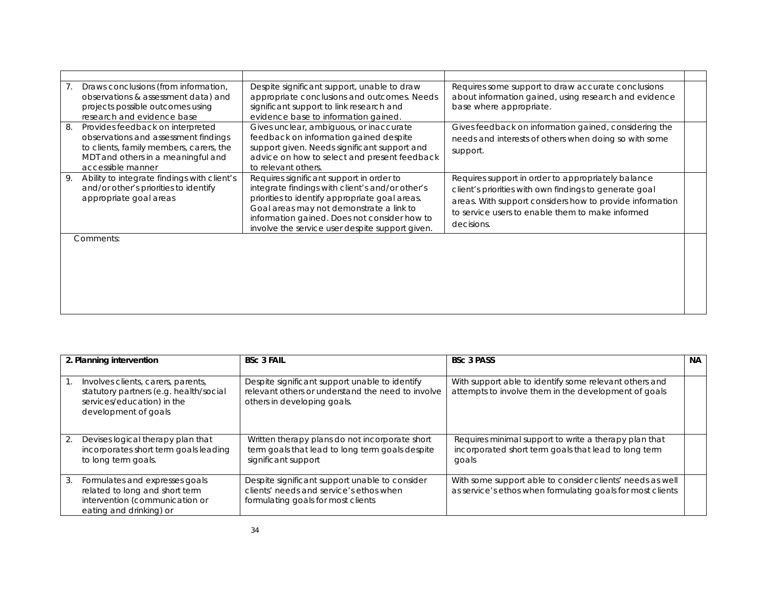| | | | |
|---|---|---|---|
| 7. Draws conclusions (from information, observations & assessment data) and projects possible outcomes using research and evidence base | Despite significant support, unable to draw appropriate conclusions and outcomes. Needs significant support to link research and evidence base to information gained. | Requires some support to draw accurate conclusions about information gained, using research and evidence base where appropriate. | |
| 8. Provides feedback on interpreted observations and assessment findings to clients, family members, carers, the MDT and others in a meaningful and accessible manner | Gives unclear, ambiguous, or inaccurate feedback on information gained despite support given. Needs significant support and advice on how to select and present feedback to relevant others. | Gives feedback on information gained, considering the needs and interests of others when doing so with some support. | |
| 9. Ability to integrate findings with client's and/or other's priorities to identify appropriate goal areas | Requires significant support in order to integrate findings with client's and/or other's priorities to identify appropriate goal areas. Goal areas may not demonstrate a link to information gained. Does not consider how to involve the service user despite support given. | Requires support in order to appropriately balance client's priorities with own findings to generate goal areas. With support considers how to provide information to service users to enable them to make informed decisions. | |
| Comments: | | | |

| 2. Planning intervention | BSc 3 FAIL | BSc 3 PASS | NA |
|---|---|---|---|
| 1. Involves clients, carers, parents, statutory partners (e.g. health/social services/education) in the development of goals | Despite significant support unable to identify relevant others or understand the need to involve others in developing goals. | With support able to identify some relevant others and attempts to involve them in the development of goals | |
| 2. Devises logical therapy plan that incorporates short term goals leading to long term goals. | Written therapy plans do not incorporate short term goals that lead to long term goals despite significant support | Requires minimal support to write a therapy plan that incorporated short term goals that lead to long term goals | |
| 3. Formulates and expresses goals related to long and short term intervention (communication or eating and drinking) or | Despite significant support unable to consider clients' needs and service's ethos when formulating goals for most clients | With some support able to consider clients' needs as well as service's ethos when formulating goals for most clients | |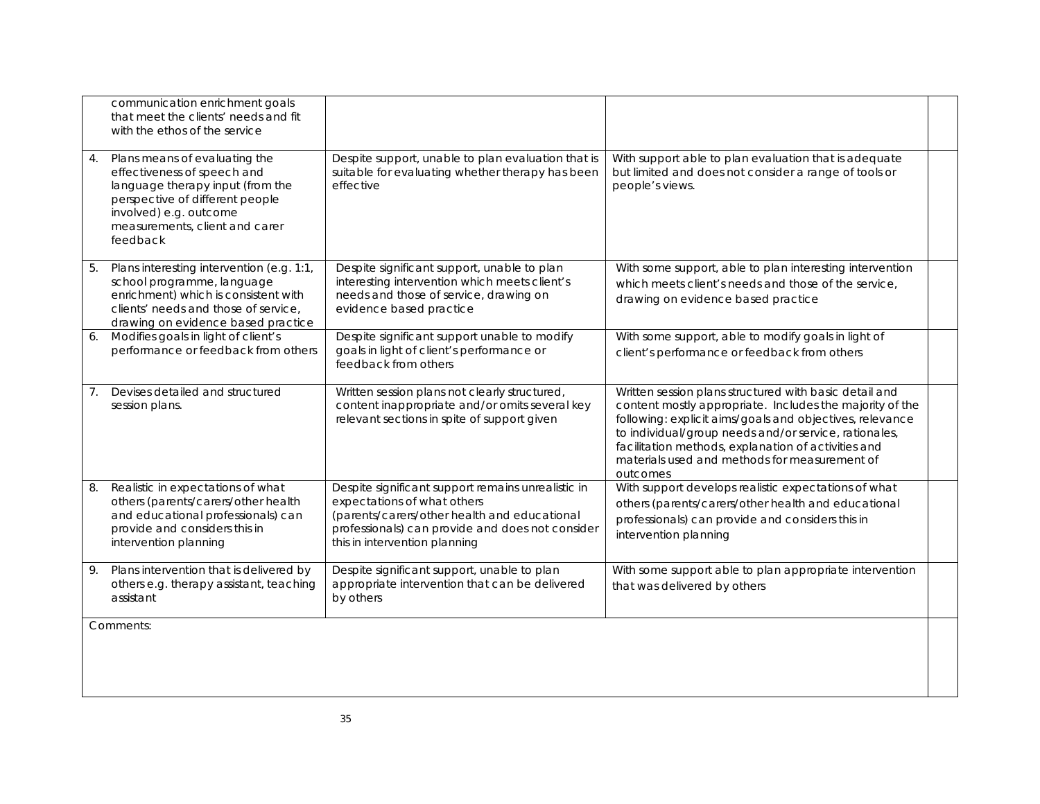| | | | |
|---|---|---|---|
| communication enrichment goals that meet the clients' needs and fit with the ethos of the service | | | |
| 4. Plans means of evaluating the effectiveness of speech and language therapy input (from the perspective of different people involved) e.g. outcome measurements, client and carer feedback | Despite support, unable to plan evaluation that is suitable for evaluating whether therapy has been effective | With support able to plan evaluation that is adequate but limited and does not consider a range of tools or people's views. | |
| 5. Plans interesting intervention (e.g. 1:1, school programme, language enrichment) which is consistent with clients' needs and those of service, drawing on evidence based practice | Despite significant support, unable to plan interesting intervention which meets client's needs and those of service, drawing on evidence based practice | With some support, able to plan interesting intervention which meets client's needs and those of the service, drawing on evidence based practice | |
| 6. Modifies goals in light of client's performance or feedback from others | Despite significant support unable to modify goals in light of client's performance or feedback from others | With some support, able to modify goals in light of client's performance or feedback from others | |
| 7. Devises detailed and structured session plans. | Written session plans not clearly structured, content inappropriate and/or omits several key relevant sections in spite of support given | Written session plans structured with basic detail and content mostly appropriate. Includes the majority of the following: explicit aims/goals and objectives, relevance to individual/group needs and/or service, rationales, facilitation methods, explanation of activities and materials used and methods for measurement of outcomes | |
| 8. Realistic in expectations of what others (parents/carers/other health and educational professionals) can provide and considers this in intervention planning | Despite significant support remains unrealistic in expectations of what others (parents/carers/other health and educational professionals) can provide and does not consider this in intervention planning | With support develops realistic expectations of what others (parents/carers/other health and educational professionals) can provide and considers this in intervention planning | |
| 9. Plans intervention that is delivered by others e.g. therapy assistant, teaching assistant | Despite significant support, unable to plan appropriate intervention that can be delivered by others | With some support able to plan appropriate intervention that was delivered by others | |
| Comments: | | | |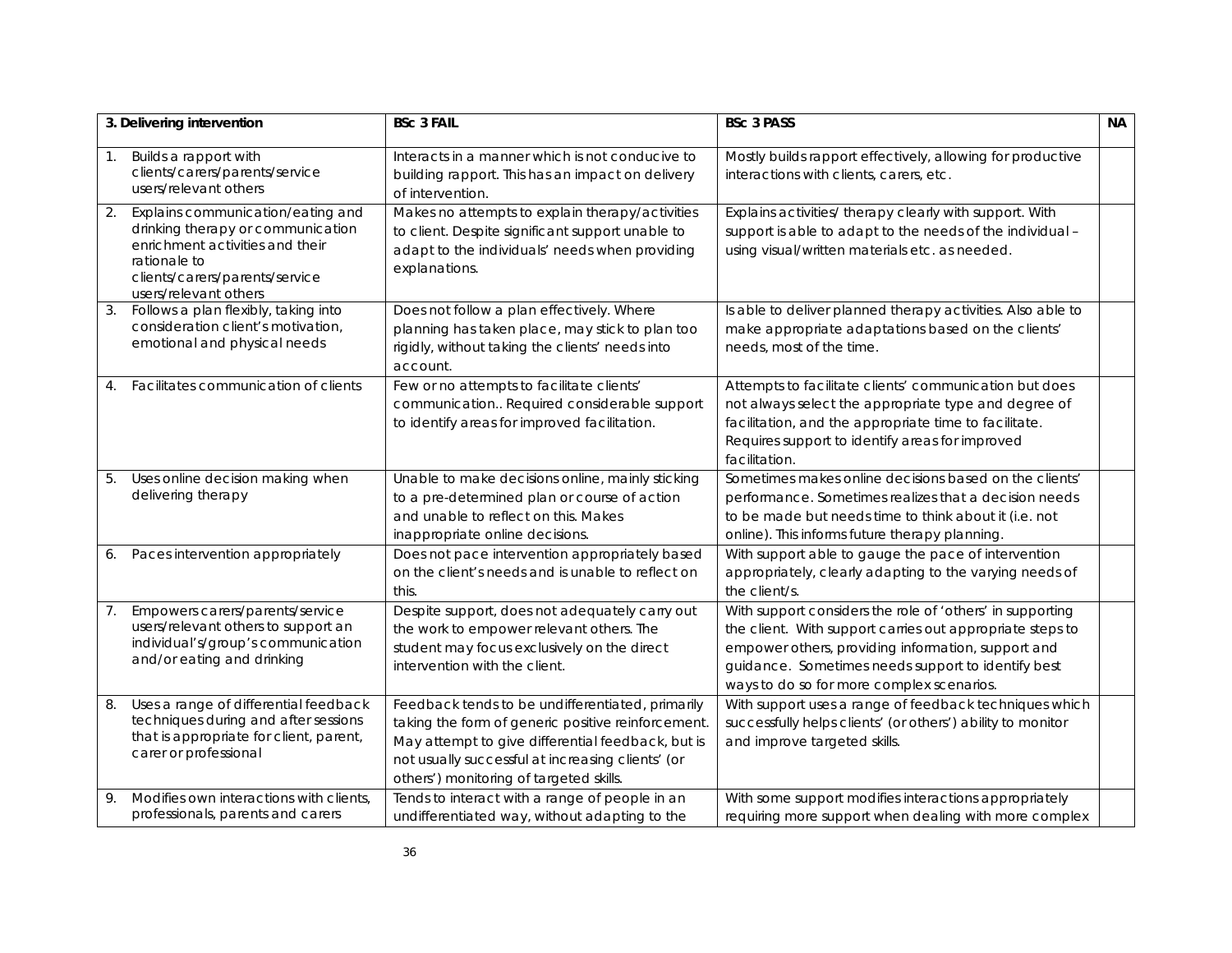| 3. Delivering intervention | BSc 3 FAIL | BSc 3 PASS | NA |
|---|---|---|---|
| 1. Builds a rapport with clients/carers/parents/service users/relevant others | Interacts in a manner which is not conducive to building rapport. This has an impact on delivery of intervention. | Mostly builds rapport effectively, allowing for productive interactions with clients, carers, etc. | |
| 2. Explains communication/eating and drinking therapy or communication enrichment activities and their rationale to clients/carers/parents/service users/relevant others | Makes no attempts to explain therapy/activities to client. Despite significant support unable to adapt to the individuals' needs when providing explanations. | Explains activities/ therapy clearly with support. With support is able to adapt to the needs of the individual – using visual/written materials etc. as needed. | |
| 3. Follows a plan flexibly, taking into consideration client's motivation, emotional and physical needs | Does not follow a plan effectively. Where planning has taken place, may stick to plan too rigidly, without taking the clients' needs into account. | Is able to deliver planned therapy activities. Also able to make appropriate adaptations based on the clients' needs, most of the time. | |
| 4. Facilitates communication of clients | Few or no attempts to facilitate clients' communication.. Required considerable support to identify areas for improved facilitation. | Attempts to facilitate clients' communication but does not always select the appropriate type and degree of facilitation, and the appropriate time to facilitate. Requires support to identify areas for improved facilitation. | |
| 5. Uses online decision making when delivering therapy | Unable to make decisions online, mainly sticking to a pre-determined plan or course of action and unable to reflect on this. Makes inappropriate online decisions. | Sometimes makes online decisions based on the clients' performance. Sometimes realizes that a decision needs to be made but needs time to think about it (i.e. not online). This informs future therapy planning. | |
| 6. Paces intervention appropriately | Does not pace intervention appropriately based on the client's needs and is unable to reflect on this. | With support able to gauge the pace of intervention appropriately, clearly adapting to the varying needs of the client/s. | |
| 7. Empowers carers/parents/service users/relevant others to support an individual's/group's communication and/or eating and drinking | Despite support, does not adequately carry out the work to empower relevant others. The student may focus exclusively on the direct intervention with the client. | With support considers the role of 'others' in supporting the client. With support carries out appropriate steps to empower others, providing information, support and guidance. Sometimes needs support to identify best ways to do so for more complex scenarios. | |
| 8. Uses a range of differential feedback techniques during and after sessions that is appropriate for client, parent, carer or professional | Feedback tends to be undifferentiated, primarily taking the form of generic positive reinforcement. May attempt to give differential feedback, but is not usually successful at increasing clients' (or others') monitoring of targeted skills. | With support uses a range of feedback techniques which successfully helps clients' (or others') ability to monitor and improve targeted skills. | |
| 9. Modifies own interactions with clients, professionals, parents and carers | Tends to interact with a range of people in an undifferentiated way, without adapting to the | With some support modifies interactions appropriately requiring more support when dealing with more complex | |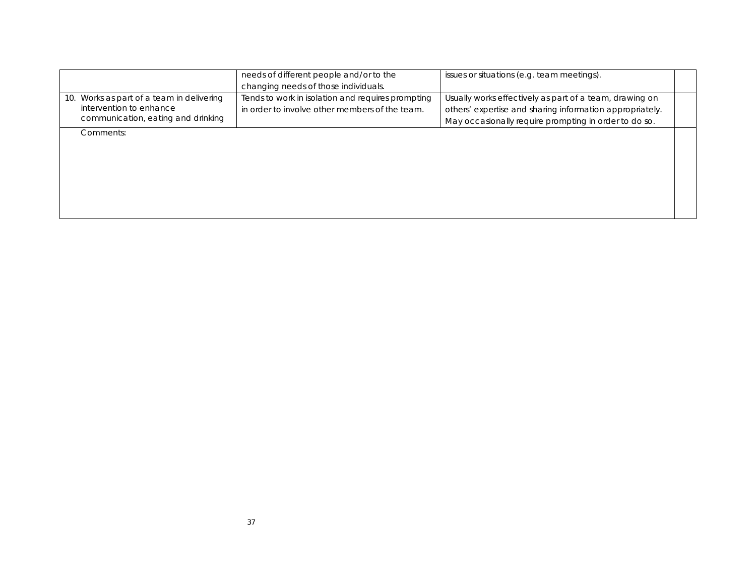| | | | |
|---|---|---|---|
| | needs of different people and/or to the changing needs of those individuals. | issues or situations (e.g. team meetings). | |
| 10. Works as part of a team in delivering intervention to enhance communication, eating and drinking | Tends to work in isolation and requires prompting in order to involve other members of the team. | Usually works effectively as part of a team, drawing on others' expertise and sharing information appropriately. May occasionally require prompting in order to do so. | |
| Comments: | | | |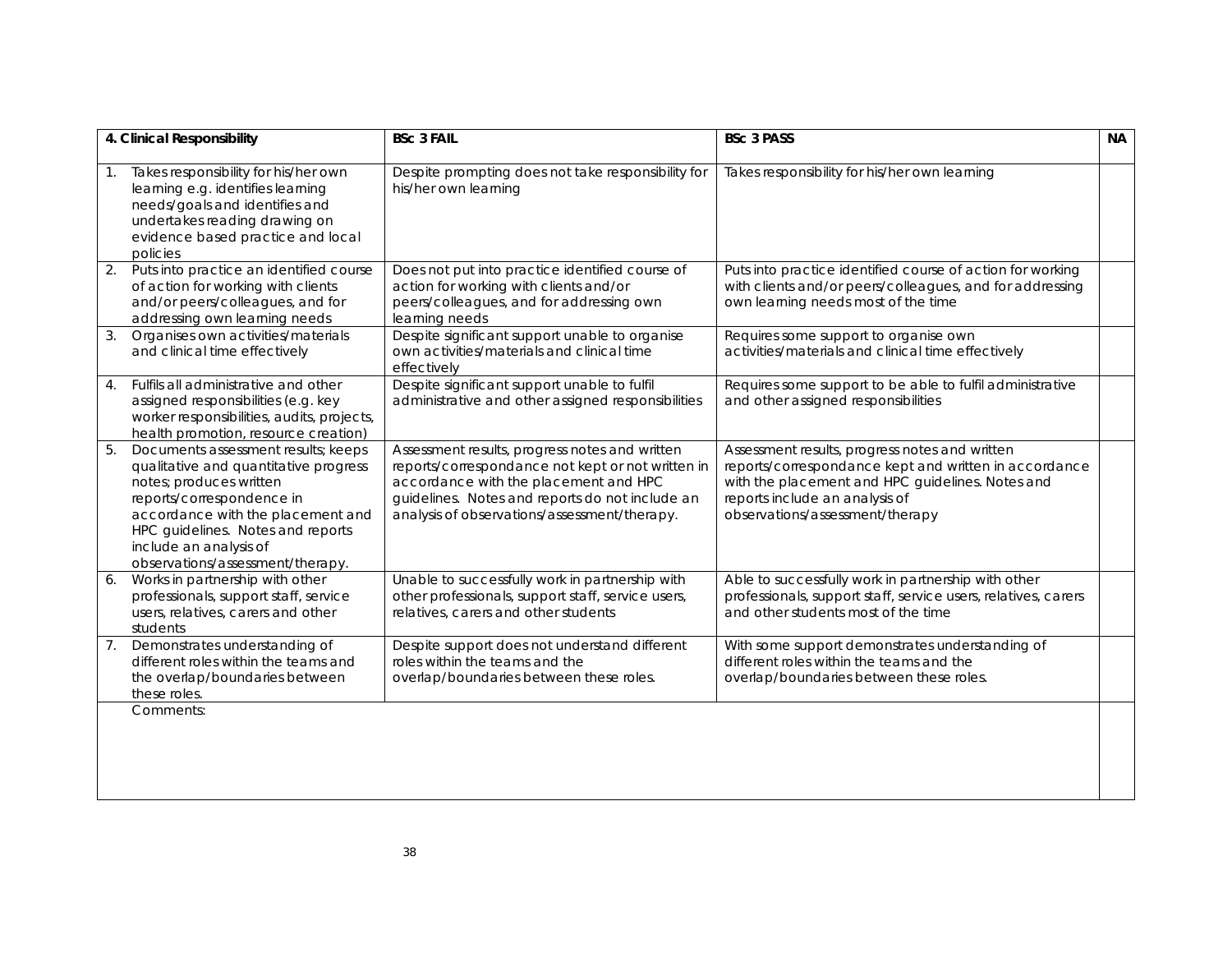| 4. Clinical Responsibility | BSc 3 FAIL | BSc 3 PASS | NA |
|---|---|---|---|
| 1. Takes responsibility for his/her own learning e.g. identifies learning needs/goals and identifies and undertakes reading drawing on evidence based practice and local policies | Despite prompting does not take responsibility for his/her own learning | Takes responsibility for his/her own learning | |
| 2. Puts into practice an identified course of action for working with clients and/or peers/colleagues, and for addressing own learning needs | Does not put into practice identified course of action for working with clients and/or peers/colleagues, and for addressing own learning needs | Puts into practice identified course of action for working with clients and/or peers/colleagues, and for addressing own learning needs most of the time | |
| 3. Organises own activities/materials and clinical time effectively | Despite significant support unable to organise own activities/materials and clinical time effectively | Requires some support to organise own activities/materials and clinical time effectively | |
| 4. Fulfils all administrative and other assigned responsibilities (e.g. key worker responsibilities, audits, projects, health promotion, resource creation) | Despite significant support unable to fulfil administrative and other assigned responsibilities | Requires some support to be able to fulfil administrative and other assigned responsibilities | |
| 5. Documents assessment results; keeps qualitative and quantitative progress notes; produces written reports/correspondence in accordance with the placement and HPC guidelines. Notes and reports include an analysis of observations/assessment/therapy. | Assessment results, progress notes and written reports/correspondance not kept or not written in accordance with the placement and HPC guidelines. Notes and reports do not include an analysis of observations/assessment/therapy. | Assessment results, progress notes and written reports/correspondance kept and written in accordance with the placement and HPC guidelines. Notes and reports include an analysis of observations/assessment/therapy | |
| 6. Works in partnership with other professionals, support staff, service users, relatives, carers and other students | Unable to successfully work in partnership with other professionals, support staff, service users, relatives, carers and other students | Able to successfully work in partnership with other professionals, support staff, service users, relatives, carers and other students most of the time | |
| 7. Demonstrates understanding of different roles within the teams and the overlap/boundaries between these roles. | Despite support does not understand different roles within the teams and the overlap/boundaries between these roles. | With some support demonstrates understanding of different roles within the teams and the overlap/boundaries between these roles. | |
| Comments: | | | |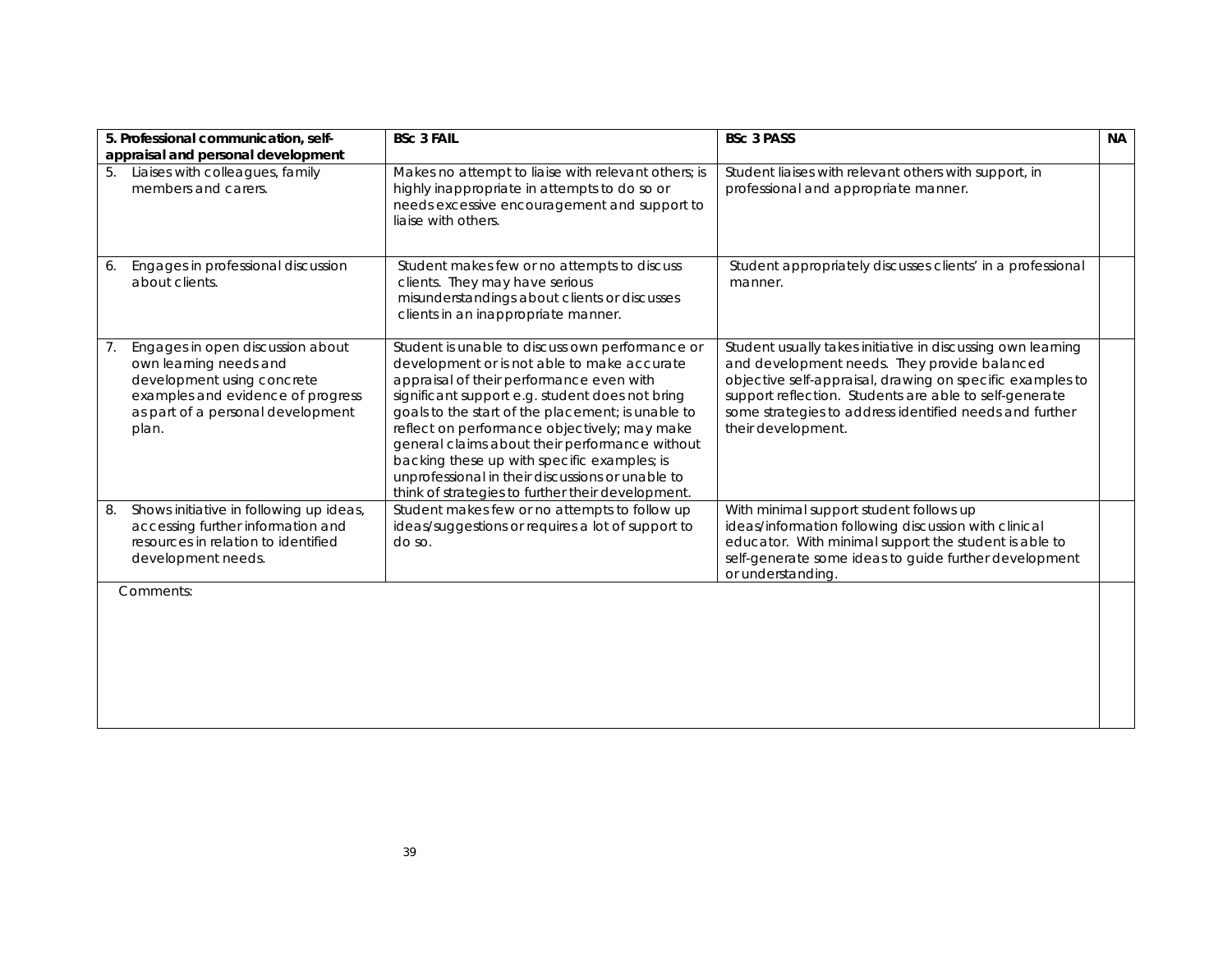| 5. Professional communication, self-appraisal and personal development | BSc 3 FAIL | BSc 3 PASS | NA |
|---|---|---|---|
| 5. Liaises with colleagues, family members and carers. | Makes no attempt to liaise with relevant others; is highly inappropriate in attempts to do so or needs excessive encouragement and support to liaise with others. | Student liaises with relevant others with support, in professional and appropriate manner. | |
| 6. Engages in professional discussion about clients. | Student makes few or no attempts to discuss clients. They may have serious misunderstandings about clients or discusses clients in an inappropriate manner. | Student appropriately discusses clients' in a professional manner. | |
| 7. Engages in open discussion about own learning needs and development using concrete examples and evidence of progress as part of a personal development plan. | Student is unable to discuss own performance or development or is not able to make accurate appraisal of their performance even with significant support e.g. student does not bring goals to the start of the placement; is unable to reflect on performance objectively; may make general claims about their performance without backing these up with specific examples; is unprofessional in their discussions or unable to think of strategies to further their development. | Student usually takes initiative in discussing own learning and development needs. They provide balanced objective self-appraisal, drawing on specific examples to support reflection. Students are able to self-generate some strategies to address identified needs and further their development. | |
| 8. Shows initiative in following up ideas, accessing further information and resources in relation to identified development needs. | Student makes few or no attempts to follow up ideas/suggestions or requires a lot of support to do so. | With minimal support student follows up ideas/information following discussion with clinical educator. With minimal support the student is able to self-generate some ideas to guide further development or understanding. | |
| Comments: | | | |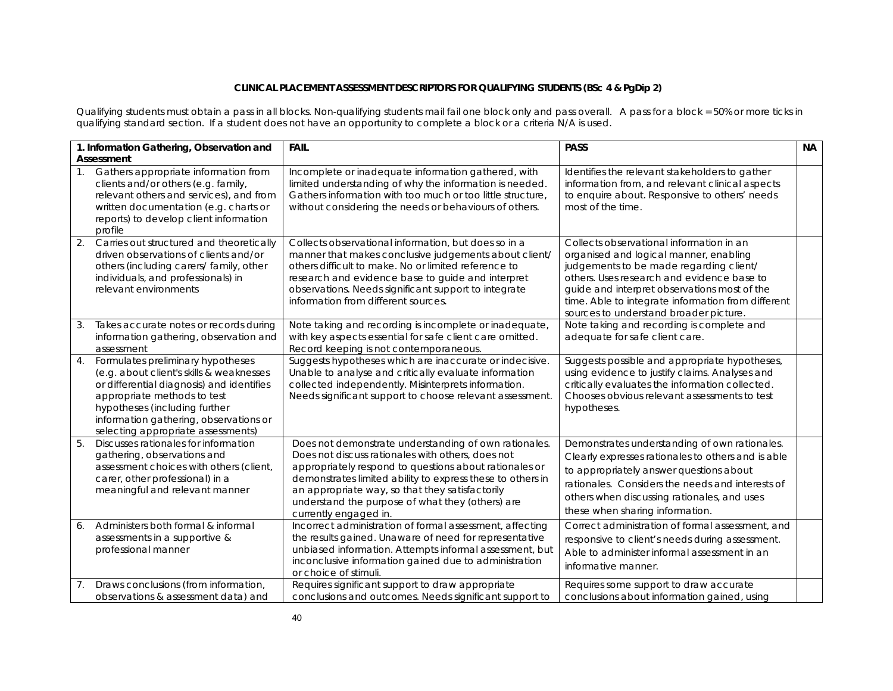**CLINICAL PLACEMENT ASSESSMENT DESCRIPTORS FOR QUALIFYING STUDENTS (BSc 4 & PgDip 2)**

Qualifying students must obtain a pass in all blocks. Non-qualifying students mail fail one block only and pass overall. A pass for a block = 50% or more ticks in qualifying standard section. If a student does not have an opportunity to complete a block or a criteria N/A is used.

| 1. Information Gathering, Observation and Assessment | FAIL | PASS | NA |
|---|---|---|---|
| 1. Gathers appropriate information from clients and/or others (e.g. family, relevant others and services), and from written documentation (e.g. charts or reports) to develop client information profile | Incomplete or inadequate information gathered, with limited understanding of why the information is needed. Gathers information with too much or too little structure, without considering the needs or behaviours of others. | Identifies the relevant stakeholders to gather information from, and relevant clinical aspects to enquire about. Responsive to others' needs most of the time. | |
| 2. Carries out structured and theoretically driven observations of clients and/or others (including carers/ family, other individuals, and professionals) in relevant environments | Collects observational information, but does so in a manner that makes conclusive judgements about client/ others difficult to make. No or limited reference to research and evidence base to guide and interpret observations. Needs significant support to integrate information from different sources. | Collects observational information in an organised and logical manner, enabling judgements to be made regarding client/ others. Uses research and evidence base to guide and interpret observations most of the time. Able to integrate information from different sources to understand broader picture. | |
| 3. Takes accurate notes or records during information gathering, observation and assessment | Note taking and recording is incomplete or inadequate, with key aspects essential for safe client care omitted. Record keeping is not contemporaneous. | Note taking and recording is complete and adequate for safe client care. | |
| 4. Formulates preliminary hypotheses (e.g. about client's skills & weaknesses or differential diagnosis) and identifies appropriate methods to test hypotheses (including further information gathering, observations or selecting appropriate assessments) | Suggests hypotheses which are inaccurate or indecisive. Unable to analyse and critically evaluate information collected independently. Misinterprets information. Needs significant support to choose relevant assessment. | Suggests possible and appropriate hypotheses, using evidence to justify claims. Analyses and critically evaluates the information collected. Chooses obvious relevant assessments to test hypotheses. | |
| 5. Discusses rationales for information gathering, observations and assessment choices with others (client, carer, other professional) in a meaningful and relevant manner | Does not demonstrate understanding of own rationales. Does not discuss rationales with others, does not appropriately respond to questions about rationales or demonstrates limited ability to express these to others in an appropriate way, so that they satisfactorily understand the purpose of what they (others) are currently engaged in. | Demonstrates understanding of own rationales. Clearly expresses rationales to others and is able to appropriately answer questions about rationales. Considers the needs and interests of others when discussing rationales, and uses these when sharing information. | |
| 6. Administers both formal & informal assessments in a supportive & professional manner | Incorrect administration of formal assessment, affecting the results gained. Unaware of need for representative unbiased information. Attempts informal assessment, but inconclusive information gained due to administration or choice of stimuli. | Correct administration of formal assessment, and responsive to client's needs during assessment. Able to administer informal assessment in an informative manner. | |
| 7. Draws conclusions (from information, observations & assessment data) and | Requires significant support to draw appropriate conclusions and outcomes. Needs significant support to | Requires some support to draw accurate conclusions about information gained, using | |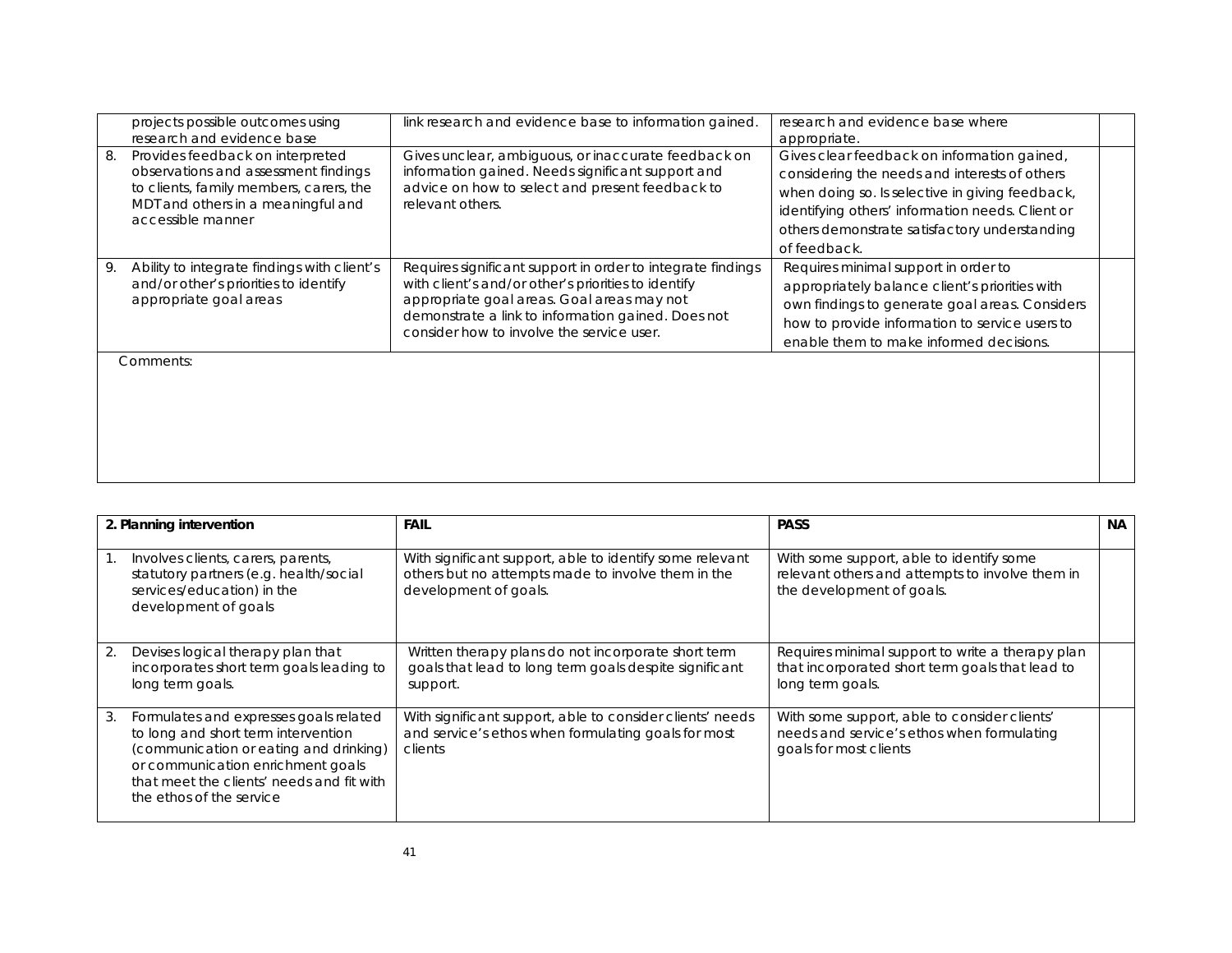| | | | |
|---|---|---|---|
| projects possible outcomes using research and evidence base | link research and evidence base to information gained. | research and evidence base where appropriate. | |
| 8. Provides feedback on interpreted observations and assessment findings to clients, family members, carers, the MDT and others in a meaningful and accessible manner | Gives unclear, ambiguous, or inaccurate feedback on information gained. Needs significant support and advice on how to select and present feedback to relevant others. | Gives clear feedback on information gained, considering the needs and interests of others when doing so. Is selective in giving feedback, identifying others' information needs. Client or others demonstrate satisfactory understanding of feedback. | |
| 9. Ability to integrate findings with client's and/or other's priorities to identify appropriate goal areas | Requires significant support in order to integrate findings with client's and/or other's priorities to identify appropriate goal areas. Goal areas may not demonstrate a link to information gained. Does not consider how to involve the service user. | Requires minimal support in order to appropriately balance client's priorities with own findings to generate goal areas. Considers how to provide information to service users to enable them to make informed decisions. | |
| Comments: | | | |

| 2. Planning intervention | FAIL | PASS | NA |
|---|---|---|---|
| 1. Involves clients, carers, parents, statutory partners (e.g. health/social services/education) in the development of goals | With significant support, able to identify some relevant others but no attempts made to involve them in the development of goals. | With some support, able to identify some relevant others and attempts to involve them in the development of goals. | |
| 2. Devises logical therapy plan that incorporates short term goals leading to long term goals. | Written therapy plans do not incorporate short term goals that lead to long term goals despite significant support. | Requires minimal support to write a therapy plan that incorporated short term goals that lead to long term goals. | |
| 3. Formulates and expresses goals related to long and short term intervention (communication or eating and drinking) or communication enrichment goals that meet the clients' needs and fit with the ethos of the service | With significant support, able to consider clients' needs and service's ethos when formulating goals for most clients | With some support, able to consider clients' needs and service's ethos when formulating goals for most clients | |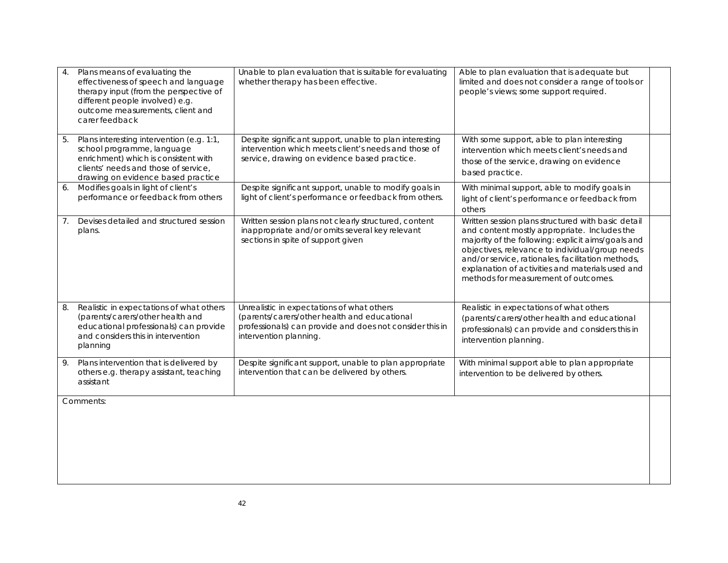| | | | |
|---|---|---|---|
| 4. Plans means of evaluating the effectiveness of speech and language therapy input (from the perspective of different people involved) e.g. outcome measurements, client and carer feedback | Unable to plan evaluation that is suitable for evaluating whether therapy has been effective. | Able to plan evaluation that is adequate but limited and does not consider a range of tools or people's views; some support required. | |
| 5. Plans interesting intervention (e.g. 1:1, school programme, language enrichment) which is consistent with clients' needs and those of service, drawing on evidence based practice | Despite significant support, unable to plan interesting intervention which meets client's needs and those of service, drawing on evidence based practice. | With some support, able to plan interesting intervention which meets client's needs and those of the service, drawing on evidence based practice. | |
| 6. Modifies goals in light of client's performance or feedback from others | Despite significant support, unable to modify goals in light of client's performance or feedback from others. | With minimal support, able to modify goals in light of client's performance or feedback from others | |
| 7. Devises detailed and structured session plans. | Written session plans not clearly structured, content inappropriate and/or omits several key relevant sections in spite of support given | Written session plans structured with basic detail and content mostly appropriate. Includes the majority of the following: explicit aims/goals and objectives, relevance to individual/group needs and/or service, rationales, facilitation methods, explanation of activities and materials used and methods for measurement of outcomes. | |
| 8. Realistic in expectations of what others (parents/carers/other health and educational professionals) can provide and considers this in intervention planning | Unrealistic in expectations of what others (parents/carers/other health and educational professionals) can provide and does not consider this in intervention planning. | Realistic in expectations of what others (parents/carers/other health and educational professionals) can provide and considers this in intervention planning. | |
| 9. Plans intervention that is delivered by others e.g. therapy assistant, teaching assistant | Despite significant support, unable to plan appropriate intervention that can be delivered by others. | With minimal support able to plan appropriate intervention to be delivered by others. | |
| Comments: | | | |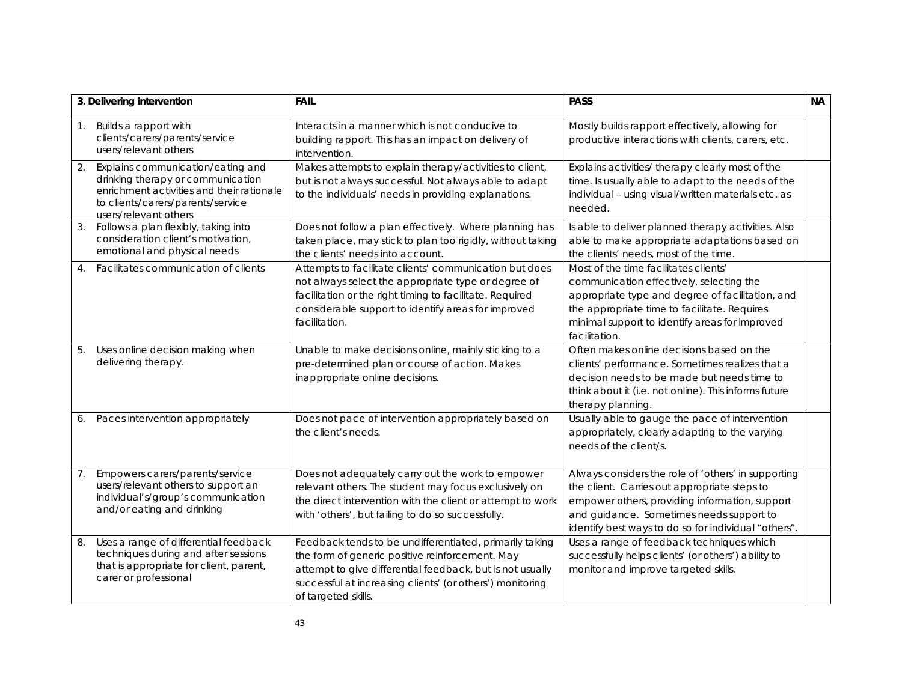| 3. Delivering intervention | FAIL | PASS | NA |
|---|---|---|---|
| 1. Builds a rapport with clients/carers/parents/service users/relevant others | Interacts in a manner which is not conducive to building rapport. This has an impact on delivery of intervention. | Mostly builds rapport effectively, allowing for productive interactions with clients, carers, etc. | |
| 2. Explains communication/eating and drinking therapy or communication enrichment activities and their rationale to clients/carers/parents/service users/relevant others | Makes attempts to explain therapy/activities to client, but is not always successful. Not always able to adapt to the individuals' needs in providing explanations. | Explains activities/ therapy clearly most of the time. Is usually able to adapt to the needs of the individual – using visual/written materials etc. as needed. | |
| 3. Follows a plan flexibly, taking into consideration client's motivation, emotional and physical needs | Does not follow a plan effectively. Where planning has taken place, may stick to plan too rigidly, without taking the clients' needs into account. | Is able to deliver planned therapy activities. Also able to make appropriate adaptations based on the clients' needs, most of the time. | |
| 4. Facilitates communication of clients | Attempts to facilitate clients' communication but does not always select the appropriate type or degree of facilitation or the right timing to facilitate. Required considerable support to identify areas for improved facilitation. | Most of the time facilitates clients' communication effectively, selecting the appropriate type and degree of facilitation, and the appropriate time to facilitate. Requires minimal support to identify areas for improved facilitation. | |
| 5. Uses online decision making when delivering therapy. | Unable to make decisions online, mainly sticking to a pre-determined plan or course of action. Makes inappropriate online decisions. | Often makes online decisions based on the clients' performance. Sometimes realizes that a decision needs to be made but needs time to think about it (i.e. not online). This informs future therapy planning. | |
| 6. Paces intervention appropriately | Does not pace of intervention appropriately based on the client's needs. | Usually able to gauge the pace of intervention appropriately, clearly adapting to the varying needs of the client/s. | |
| 7. Empowers carers/parents/service users/relevant others to support an individual's/group's communication and/or eating and drinking | Does not adequately carry out the work to empower relevant others. The student may focus exclusively on the direct intervention with the client or attempt to work with 'others', but failing to do so successfully. | Always considers the role of 'others' in supporting the client. Carries out appropriate steps to empower others, providing information, support and guidance. Sometimes needs support to identify best ways to do so for individual "others". | |
| 8. Uses a range of differential feedback techniques during and after sessions that is appropriate for client, parent, carer or professional | Feedback tends to be undifferentiated, primarily taking the form of generic positive reinforcement. May attempt to give differential feedback, but is not usually successful at increasing clients' (or others') monitoring of targeted skills. | Uses a range of feedback techniques which successfully helps clients' (or others') ability to monitor and improve targeted skills. | |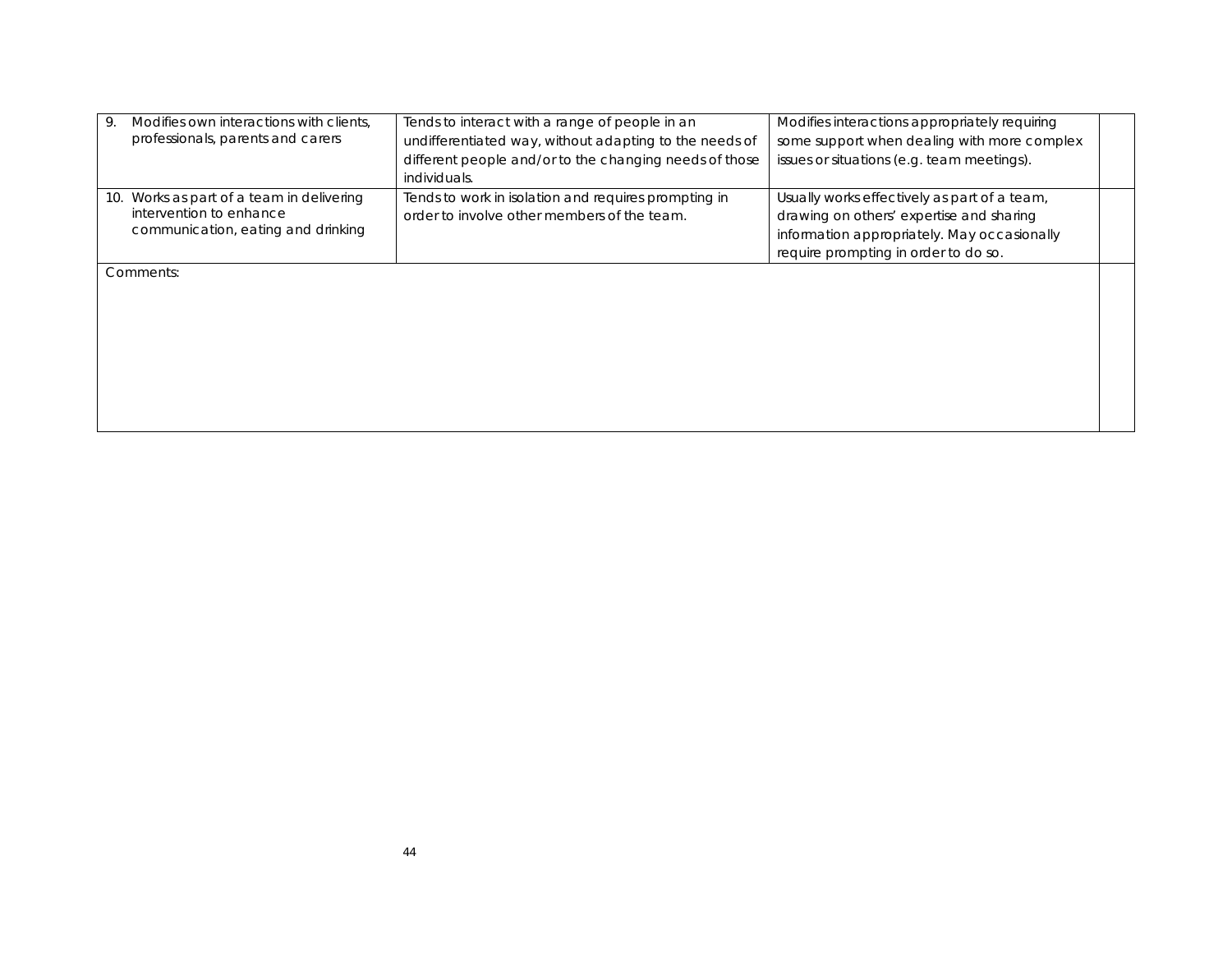| | | | |
|---|---|---|---|
| 9. Modifies own interactions with clients, professionals, parents and carers | Tends to interact with a range of people in an undifferentiated way, without adapting to the needs of different people and/or to the changing needs of those individuals. | Modifies interactions appropriately requiring some support when dealing with more complex issues or situations (e.g. team meetings). | |
| 10. Works as part of a team in delivering intervention to enhance communication, eating and drinking | Tends to work in isolation and requires prompting in order to involve other members of the team. | Usually works effectively as part of a team, drawing on others' expertise and sharing information appropriately. May occasionally require prompting in order to do so. | |
| Comments: | | | |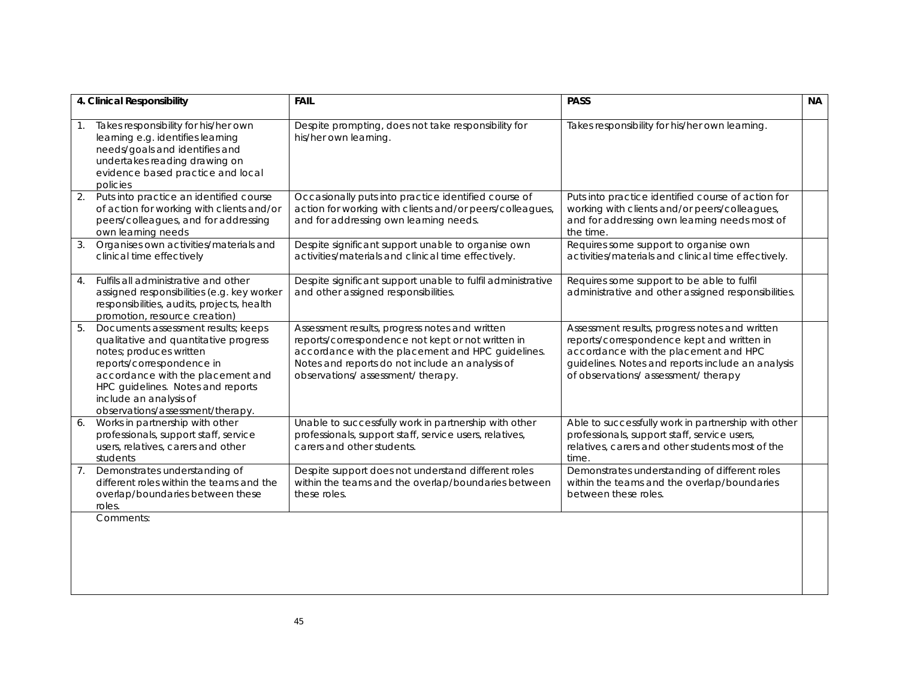| 4. Clinical Responsibility | FAIL | PASS | NA |
|---|---|---|---|
| 1. Takes responsibility for his/her own learning e.g. identifies learning needs/goals and identifies and undertakes reading drawing on evidence based practice and local policies | Despite prompting, does not take responsibility for his/her own learning. | Takes responsibility for his/her own learning. | |
| 2. Puts into practice an identified course of action for working with clients and/or peers/colleagues, and for addressing own learning needs | Occasionally puts into practice identified course of action for working with clients and/or peers/colleagues, and for addressing own learning needs. | Puts into practice identified course of action for working with clients and/or peers/colleagues, and for addressing own learning needs most of the time. | |
| 3. Organises own activities/materials and clinical time effectively | Despite significant support unable to organise own activities/materials and clinical time effectively. | Requires some support to organise own activities/materials and clinical time effectively. | |
| 4. Fulfils all administrative and other assigned responsibilities (e.g. key worker responsibilities, audits, projects, health promotion, resource creation) | Despite significant support unable to fulfil administrative and other assigned responsibilities. | Requires some support to be able to fulfil administrative and other assigned responsibilities. | |
| 5. Documents assessment results; keeps qualitative and quantitative progress notes; produces written reports/correspondence in accordance with the placement and HPC guidelines. Notes and reports include an analysis of observations/assessment/therapy. | Assessment results, progress notes and written reports/correspondence not kept or not written in accordance with the placement and HPC guidelines. Notes and reports do not include an analysis of observations/ assessment/ therapy. | Assessment results, progress notes and written reports/correspondence kept and written in accordance with the placement and HPC guidelines. Notes and reports include an analysis of observations/ assessment/ therapy | |
| 6. Works in partnership with other professionals, support staff, service users, relatives, carers and other students | Unable to successfully work in partnership with other professionals, support staff, service users, relatives, carers and other students. | Able to successfully work in partnership with other professionals, support staff, service users, relatives, carers and other students most of the time. | |
| 7. Demonstrates understanding of different roles within the teams and the overlap/boundaries between these roles. | Despite support does not understand different roles within the teams and the overlap/boundaries between these roles. | Demonstrates understanding of different roles within the teams and the overlap/boundaries between these roles. | |
| Comments: | | | |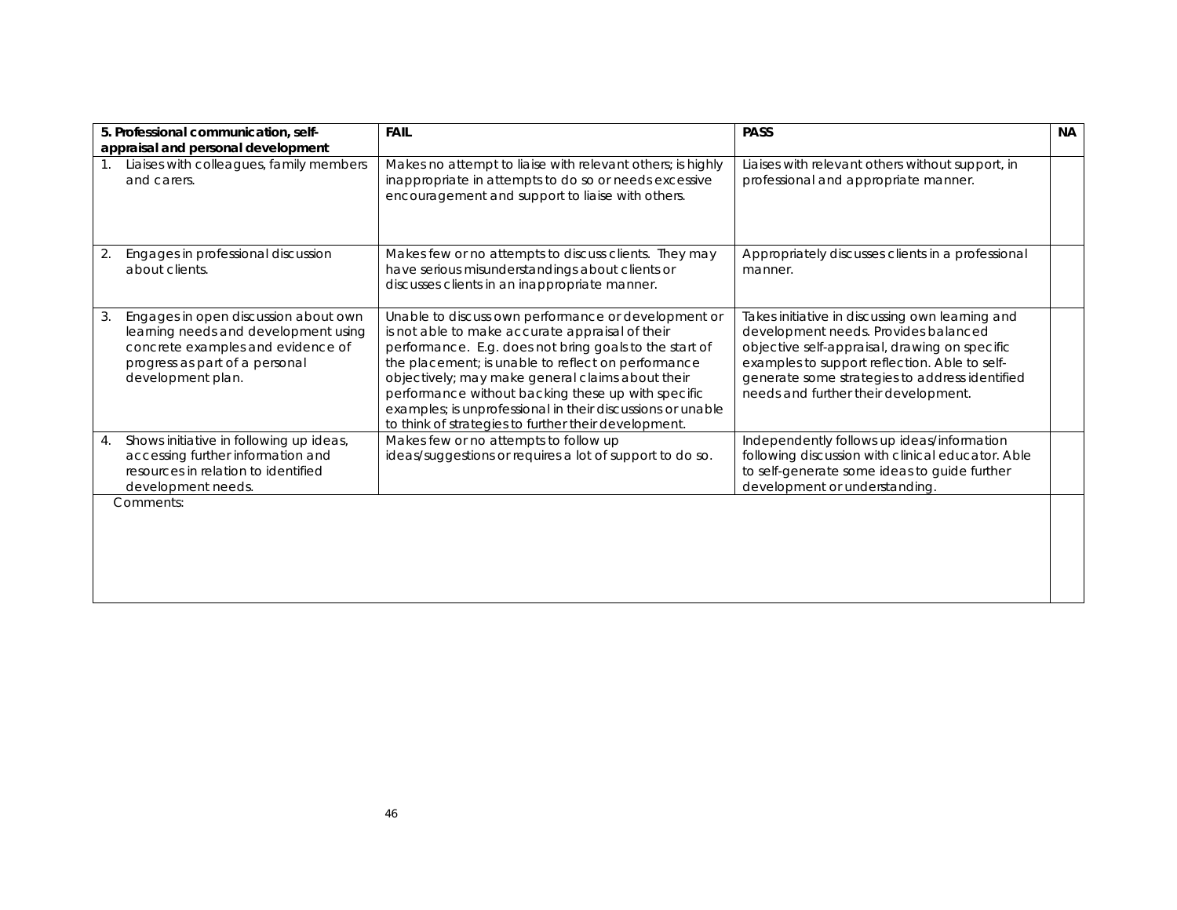| **5. Professional communication, self-appraisal and personal development** | **FAIL** | **PASS** | **NA** |
|---|---|---|---|
| 1. Liaises with colleagues, family members and carers. | Makes no attempt to liaise with relevant others; is highly inappropriate in attempts to do so or needs excessive encouragement and support to liaise with others. | Liaises with relevant others without support, in professional and appropriate manner. | |
| 2. Engages in professional discussion about clients. | Makes few or no attempts to discuss clients. They may have serious misunderstandings about clients or discusses clients in an inappropriate manner. | Appropriately discusses clients in a professional manner. | |
| 3. Engages in open discussion about own learning needs and development using concrete examples and evidence of progress as part of a personal development plan. | Unable to discuss own performance or development or is not able to make accurate appraisal of their performance. E.g. does not bring goals to the start of the placement; is unable to reflect on performance objectively; may make general claims about their performance without backing these up with specific examples; is unprofessional in their discussions or unable to think of strategies to further their development. | Takes initiative in discussing own learning and development needs. Provides balanced objective self-appraisal, drawing on specific examples to support reflection. Able to self-generate some strategies to address identified needs and further their development. | |
| 4. Shows initiative in following up ideas, accessing further information and resources in relation to identified development needs. | Makes few or no attempts to follow up ideas/suggestions or requires a lot of support to do so. | Independently follows up ideas/information following discussion with clinical educator. Able to self-generate some ideas to guide further development or understanding. | |
| Comments: | | | |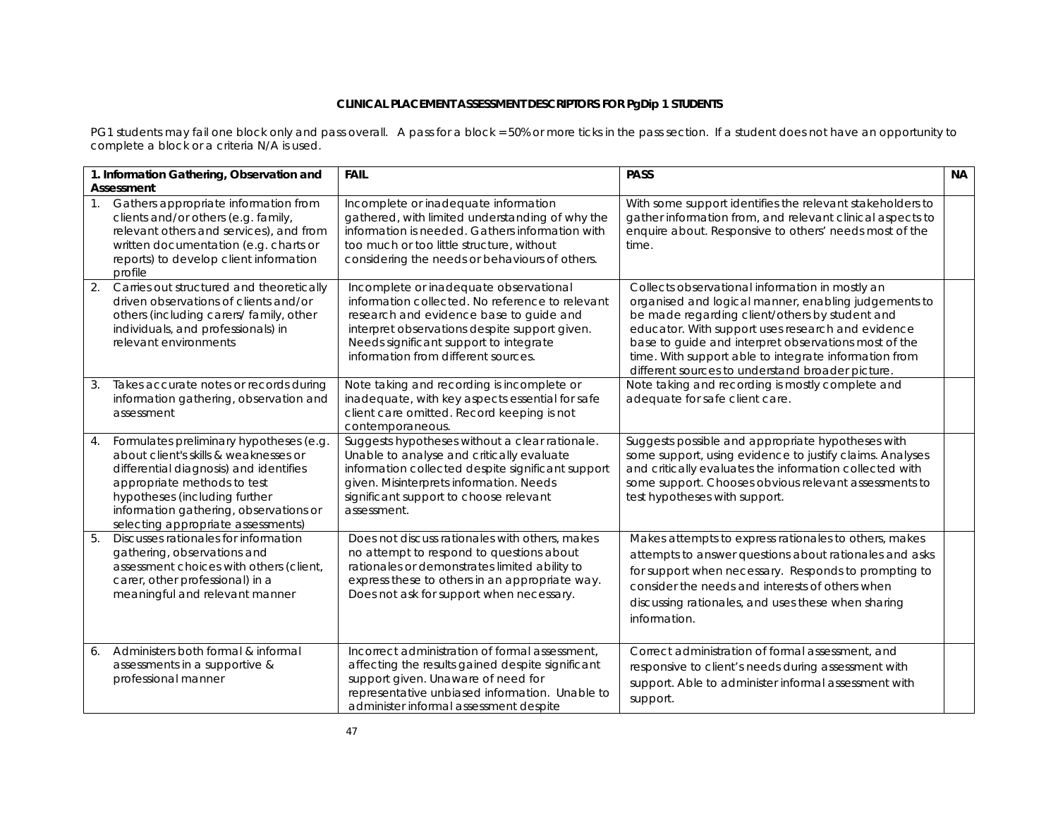**CLINICAL PLACEMENT ASSESSMENT DESCRIPTORS FOR PgDip 1 STUDENTS**

PG1 students may fail one block only and pass overall. A pass for a block = 50% or more ticks in the pass section. If a student does not have an opportunity to complete a block or a criteria N/A is used.

| **1. Information Gathering, Observation and Assessment** | **FAIL** | **PASS** | **NA** |
|---|---|---|---|
| 1. Gathers appropriate information from clients and/or others (e.g. family, relevant others and services), and from written documentation (e.g. charts or reports) to develop client information profile | Incomplete or inadequate information gathered, with limited understanding of why the information is needed. Gathers information with too much or too little structure, without considering the needs or behaviours of others. | With some support identifies the relevant stakeholders to gather information from, and relevant clinical aspects to enquire about. Responsive to others' needs most of the time. | |
| 2. Carries out structured and theoretically driven observations of clients and/or others (including carers/ family, other individuals, and professionals) in relevant environments | Incomplete or inadequate observational information collected. No reference to relevant research and evidence base to guide and interpret observations despite support given. Needs significant support to integrate information from different sources. | Collects observational information in mostly an organised and logical manner, enabling judgements to be made regarding client/others by student and educator. With support uses research and evidence base to guide and interpret observations most of the time. With support able to integrate information from different sources to understand broader picture. | |
| 3. Takes accurate notes or records during information gathering, observation and assessment | Note taking and recording is incomplete or inadequate, with key aspects essential for safe client care omitted. Record keeping is not contemporaneous. | Note taking and recording is mostly complete and adequate for safe client care. | |
| 4. Formulates preliminary hypotheses (e.g. about client's skills & weaknesses or differential diagnosis) and identifies appropriate methods to test hypotheses (including further information gathering, observations or selecting appropriate assessments) | Suggests hypotheses without a clear rationale. Unable to analyse and critically evaluate information collected despite significant support given. Misinterprets information. Needs significant support to choose relevant assessment. | Suggests possible and appropriate hypotheses with some support, using evidence to justify claims. Analyses and critically evaluates the information collected with some support. Chooses obvious relevant assessments to test hypotheses with support. | |
| 5. Discusses rationales for information gathering, observations and assessment choices with others (client, carer, other professional) in a meaningful and relevant manner | Does not discuss rationales with others, makes no attempt to respond to questions about rationales or demonstrates limited ability to express these to others in an appropriate way. Does not ask for support when necessary. | Makes attempts to express rationales to others, makes attempts to answer questions about rationales and asks for support when necessary. Responds to prompting to consider the needs and interests of others when discussing rationales, and uses these when sharing information. | |
| 6. Administers both formal & informal assessments in a supportive & professional manner | Incorrect administration of formal assessment, affecting the results gained despite significant support given. Unaware of need for representative unbiased information. Unable to administer informal assessment despite | Correct administration of formal assessment, and responsive to client's needs during assessment with support. Able to administer informal assessment with support. | |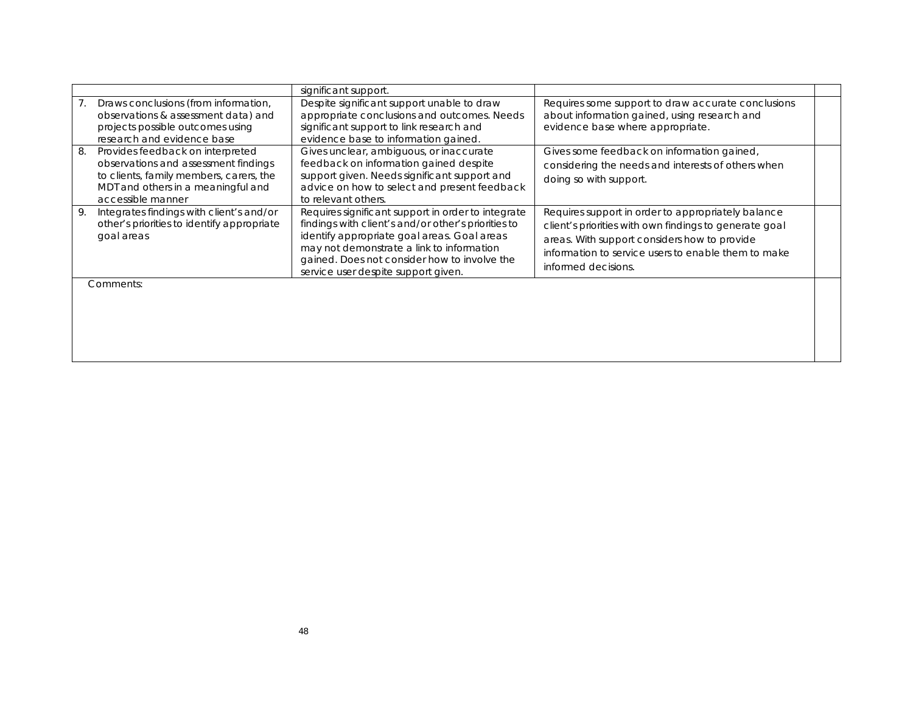| | | | |
|---|---|---|---|
| | significant support. | | |
| 7. Draws conclusions (from information, observations & assessment data) and projects possible outcomes using research and evidence base | Despite significant support unable to draw appropriate conclusions and outcomes. Needs significant support to link research and evidence base to information gained. | Requires some support to draw accurate conclusions about information gained, using research and evidence base where appropriate. | |
| 8. Provides feedback on interpreted observations and assessment findings to clients, family members, carers, the MDT and others in a meaningful and accessible manner | Gives unclear, ambiguous, or inaccurate feedback on information gained despite support given. Needs significant support and advice on how to select and present feedback to relevant others. | Gives some feedback on information gained, considering the needs and interests of others when doing so with support. | |
| 9. Integrates findings with client's and/or other's priorities to identify appropriate goal areas | Requires significant support in order to integrate findings with client's and/or other's priorities to identify appropriate goal areas. Goal areas may not demonstrate a link to information gained. Does not consider how to involve the service user despite support given. | Requires support in order to appropriately balance client's priorities with own findings to generate goal areas. With support considers how to provide information to service users to enable them to make informed decisions. | |
| Comments: | | | |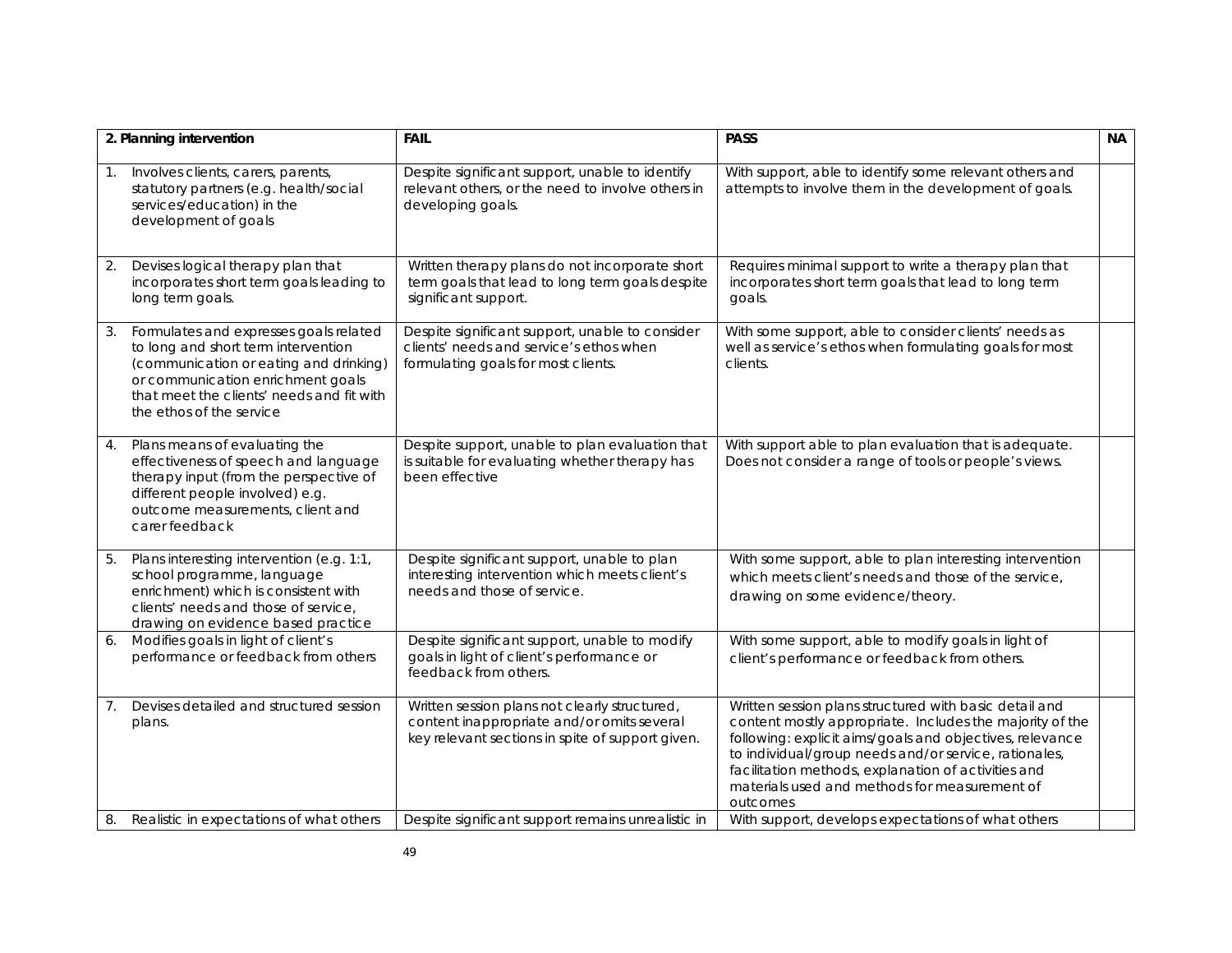| 2. Planning intervention | FAIL | PASS | NA |
|---|---|---|---|
| 1. Involves clients, carers, parents, statutory partners (e.g. health/social services/education) in the development of goals | Despite significant support, unable to identify relevant others, or the need to involve others in developing goals. | With support, able to identify some relevant others and attempts to involve them in the development of goals. | |
| 2. Devises logical therapy plan that incorporates short term goals leading to long term goals. | Written therapy plans do not incorporate short term goals that lead to long term goals despite significant support. | Requires minimal support to write a therapy plan that incorporates short term goals that lead to long term goals. | |
| 3. Formulates and expresses goals related to long and short term intervention (communication or eating and drinking) or communication enrichment goals that meet the clients' needs and fit with the ethos of the service | Despite significant support, unable to consider clients' needs and service's ethos when formulating goals for most clients. | With some support, able to consider clients' needs as well as service's ethos when formulating goals for most clients. | |
| 4. Plans means of evaluating the effectiveness of speech and language therapy input (from the perspective of different people involved) e.g. outcome measurements, client and carer feedback | Despite support, unable to plan evaluation that is suitable for evaluating whether therapy has been effective | With support able to plan evaluation that is adequate. Does not consider a range of tools or people's views. | |
| 5. Plans interesting intervention (e.g. 1:1, school programme, language enrichment) which is consistent with clients' needs and those of service, drawing on evidence based practice | Despite significant support, unable to plan interesting intervention which meets client's needs and those of service. | With some support, able to plan interesting intervention which meets client's needs and those of the service, drawing on some evidence/theory. | |
| 6. Modifies goals in light of client's performance or feedback from others | Despite significant support, unable to modify goals in light of client's performance or feedback from others. | With some support, able to modify goals in light of client's performance or feedback from others. | |
| 7. Devises detailed and structured session plans. | Written session plans not clearly structured, content inappropriate and/or omits several key relevant sections in spite of support given. | Written session plans structured with basic detail and content mostly appropriate. Includes the majority of the following: explicit aims/goals and objectives, relevance to individual/group needs and/or service, rationales, facilitation methods, explanation of activities and materials used and methods for measurement of outcomes | |
| 8. Realistic in expectations of what others | Despite significant support remains unrealistic in | With support, develops expectations of what others | |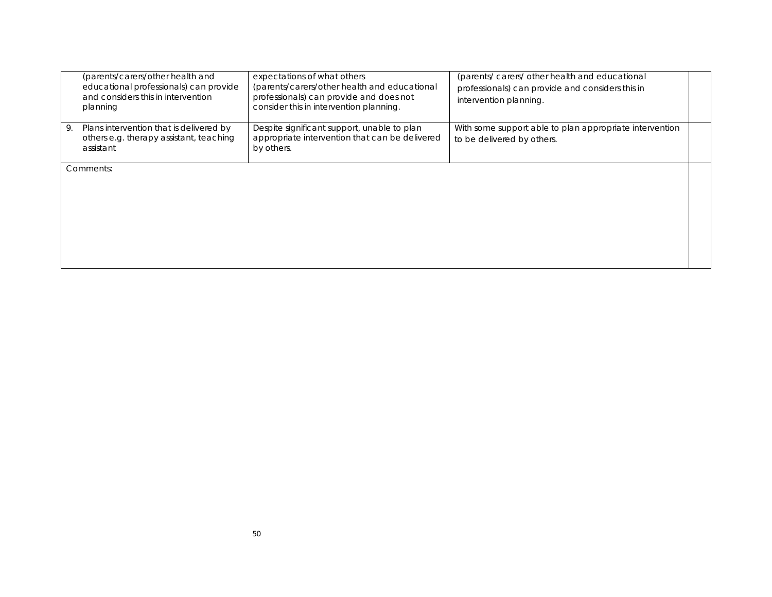| | | | |
|---|---|---|---|
| (parents/carers/other health and educational professionals) can provide and considers this in intervention planning | expectations of what others (parents/carers/other health and educational professionals) can provide and does not consider this in intervention planning. | (parents/ carers/ other health and educational professionals) can provide and considers this in intervention planning. | |
| 9. Plans intervention that is delivered by others e.g. therapy assistant, teaching assistant | Despite significant support, unable to plan appropriate intervention that can be delivered by others. | With some support able to plan appropriate intervention to be delivered by others. | |
| Comments: | | | |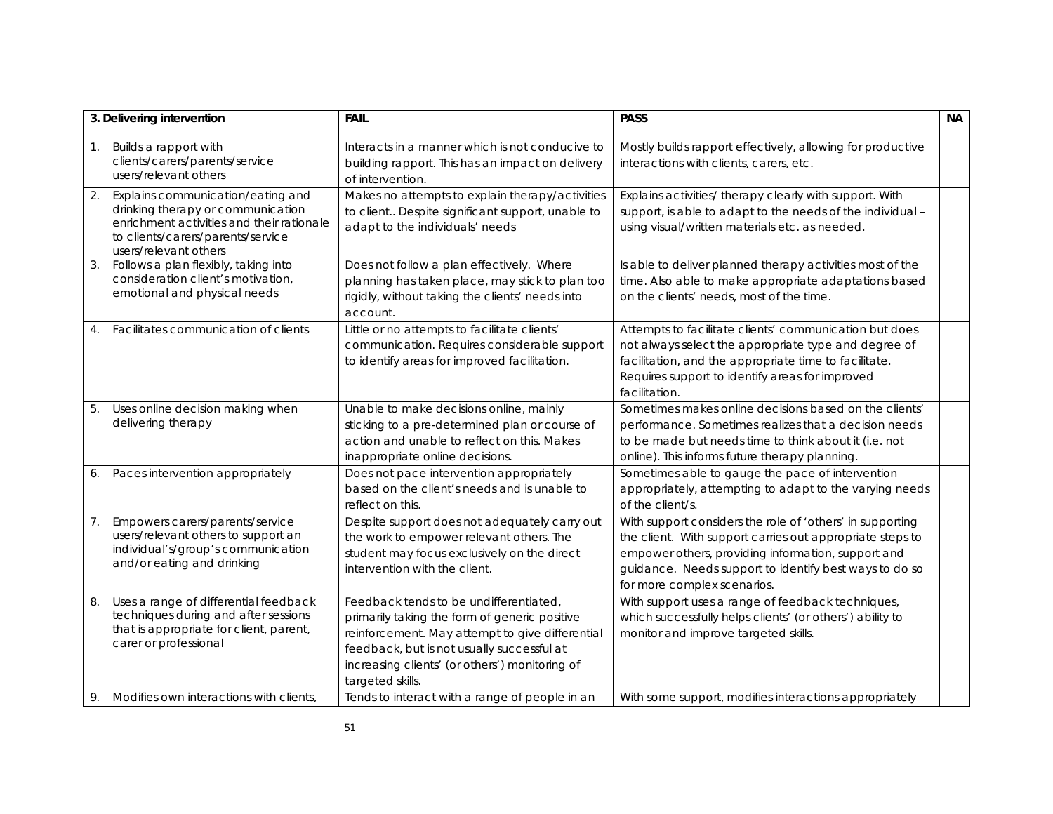| 3. Delivering intervention | FAIL | PASS | NA |
|---|---|---|---|
| 1. Builds a rapport with clients/carers/parents/service users/relevant others | Interacts in a manner which is not conducive to building rapport. This has an impact on delivery of intervention. | Mostly builds rapport effectively, allowing for productive interactions with clients, carers, etc. | |
| 2. Explains communication/eating and drinking therapy or communication enrichment activities and their rationale to clients/carers/parents/service users/relevant others | Makes no attempts to explain therapy/activities to client.. Despite significant support, unable to adapt to the individuals' needs | Explains activities/ therapy clearly with support. With support, is able to adapt to the needs of the individual – using visual/written materials etc. as needed. | |
| 3. Follows a plan flexibly, taking into consideration client's motivation, emotional and physical needs | Does not follow a plan effectively. Where planning has taken place, may stick to plan too rigidly, without taking the clients' needs into account. | Is able to deliver planned therapy activities most of the time. Also able to make appropriate adaptations based on the clients' needs, most of the time. | |
| 4. Facilitates communication of clients | Little or no attempts to facilitate clients' communication. Requires considerable support to identify areas for improved facilitation. | Attempts to facilitate clients' communication but does not always select the appropriate type and degree of facilitation, and the appropriate time to facilitate. Requires support to identify areas for improved facilitation. | |
| 5. Uses online decision making when delivering therapy | Unable to make decisions online, mainly sticking to a pre-determined plan or course of action and unable to reflect on this. Makes inappropriate online decisions. | Sometimes makes online decisions based on the clients' performance. Sometimes realizes that a decision needs to be made but needs time to think about it (i.e. not online). This informs future therapy planning. | |
| 6. Paces intervention appropriately | Does not pace intervention appropriately based on the client's needs and is unable to reflect on this. | Sometimes able to gauge the pace of intervention appropriately, attempting to adapt to the varying needs of the client/s. | |
| 7. Empowers carers/parents/service users/relevant others to support an individual's/group's communication and/or eating and drinking | Despite support does not adequately carry out the work to empower relevant others. The student may focus exclusively on the direct intervention with the client. | With support considers the role of 'others' in supporting the client. With support carries out appropriate steps to empower others, providing information, support and guidance. Needs support to identify best ways to do so for more complex scenarios. | |
| 8. Uses a range of differential feedback techniques during and after sessions that is appropriate for client, parent, carer or professional | Feedback tends to be undifferentiated, primarily taking the form of generic positive reinforcement. May attempt to give differential feedback, but is not usually successful at increasing clients' (or others') monitoring of targeted skills. | With support uses a range of feedback techniques, which successfully helps clients' (or others') ability to monitor and improve targeted skills. | |
| 9. Modifies own interactions with clients, | Tends to interact with a range of people in an | With some support, modifies interactions appropriately | |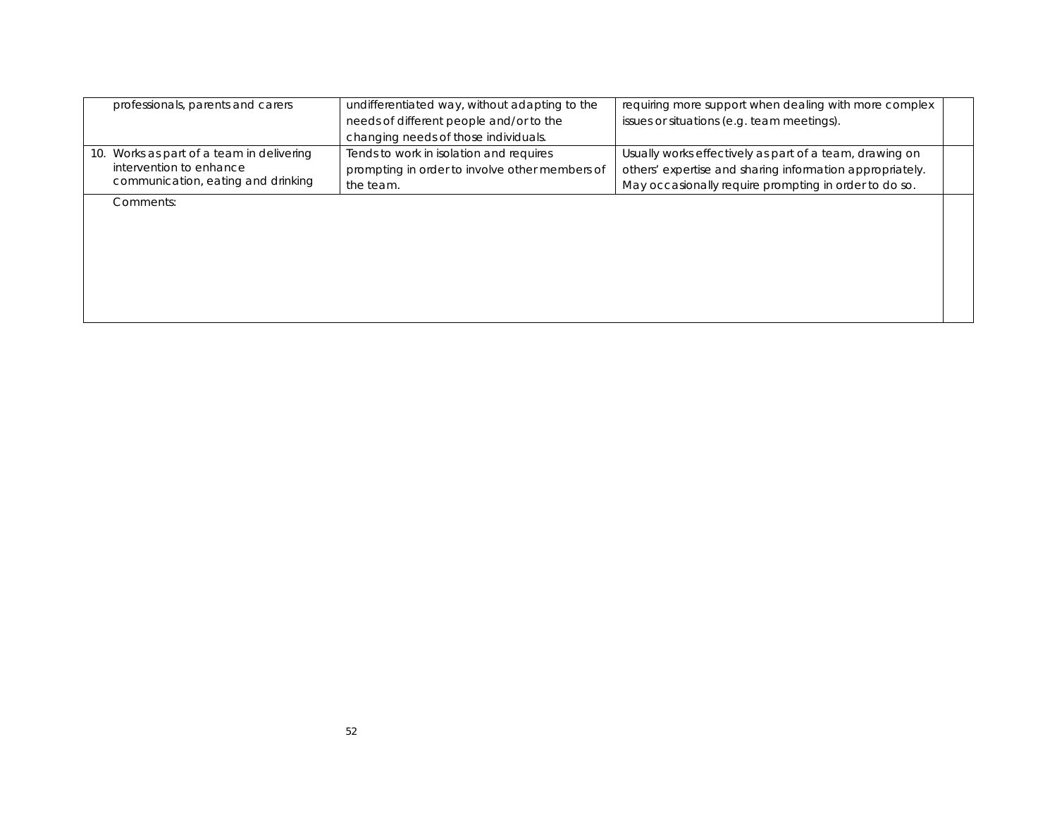| | | | |
|---|---|---|---|
| professionals, parents and carers | undifferentiated way, without adapting to the needs of different people and/or to the changing needs of those individuals. | requiring more support when dealing with more complex issues or situations (e.g. team meetings). | |
| 10. Works as part of a team in delivering intervention to enhance communication, eating and drinking | Tends to work in isolation and requires prompting in order to involve other members of the team. | Usually works effectively as part of a team, drawing on others' expertise and sharing information appropriately. May occasionally require prompting in order to do so. | |
| Comments: | | | |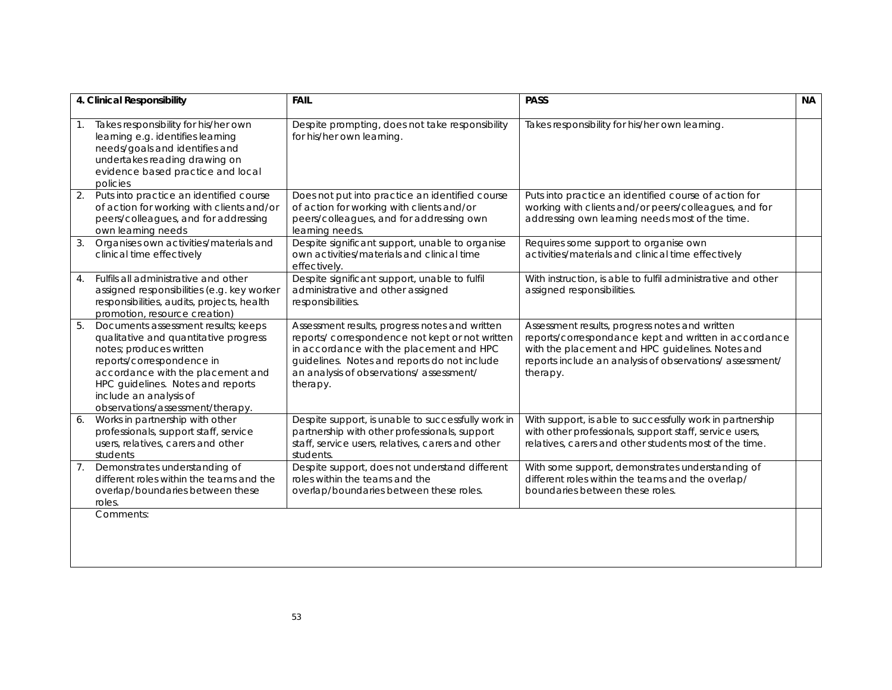| 4. Clinical Responsibility | FAIL | PASS | NA |
|---|---|---|---|
| 1. Takes responsibility for his/her own learning e.g. identifies learning needs/goals and identifies and undertakes reading drawing on evidence based practice and local policies | Despite prompting, does not take responsibility for his/her own learning. | Takes responsibility for his/her own learning. | |
| 2. Puts into practice an identified course of action for working with clients and/or peers/colleagues, and for addressing own learning needs | Does not put into practice an identified course of action for working with clients and/or peers/colleagues, and for addressing own learning needs. | Puts into practice an identified course of action for working with clients and/or peers/colleagues, and for addressing own learning needs most of the time. | |
| 3. Organises own activities/materials and clinical time effectively | Despite significant support, unable to organise own activities/materials and clinical time effectively. | Requires some support to organise own activities/materials and clinical time effectively | |
| 4. Fulfils all administrative and other assigned responsibilities (e.g. key worker responsibilities, audits, projects, health promotion, resource creation) | Despite significant support, unable to fulfil administrative and other assigned responsibilities. | With instruction, is able to fulfil administrative and other assigned responsibilities. | |
| 5. Documents assessment results; keeps qualitative and quantitative progress notes; produces written reports/correspondence in accordance with the placement and HPC guidelines. Notes and reports include an analysis of observations/assessment/therapy. | Assessment results, progress notes and written reports/ correspondence not kept or not written in accordance with the placement and HPC guidelines. Notes and reports do not include an analysis of observations/ assessment/ therapy. | Assessment results, progress notes and written reports/correspondance kept and written in accordance with the placement and HPC guidelines. Notes and reports include an analysis of observations/ assessment/ therapy. | |
| 6. Works in partnership with other professionals, support staff, service users, relatives, carers and other students | Despite support, is unable to successfully work in partnership with other professionals, support staff, service users, relatives, carers and other students. | With support, is able to successfully work in partnership with other professionals, support staff, service users, relatives, carers and other students most of the time. | |
| 7. Demonstrates understanding of different roles within the teams and the overlap/boundaries between these roles. | Despite support, does not understand different roles within the teams and the overlap/boundaries between these roles. | With some support, demonstrates understanding of different roles within the teams and the overlap/ boundaries between these roles. | |
| Comments: | | | |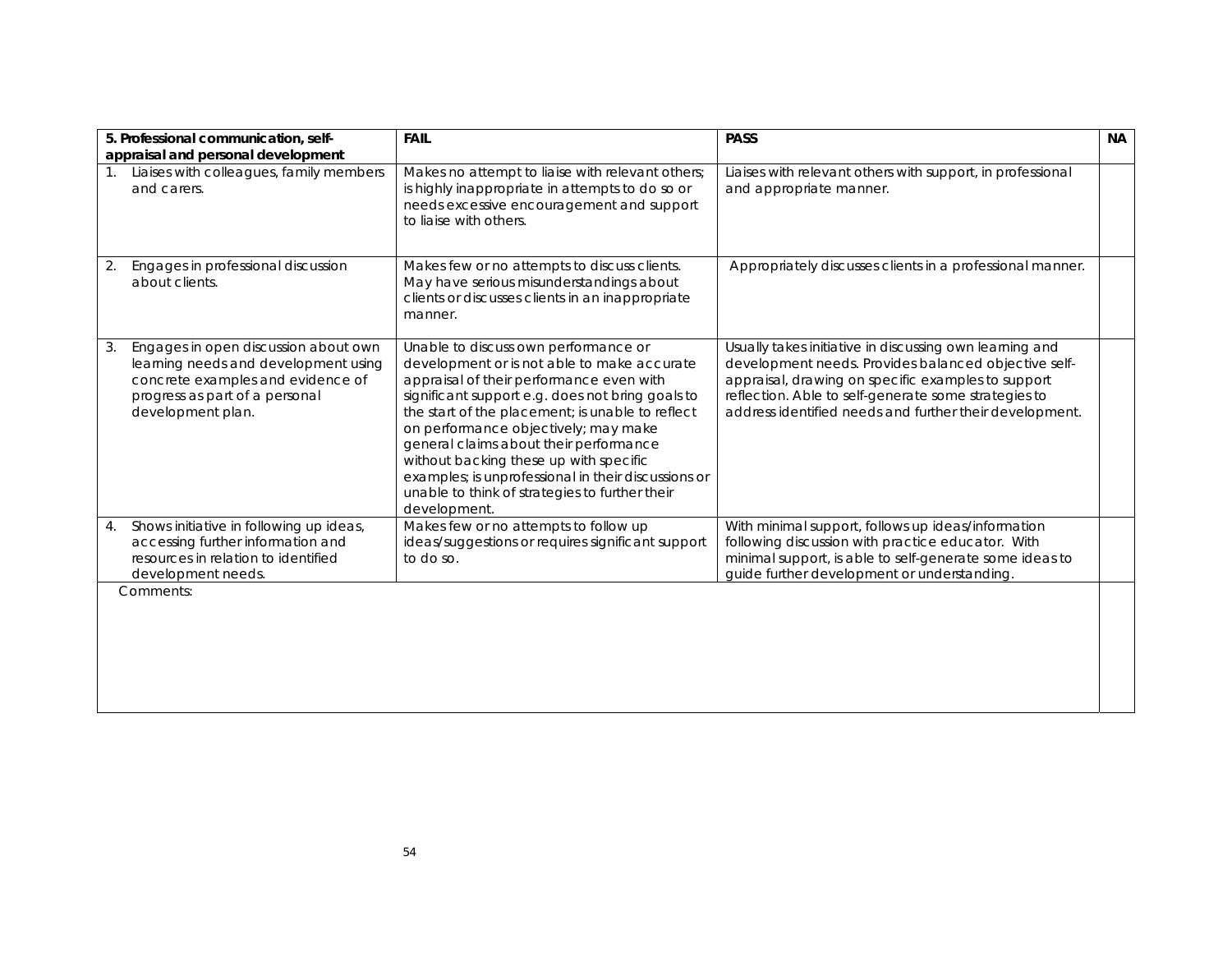| 5. Professional communication, self-appraisal and personal development | FAIL | PASS | NA |
|---|---|---|---|
| 1. Liaises with colleagues, family members and carers. | Makes no attempt to liaise with relevant others; is highly inappropriate in attempts to do so or needs excessive encouragement and support to liaise with others. | Liaises with relevant others with support, in professional and appropriate manner. | |
| 2. Engages in professional discussion about clients. | Makes few or no attempts to discuss clients. May have serious misunderstandings about clients or discusses clients in an inappropriate manner. | Appropriately discusses clients in a professional manner. | |
| 3. Engages in open discussion about own learning needs and development using concrete examples and evidence of progress as part of a personal development plan. | Unable to discuss own performance or development or is not able to make accurate appraisal of their performance even with significant support e.g. does not bring goals to the start of the placement; is unable to reflect on performance objectively; may make general claims about their performance without backing these up with specific examples; is unprofessional in their discussions or unable to think of strategies to further their development. | Usually takes initiative in discussing own learning and development needs. Provides balanced objective self-appraisal, drawing on specific examples to support reflection. Able to self-generate some strategies to address identified needs and further their development. | |
| 4. Shows initiative in following up ideas, accessing further information and resources in relation to identified development needs. | Makes few or no attempts to follow up ideas/suggestions or requires significant support to do so. | With minimal support, follows up ideas/information following discussion with practice educator. With minimal support, is able to self-generate some ideas to guide further development or understanding. | |
| Comments: | | | |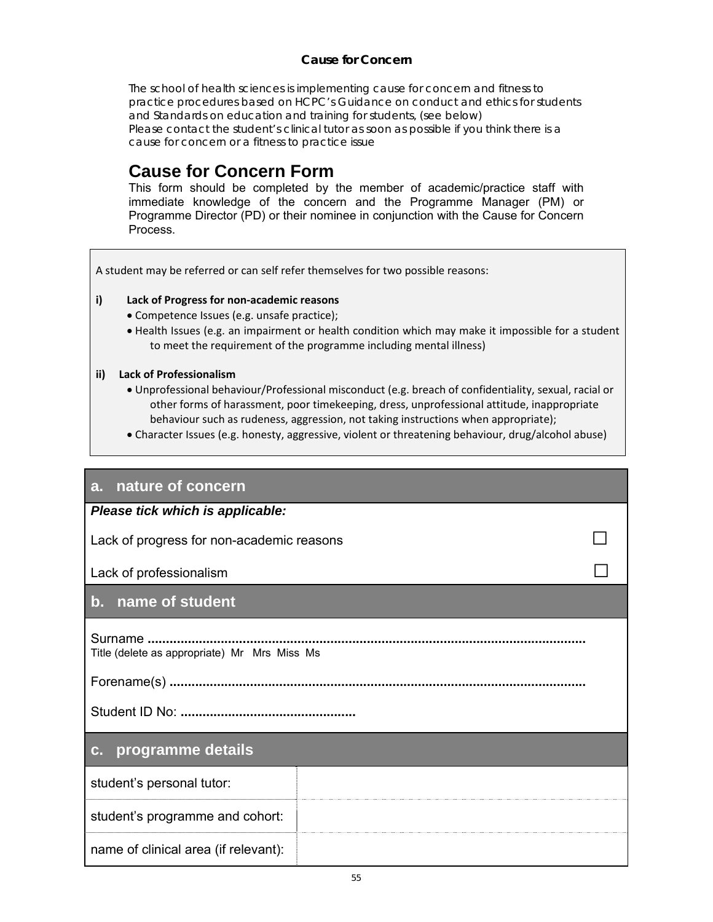**Cause for Concern**

The school of health sciences is implementing cause for concern and fitness to practice procedures based on HCPC's Guidance on conduct and ethics for students and Standards on education and training for students, (see below)
Please contact the student's clinical tutor as soon as possible if you think there is a cause for concern or a fitness to practice issue

# Cause for Concern Form

This form should be completed by the member of academic/practice staff with immediate knowledge of the concern and the Programme Manager (PM) or Programme Director (PD) or their nominee in conjunction with the Cause for Concern Process.

A student may be referred or can self refer themselves for two possible reasons:

**i) Lack of Progress for non-academic reasons**

- Competence Issues (e.g. unsafe practice);
- Health Issues (e.g. an impairment or health condition which may make it impossible for a student to meet the requirement of the programme including mental illness)

**ii) Lack of Professionalism**

- Unprofessional behaviour/Professional misconduct (e.g. breach of confidentiality, sexual, racial or other forms of harassment, poor timekeeping, dress, unprofessional attitude, inappropriate behaviour such as rudeness, aggression, not taking instructions when appropriate);
- Character Issues (e.g. honesty, aggressive, violent or threatening behaviour, drug/alcohol abuse)

## a. nature of concern

***Please tick which is applicable:***

Lack of progress for non-academic reasons ☐

Lack of professionalism ☐

## b. name of student

Surname **.......................................................................................................................**
Title (delete as appropriate) Mr Mrs Miss Ms

Forename(s) **.................................................................................................................**

Student ID No: **...............................................**

## c. programme details

| | |
|---|---|
| student's personal tutor: | |
| student's programme and cohort: | |
| name of clinical area (if relevant): | |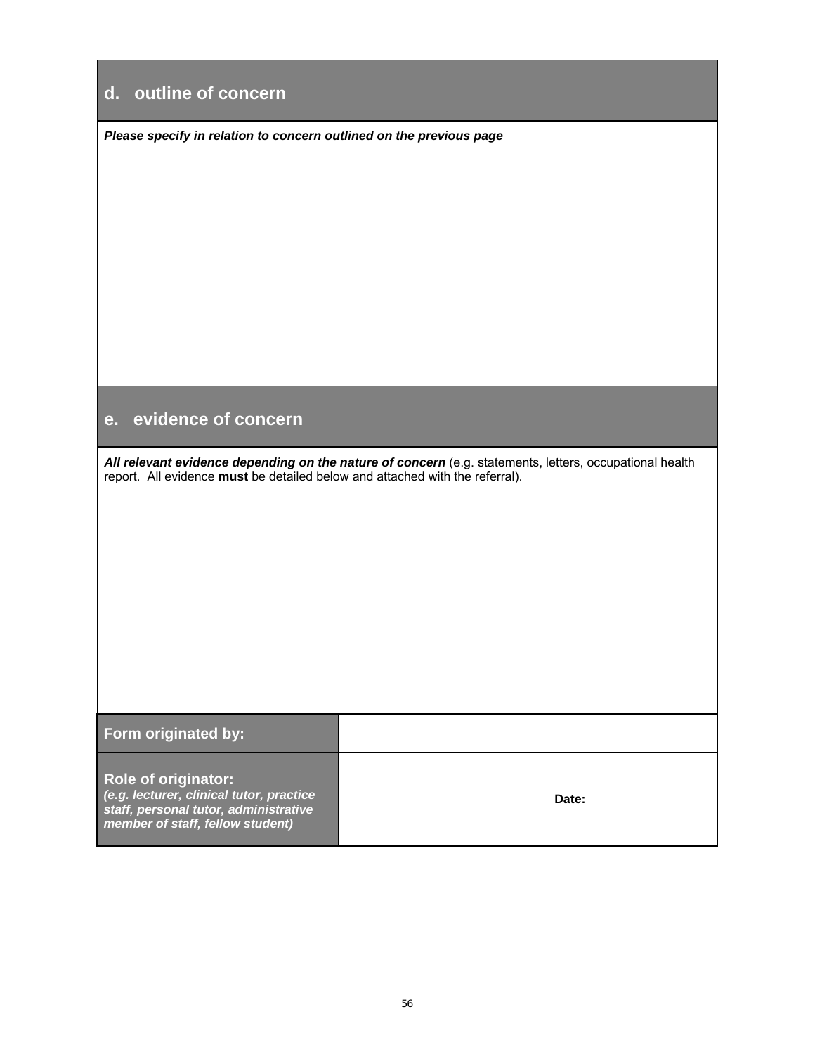## d. outline of concern

***Please specify in relation to concern outlined on the previous page***

## e. evidence of concern

***All relevant evidence depending on the nature of concern*** (e.g. statements, letters, occupational health report. All evidence **must** be detailed below and attached with the referral).

| **Form originated by:** | |
|---|---|
| **Role of originator:** ***(e.g. lecturer, clinical tutor, practice staff, personal tutor, administrative member of staff, fellow student)*** | **Date:** |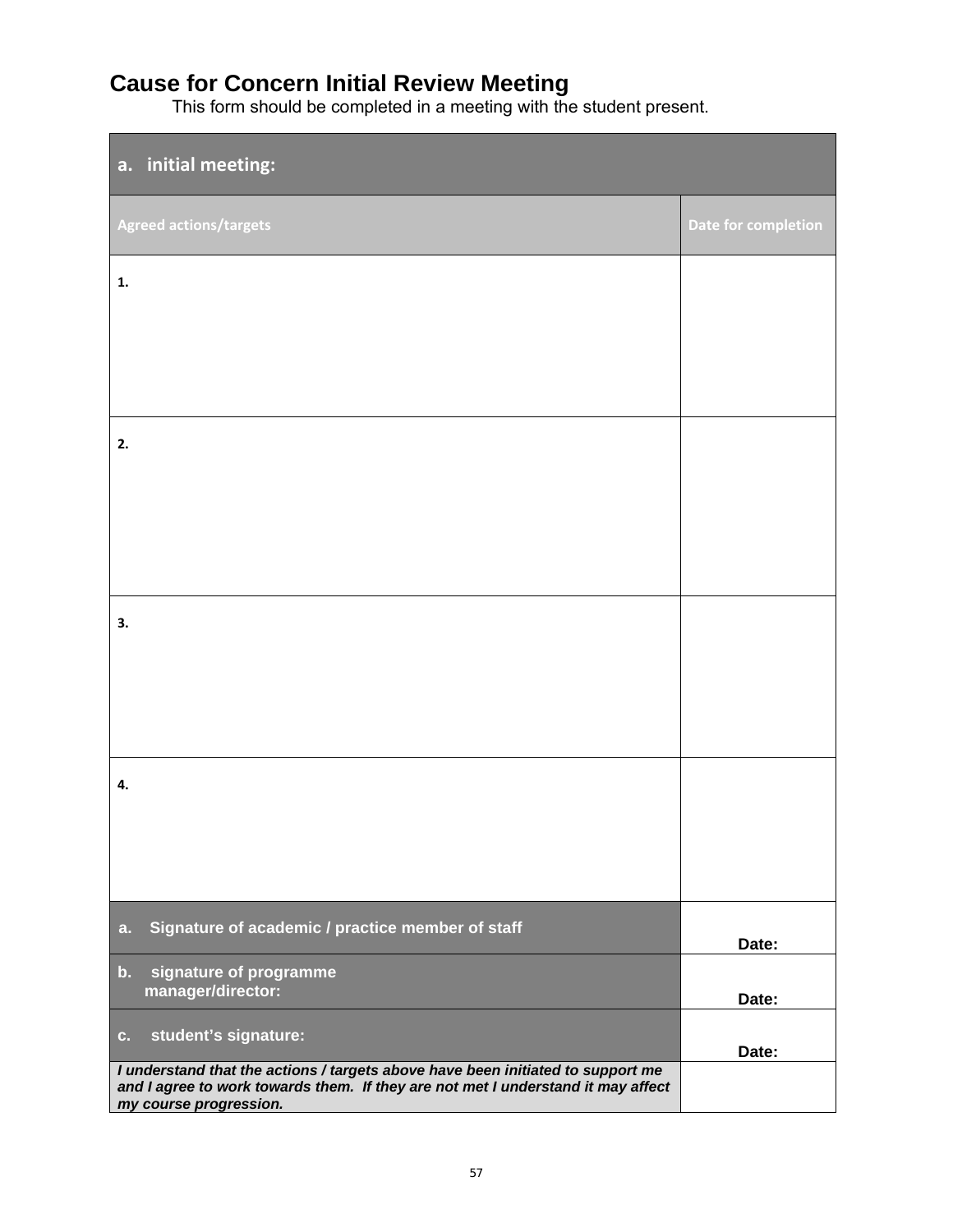# Cause for Concern Initial Review Meeting

This form should be completed in a meeting with the student present.

| a. initial meeting: | |
|---|---|
| **Agreed actions/targets** | **Date for completion** |
| **1.** | |
| **2.** | |
| **3.** | |
| **4.** | |
| **a. Signature of academic / practice member of staff** | **Date:** |
| **b. signature of programme manager/director:** | **Date:** |
| **c. student's signature:** | **Date:** |
| ***I understand that the actions / targets above have been initiated to support me and I agree to work towards them. If they are not met I understand it may affect my course progression.*** | |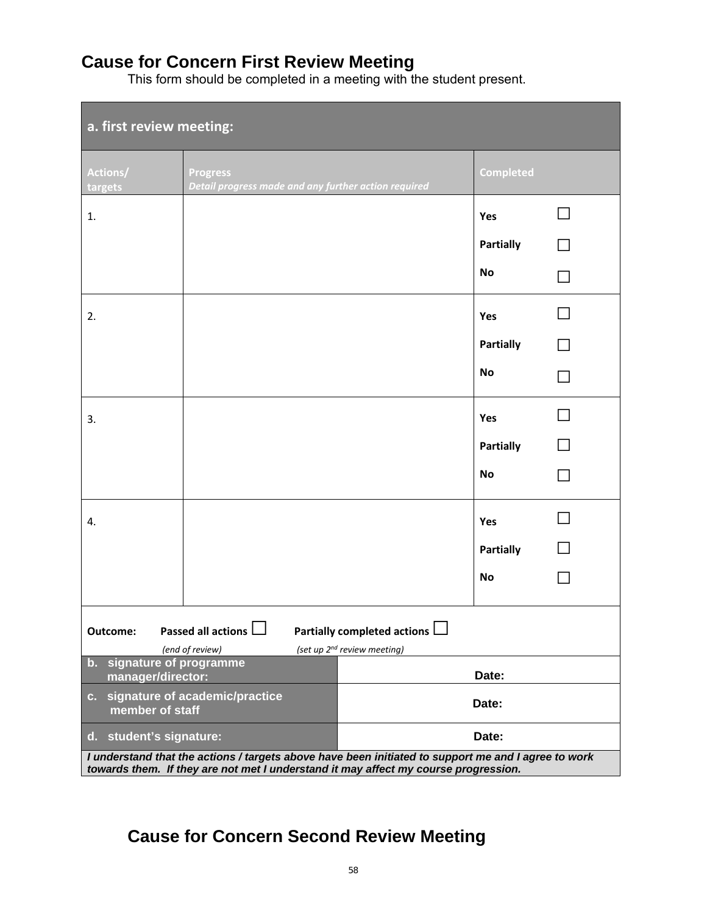## Cause for Concern First Review Meeting

This form should be completed in a meeting with the student present.

| **a. first review meeting:** | | |
|---|---|---|
| **Actions/ targets** | **Progress** *Detail progress made and any further action required* | **Completed** |
| 1. | | **Yes** ☐ **Partially** ☐ **No** ☐ |
| 2. | | **Yes** ☐ **Partially** ☐ **No** ☐ |
| 3. | | **Yes** ☐ **Partially** ☐ **No** ☐ |
| 4. | | **Yes** ☐ **Partially** ☐ **No** ☐ |

**Outcome:** **Passed all actions** ☐ *(end of review)* **Partially completed actions** ☐ *(set up 2nd review meeting)*

| | |
|---|---|
| **b. signature of programme manager/director:** | **Date:** |
| **c. signature of academic/practice member of staff** | **Date:** |
| **d. student's signature:** | **Date:** |

***I understand that the actions / targets above have been initiated to support me and I agree to work towards them. If they are not met I understand it may affect my course progression.***

## Cause for Concern Second Review Meeting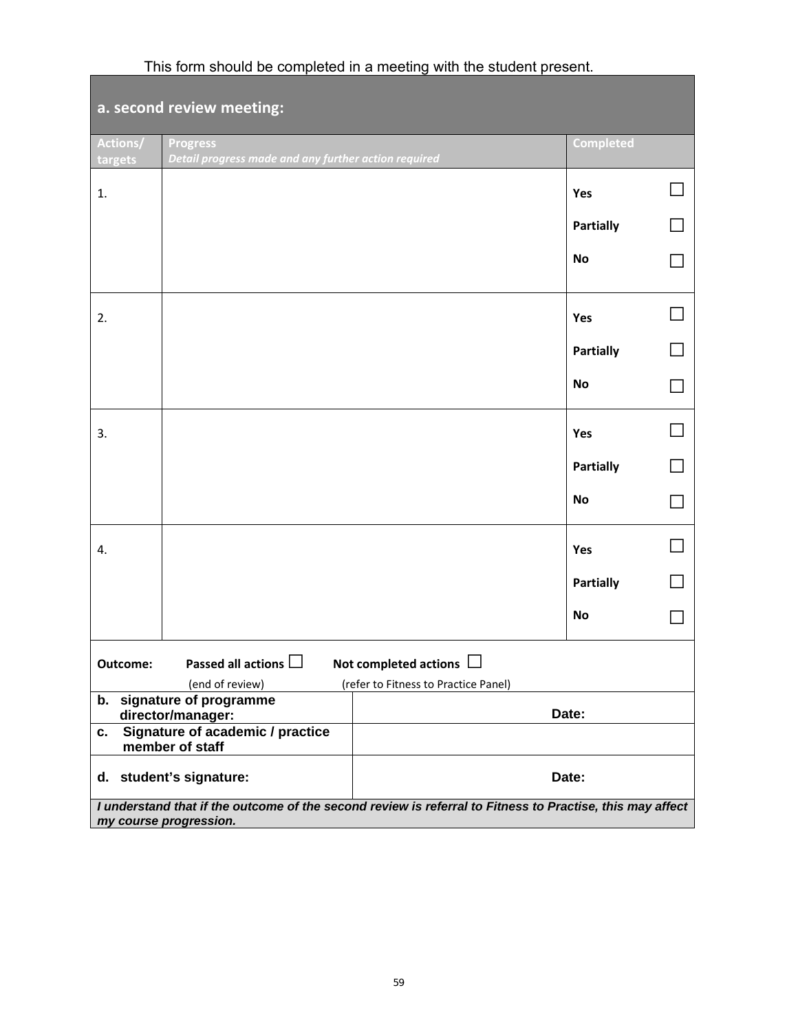This form should be completed in a meeting with the student present.

| a. second review meeting: | | |
|---|---|---|
| **Actions/ targets** | **Progress** *Detail progress made and any further action required* | **Completed** |
| 1. | | **Yes** ☐ **Partially** ☐ **No** ☐ |
| 2. | | **Yes** ☐ **Partially** ☐ **No** ☐ |
| 3. | | **Yes** ☐ **Partially** ☐ **No** ☐ |
| 4. | | **Yes** ☐ **Partially** ☐ **No** ☐ |

**Outcome:** **Passed all actions** ☐ (end of review) **Not completed actions** ☐ (refer to Fitness to Practice Panel)

| | |
|---|---|
| **b. signature of programme director/manager:** | **Date:** |
| **c. Signature of academic / practice member of staff** | |
| **d. student's signature:** | **Date:** |

***I understand that if the outcome of the second review is referral to Fitness to Practise, this may affect my course progression.***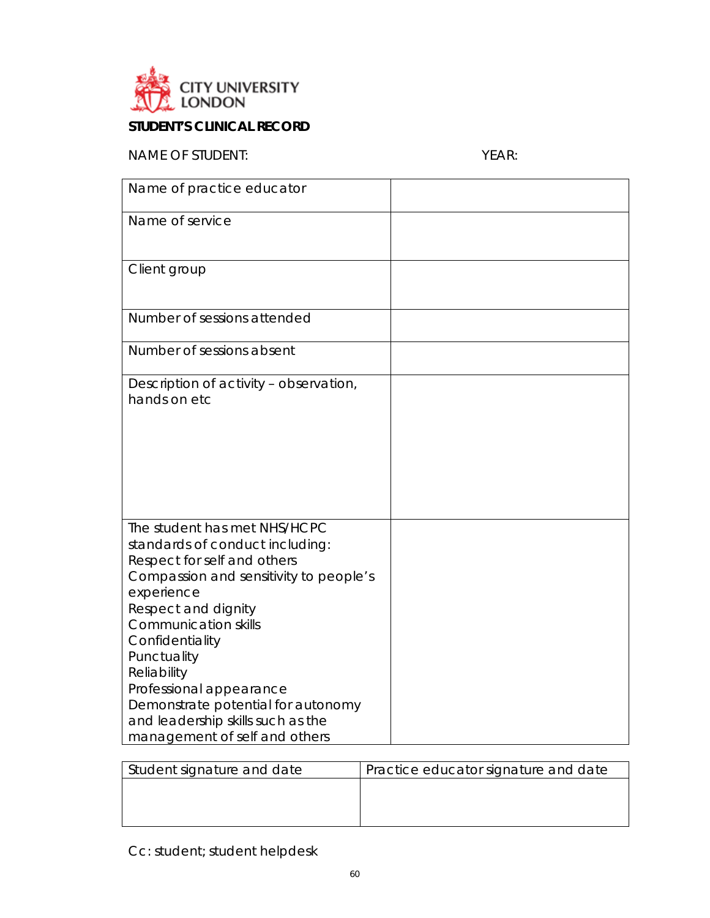CITY UNIVERSITY LONDON

**STUDENT'S CLINICAL RECORD**

NAME OF STUDENT: YEAR:

| Name of practice educator | |
|---|---|
| Name of service | |
| Client group | |
| Number of sessions attended | |
| Number of sessions absent | |
| Description of activity – observation, hands on etc | |
| The student has met NHS/HCPC standards of conduct including:<br>Respect for self and others<br>Compassion and sensitivity to people's experience<br>Respect and dignity<br>Communication skills<br>Confidentiality<br>Punctuality<br>Reliability<br>Professional appearance<br>Demonstrate potential for autonomy and leadership skills such as the management of self and others | |

| Student signature and date | Practice educator signature and date |
|---|---|
| | |

Cc: student; student helpdesk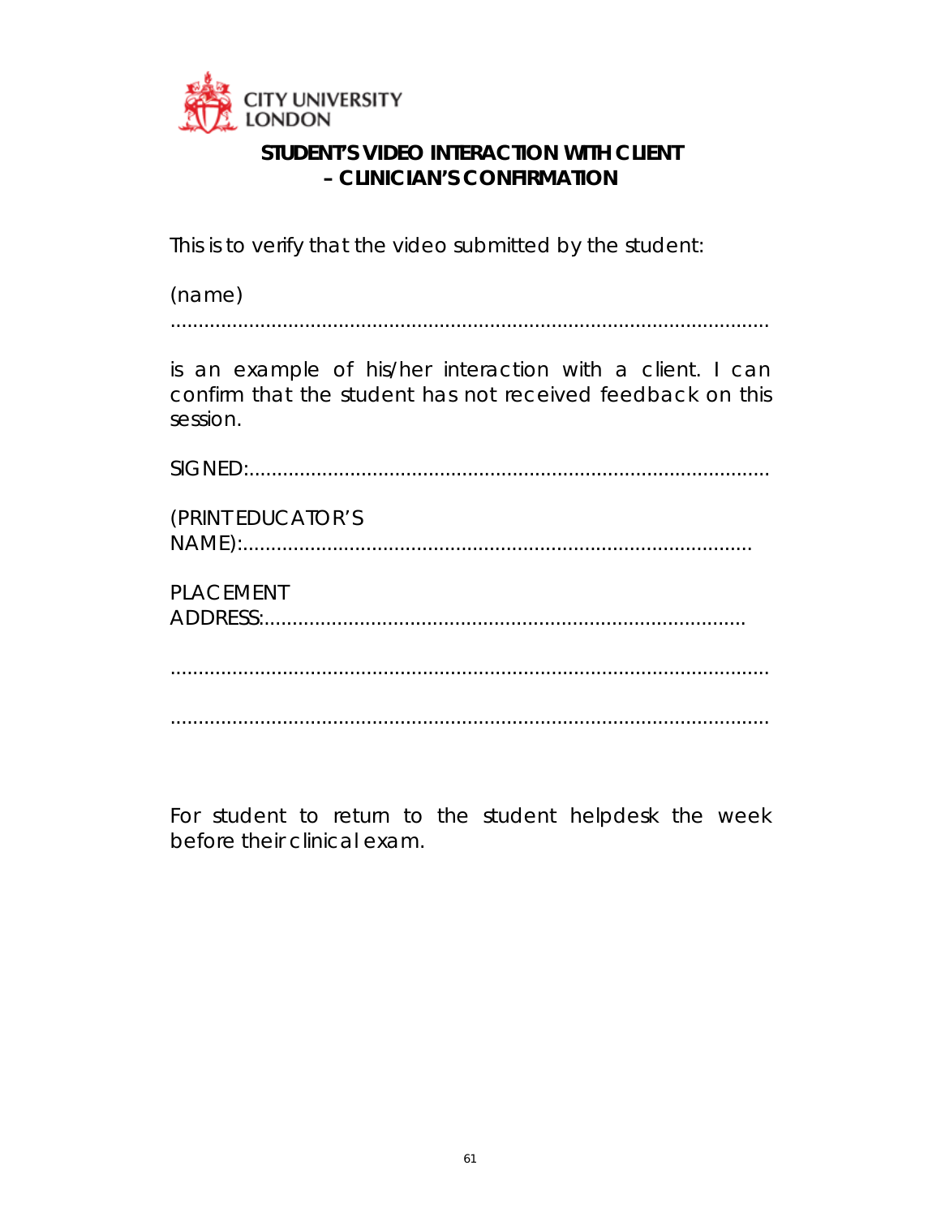CITY UNIVERSITY LONDON

## STUDENT'S VIDEO INTERACTION WITH CLIENT – CLINICIAN'S CONFIRMATION

This is to verify that the video submitted by the student:

(name) ............................................................................................................

is an example of his/her interaction with a client. I can confirm that the student has not received feedback on this session.

SIGNED:...........................................................................................

(PRINT EDUCATOR'S NAME):...........................................................................................

PLACEMENT ADDRESS:.......................................................................................

............................................................................................................

............................................................................................................

For student to return to the student helpdesk the week before their clinical exam.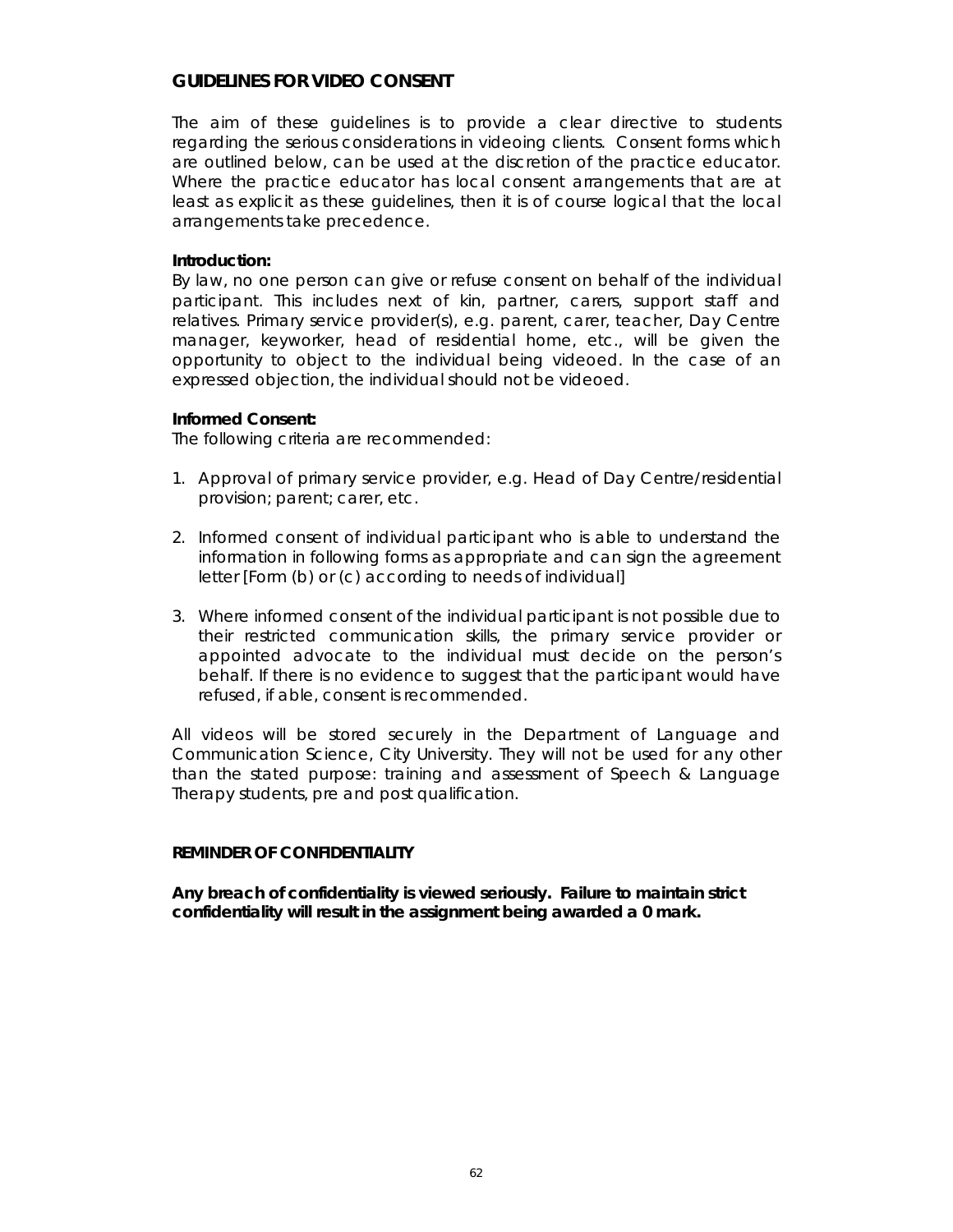## GUIDELINES FOR VIDEO CONSENT

The aim of these guidelines is to provide a clear directive to students regarding the serious considerations in videoing clients. Consent forms which are outlined below, can be used at the discretion of the practice educator. Where the practice educator has local consent arrangements that are at least as explicit as these guidelines, then it is of course logical that the local arrangements take precedence.

**Introduction:**
By law, no one person can give or refuse consent on behalf of the individual participant. This includes next of kin, partner, carers, support staff and relatives. Primary service provider(s), e.g. parent, carer, teacher, Day Centre manager, keyworker, head of residential home, etc., will be given the opportunity to object to the individual being videoed. In the case of an expressed objection, the individual should not be videoed.

**Informed Consent:**
The following criteria are recommended:

1. Approval of primary service provider, e.g. Head of Day Centre/residential provision; parent; carer, etc.

2. Informed consent of individual participant who is able to understand the information in following forms as appropriate and can sign the agreement letter [Form (b) or (c) according to needs of individual]

3. Where informed consent of the individual participant is not possible due to their restricted communication skills, the primary service provider or appointed advocate to the individual must decide on the person's behalf. If there is no evidence to suggest that the participant would have refused, if able, consent is recommended.

All videos will be stored securely in the Department of Language and Communication Science, City University. They will not be used for any other than the stated purpose: training and assessment of Speech & Language Therapy students, pre and post qualification.

**REMINDER OF CONFIDENTIALITY**

**Any breach of confidentiality is viewed seriously. Failure to maintain strict confidentiality will result in the assignment being awarded a 0 mark.**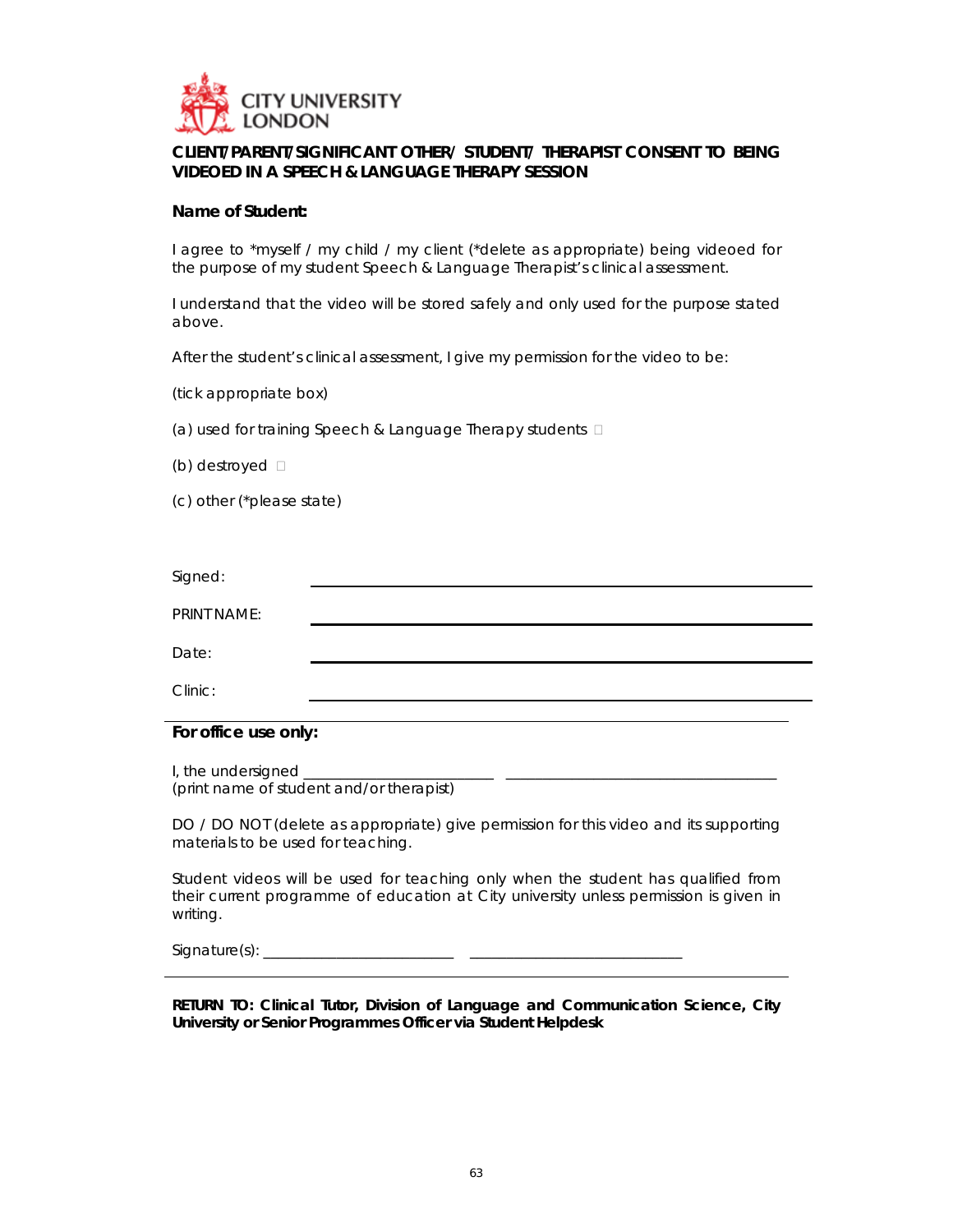CITY UNIVERSITY LONDON

**CLIENT/PARENT/SIGNIFICANT OTHER/ STUDENT/ THERAPIST CONSENT TO BEING VIDEOED IN A SPEECH & LANGUAGE THERAPY SESSION**

**Name of Student:**

I agree to *myself / my child / my client (*delete as appropriate) being videoed for the purpose of my student Speech & Language Therapist's clinical assessment.

I understand that the video will be stored safely and only used for the purpose stated above.

After the student's clinical assessment, I give my permission for the video to be:

(tick appropriate box)

(a) used for training Speech & Language Therapy students ☐

(b) destroyed ☐

(c) other (*please state)

Signed: ____________________________________________

PRINT NAME: ____________________________________________

Date: ____________________________________________

Clinic: ____________________________________________

---

**For office use only:**

I, the undersigned ________________________ ___________________________________
(print name of student and/or therapist)

DO / DO NOT (delete as appropriate) give permission for this video and its supporting materials to be used for teaching.

Student videos will be used for teaching only when the student has qualified from their current programme of education at City university unless permission is given in writing.

Signature(s): ________________________ ___________________________

---

**RETURN TO: Clinical Tutor, Division of Language and Communication Science, City University or Senior Programmes Officer via Student Helpdesk**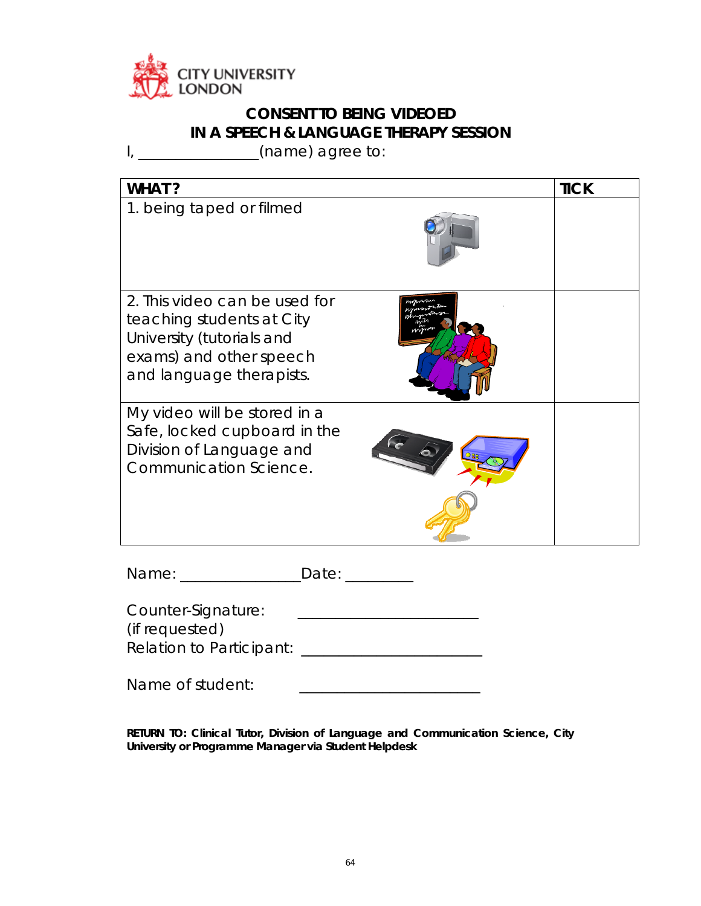CITY UNIVERSITY LONDON

## CONSENT TO BEING VIDEOED IN A SPEECH & LANGUAGE THERAPY SESSION

I, _______________(name) agree to:

| WHAT? | TICK |
|---|---|
| 1. being taped or filmed | |
| 2. This video can be used for teaching students at City University (tutorials and exams) and other speech and language therapists. | |
| My video will be stored in a Safe, locked cupboard in the Division of Language and Communication Science. | |

Name: _______________Date: _________

Counter-Signature: ______________________
(if requested)
Relation to Participant: ______________________

Name of student: ______________________

**RETURN TO: Clinical Tutor, Division of Language and Communication Science, City University or Programme Manager via Student Helpdesk**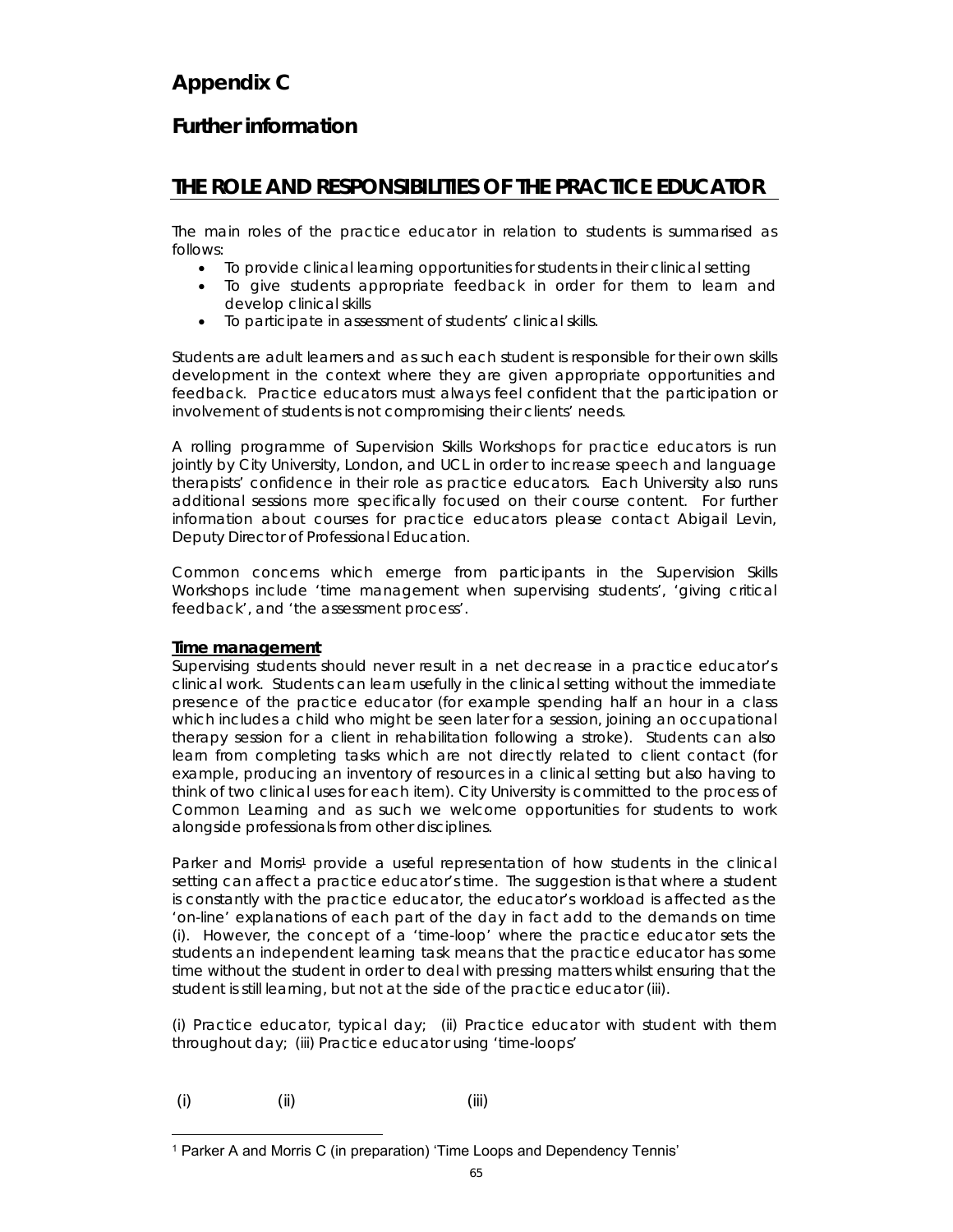# Appendix C

## Further information

## THE ROLE AND RESPONSIBILITIES OF THE PRACTICE EDUCATOR

The main roles of the practice educator in relation to students is summarised as follows:

- To provide clinical learning opportunities for students in their clinical setting
- To give students appropriate feedback in order for them to learn and develop clinical skills
- To participate in assessment of students' clinical skills.

Students are adult learners and as such each student is responsible for their own skills development in the context where they are given appropriate opportunities and feedback. Practice educators must always feel confident that the participation or involvement of students is not compromising their clients' needs.

A rolling programme of Supervision Skills Workshops for practice educators is run jointly by City University, London, and UCL in order to increase speech and language therapists' confidence in their role as practice educators. Each University also runs additional sessions more specifically focused on their course content. For further information about courses for practice educators please contact Abigail Levin, Deputy Director of Professional Education.

Common concerns which emerge from participants in the Supervision Skills Workshops include 'time management when supervising students', 'giving critical feedback', and 'the assessment process'.

**Time management**

Supervising students should never result in a net decrease in a practice educator's clinical work. Students can learn usefully in the clinical setting without the immediate presence of the practice educator (for example spending half an hour in a class which includes a child who might be seen later for a session, joining an occupational therapy session for a client in rehabilitation following a stroke). Students can also learn from completing tasks which are not directly related to client contact (for example, producing an inventory of resources in a clinical setting but also having to think of two clinical uses for each item). City University is committed to the process of Common Learning and as such we welcome opportunities for students to work alongside professionals from other disciplines.

Parker and Morris[1] provide a useful representation of how students in the clinical setting can affect a practice educator's time. The suggestion is that where a student is constantly with the practice educator, the educator's workload is affected as the 'on-line' explanations of each part of the day in fact add to the demands on time (i). However, the concept of a 'time-loop' where the practice educator sets the students an independent learning task means that the practice educator has some time without the student in order to deal with pressing matters whilst ensuring that the student is still learning, but not at the side of the practice educator (iii).

(i) Practice educator, typical day; (ii) Practice educator with student with them throughout day; (iii) Practice educator using 'time-loops'

(i) (ii) (iii)

[1] Parker A and Morris C (in preparation) 'Time Loops and Dependency Tennis'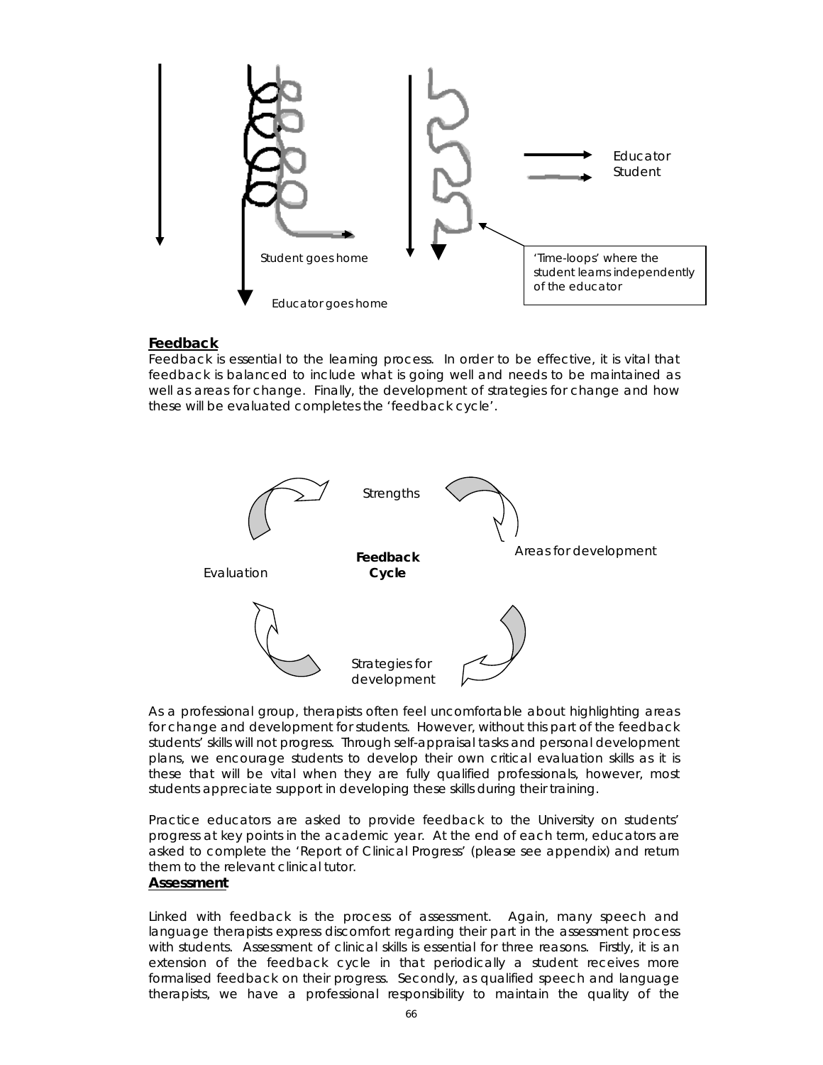Student goes home

Educator goes home

Educator
Student

'Time-loops' where the student learns independently of the educator

## Feedback

Feedback is essential to the learning process. In order to be effective, it is vital that feedback is balanced to include what is going well and needs to be maintained as well as areas for change. Finally, the development of strategies for change and how these will be evaluated completes the 'feedback cycle'.

**Feedback Cycle**

Strengths

Areas for development

Strategies for development

Evaluation

As a professional group, therapists often feel uncomfortable about highlighting areas for change and development for students. However, without this part of the feedback students' skills will not progress. Through self-appraisal tasks and personal development plans, we encourage students to develop their own critical evaluation skills as it is these that will be vital when they are fully qualified professionals, however, most students appreciate support in developing these skills during their training.

Practice educators are asked to provide feedback to the University on students' progress at key points in the academic year. At the end of each term, educators are asked to complete the 'Report of Clinical Progress' (please see appendix) and return them to the relevant clinical tutor.

## Assessment

Linked with feedback is the process of assessment. Again, many speech and language therapists express discomfort regarding their part in the assessment process with students. Assessment of clinical skills is essential for three reasons. Firstly, it is an extension of the feedback cycle in that periodically a student receives more formalised feedback on their progress. Secondly, as qualified speech and language therapists, we have a professional responsibility to maintain the quality of the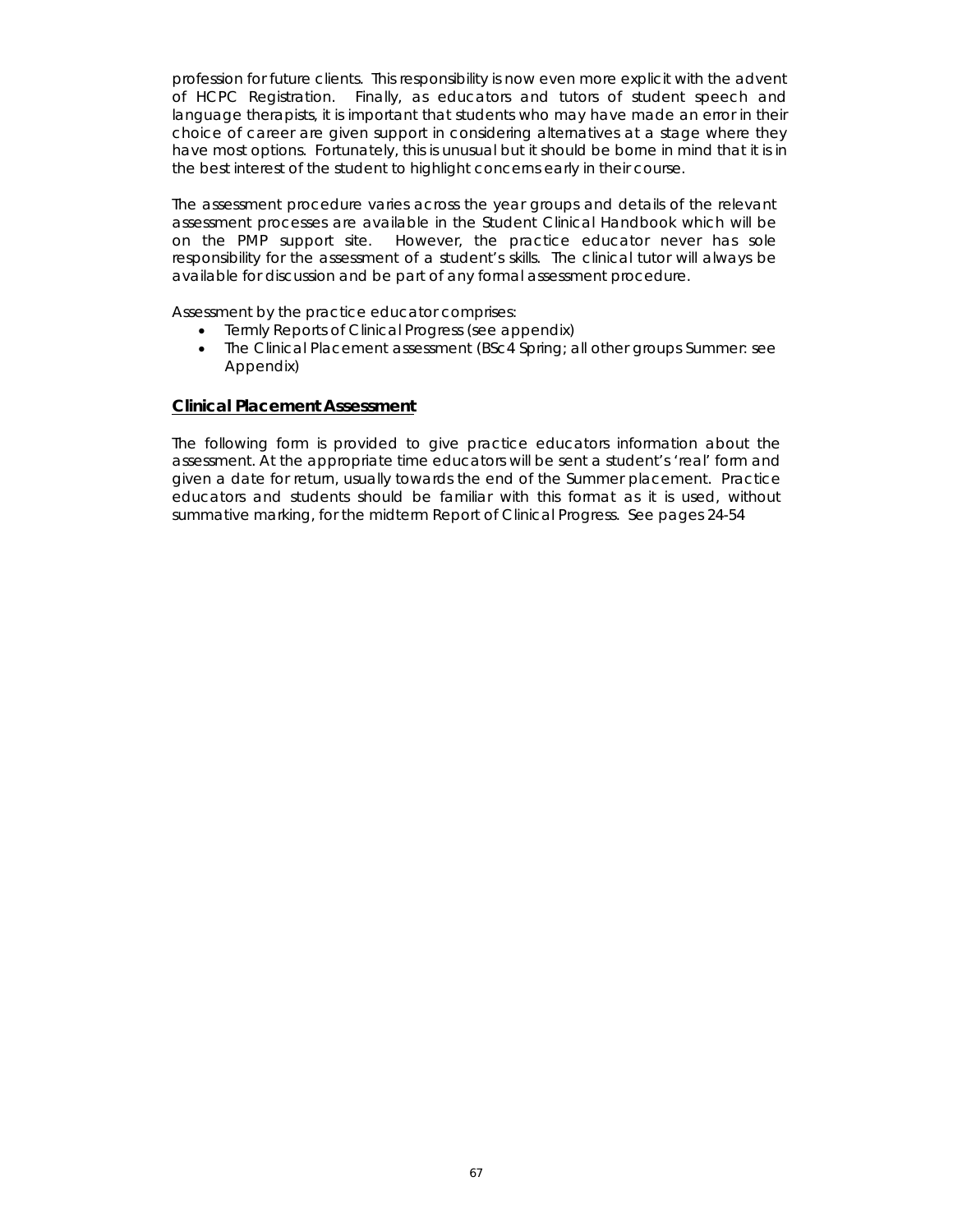profession for future clients. This responsibility is now even more explicit with the advent of HCPC Registration. Finally, as educators and tutors of student speech and language therapists, it is important that students who may have made an error in their choice of career are given support in considering alternatives at a stage where they have most options. Fortunately, this is unusual but it should be borne in mind that it is in the best interest of the student to highlight concerns early in their course.

The assessment procedure varies across the year groups and details of the relevant assessment processes are available in the Student Clinical Handbook which will be on the PMP support site. However, the practice educator never has sole responsibility for the assessment of a student's skills. The clinical tutor will always be available for discussion and be part of any formal assessment procedure.

Assessment by the practice educator comprises:

- Termly Reports of Clinical Progress (see appendix)
- The Clinical Placement assessment (BSc4 Spring; all other groups Summer: see Appendix)

## Clinical Placement Assessment

The following form is provided to give practice educators information about the assessment. At the appropriate time educators will be sent a student's 'real' form and given a date for return, usually towards the end of the Summer placement. Practice educators and students should be familiar with this format as it is used, without summative marking, for the midterm Report of Clinical Progress. See pages 24-54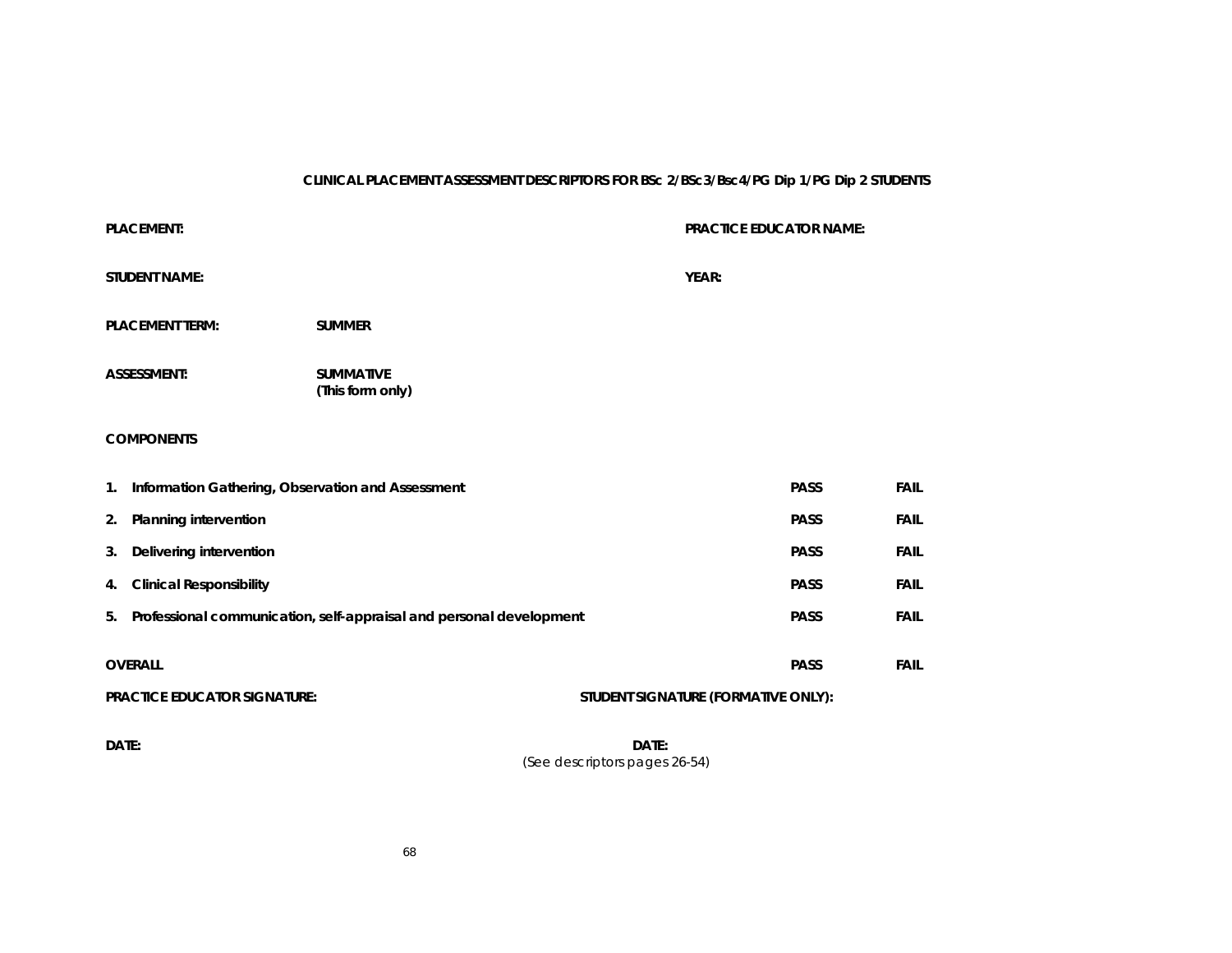**CLINICAL PLACEMENT ASSESSMENT DESCRIPTORS FOR BSc 2/BSc3/Bsc4/PG Dip 1/PG Dip 2 STUDENTS**

**PLACEMENT:**

**PRACTICE EDUCATOR NAME:**

**STUDENT NAME:**

**YEAR:**

**PLACEMENT TERM:** **SUMMER**

**ASSESSMENT:** **SUMMATIVE**
**(This form only)**

**COMPONENTS**

| | | |
|---|---|---|
| **1. Information Gathering, Observation and Assessment** | **PASS** | **FAIL** |
| **2. Planning intervention** | **PASS** | **FAIL** |
| **3. Delivering intervention** | **PASS** | **FAIL** |
| **4. Clinical Responsibility** | **PASS** | **FAIL** |
| **5. Professional communication, self-appraisal and personal development** | **PASS** | **FAIL** |
| **OVERALL** | **PASS** | **FAIL** |

**PRACTICE EDUCATOR SIGNATURE:**

**STUDENT SIGNATURE (FORMATIVE ONLY):**

**DATE:**

**DATE:**

*(See descriptors pages 26-54)*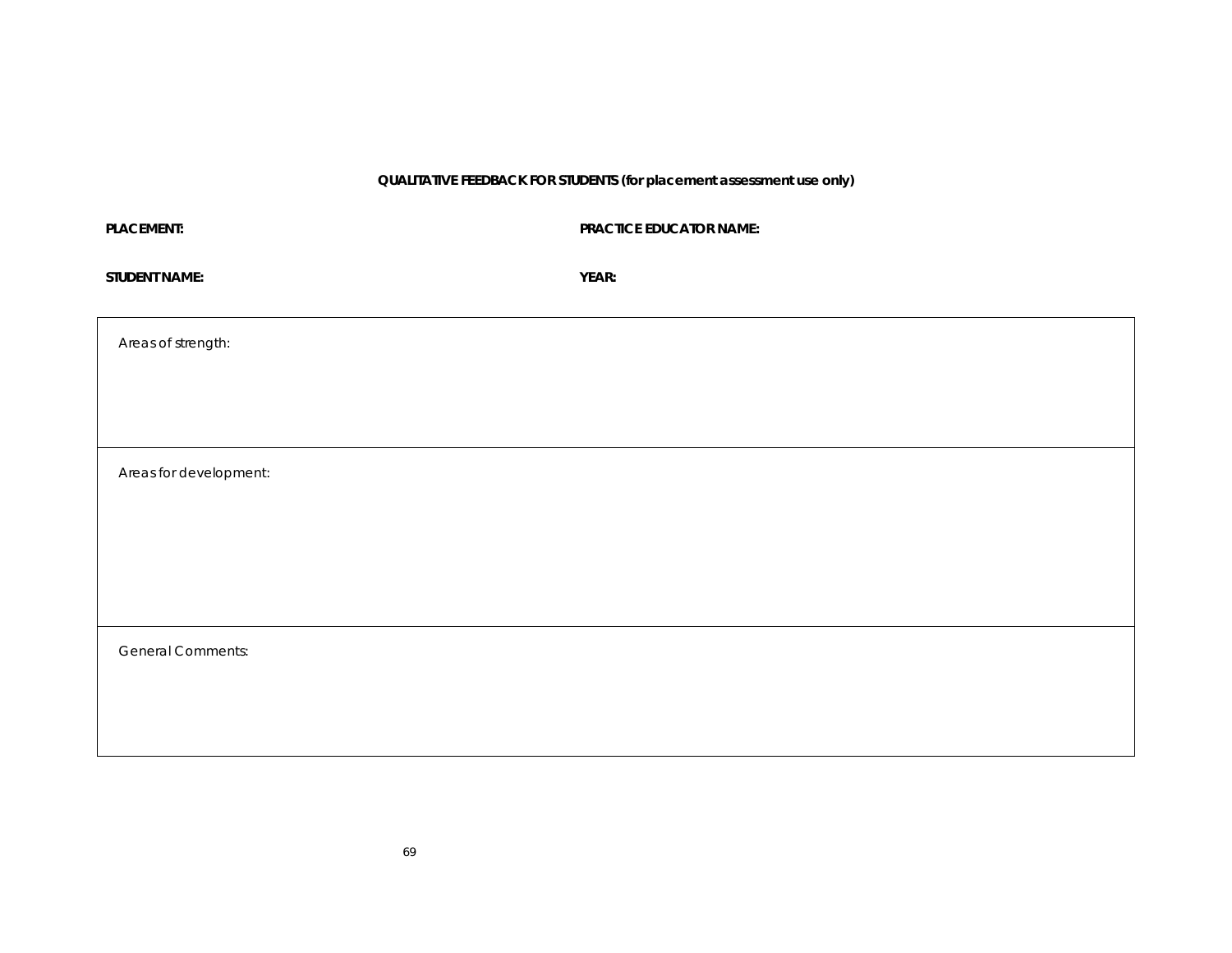**QUALITATIVE FEEDBACK FOR STUDENTS (for placement assessment use only)**

| **PLACEMENT:** | **PRACTICE EDUCATOR NAME:** |
|---|---|
| **STUDENT NAME:** | **YEAR:** |

| Areas of strength: |
|---|
| Areas for development: |
| General Comments: |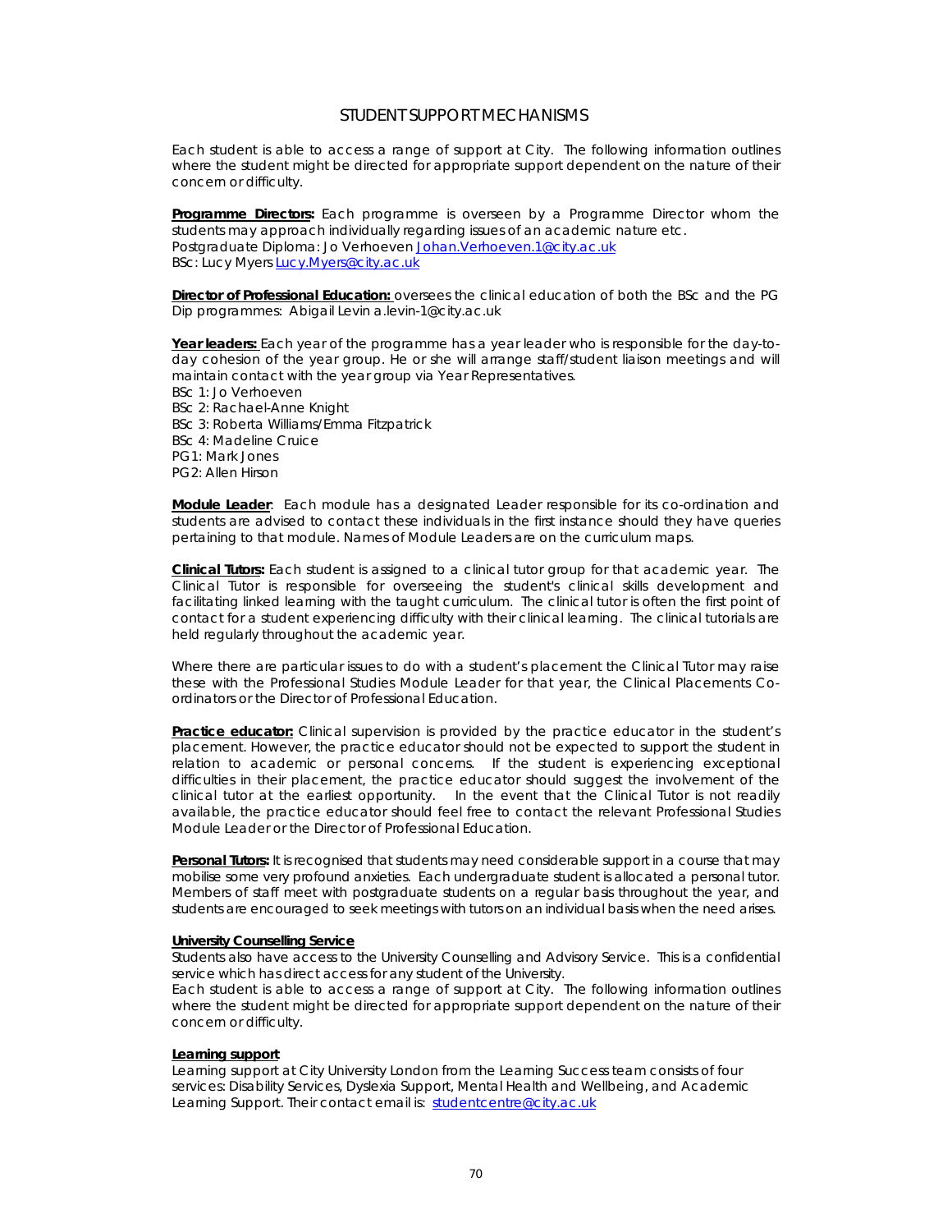## STUDENT SUPPORT MECHANISMS

Each student is able to access a range of support at City. The following information outlines where the student might be directed for appropriate support dependent on the nature of their concern or difficulty.

**Programme Directors:** Each programme is overseen by a Programme Director whom the students may approach individually regarding issues of an academic nature etc.
Postgraduate Diploma: Jo Verhoeven Johan.Verhoeven.1@city.ac.uk
BSc: Lucy Myers Lucy.Myers@city.ac.uk

**Director of Professional Education:** oversees the clinical education of both the BSc and the PG Dip programmes: Abigail Levin a.levin-1@city.ac.uk

**Year leaders:** Each year of the programme has a year leader who is responsible for the day-to-day cohesion of the year group. He or she will arrange staff/student liaison meetings and will maintain contact with the year group via Year Representatives.
BSc 1: Jo Verhoeven
BSc 2: Rachael-Anne Knight
BSc 3: Roberta Williams/Emma Fitzpatrick
BSc 4: Madeline Cruice
PG1: Mark Jones
PG2: Allen Hirson

**Module Leader**: Each module has a designated Leader responsible for its co-ordination and students are advised to contact these individuals in the first instance should they have queries pertaining to that module. Names of Module Leaders are on the curriculum maps.

**Clinical Tutors:** Each student is assigned to a clinical tutor group for that academic year. The Clinical Tutor is responsible for overseeing the student's clinical skills development and facilitating linked learning with the taught curriculum. The clinical tutor is often the first point of contact for a student experiencing difficulty with their clinical learning. The clinical tutorials are held regularly throughout the academic year.

Where there are particular issues to do with a student's placement the Clinical Tutor may raise these with the Professional Studies Module Leader for that year, the Clinical Placements Co-ordinators or the Director of Professional Education.

**Practice educator:** Clinical supervision is provided by the practice educator in the student's placement. However, the practice educator should not be expected to support the student in relation to academic or personal concerns. If the student is experiencing exceptional difficulties in their placement, the practice educator should suggest the involvement of the clinical tutor at the earliest opportunity. In the event that the Clinical Tutor is not readily available, the practice educator should feel free to contact the relevant Professional Studies Module Leader or the Director of Professional Education.

**Personal Tutors:** It is recognised that students may need considerable support in a course that may mobilise some very profound anxieties. Each undergraduate student is allocated a personal tutor. Members of staff meet with postgraduate students on a regular basis throughout the year, and students are encouraged to seek meetings with tutors on an individual basis when the need arises.

**University Counselling Service**
Students also have access to the University Counselling and Advisory Service. This is a confidential service which has direct access for any student of the University.
Each student is able to access a range of support at City. The following information outlines where the student might be directed for appropriate support dependent on the nature of their concern or difficulty.

**Learning support**
Learning support at City University London from the Learning Success team consists of four services: Disability Services, Dyslexia Support, Mental Health and Wellbeing, and Academic Learning Support. Their contact email is: studentcentre@city.ac.uk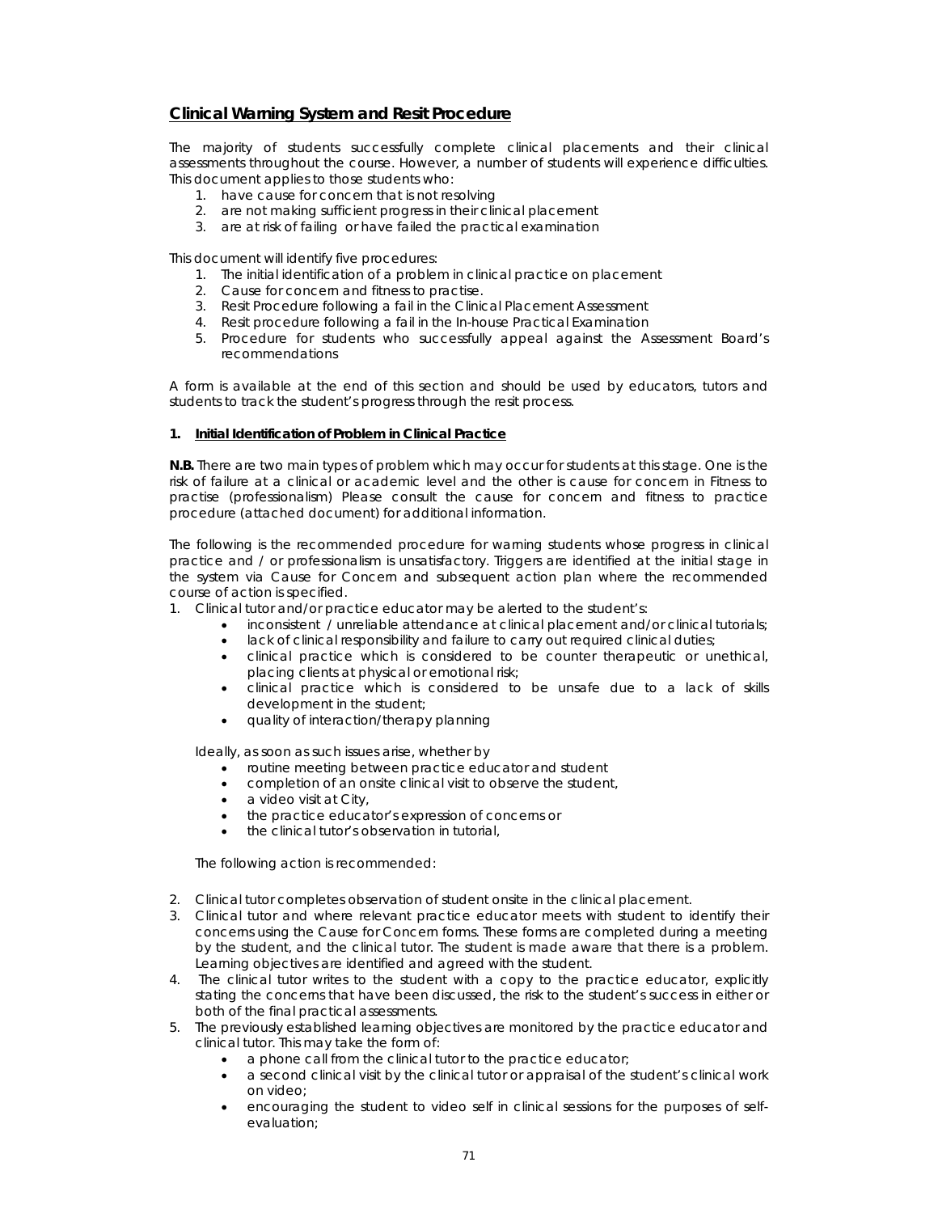## Clinical Warning System and Resit Procedure

The majority of students successfully complete clinical placements and their clinical assessments throughout the course. However, a number of students will experience difficulties. This document applies to those students who:

1. have cause for concern that is not resolving
2. are not making sufficient progress in their clinical placement
3. are at risk of failing or have failed the practical examination

This document will identify five procedures:

1. The initial identification of a problem in clinical practice on placement
2. Cause for concern and fitness to practise.
3. Resit Procedure following a fail in the Clinical Placement Assessment
4. Resit procedure following a fail in the In-house Practical Examination
5. Procedure for students who successfully appeal against the Assessment Board's recommendations

A form is available at the end of this section and should be used by educators, tutors and students to track the student's progress through the resit process.

### 1. Initial Identification of Problem in Clinical Practice

**N.B.** There are two main types of problem which may occur for students at this stage. One is the risk of failure at a clinical or academic level and the other is cause for concern in Fitness to practise (professionalism) Please consult the cause for concern and fitness to practice procedure (attached document) for additional information.

The following is the recommended procedure for warning students whose progress in clinical practice and / or professionalism is unsatisfactory. Triggers are identified at the initial stage in the system via Cause for Concern and subsequent action plan where the recommended course of action is specified.

1. Clinical tutor and/or practice educator may be alerted to the student's:
   - inconsistent / unreliable attendance at clinical placement and/or clinical tutorials;
   - lack of clinical responsibility and failure to carry out required clinical duties;
   - clinical practice which is considered to be counter therapeutic or unethical, placing clients at physical or emotional risk;
   - clinical practice which is considered to be unsafe due to a lack of skills development in the student;
   - quality of interaction/therapy planning

   Ideally, as soon as such issues arise, whether by
   - routine meeting between practice educator and student
   - completion of an onsite clinical visit to observe the student,
   - a video visit at City,
   - the practice educator's expression of concerns or
   - the clinical tutor's observation in tutorial,

   The following action is recommended:

2. Clinical tutor completes observation of student onsite in the clinical placement.
3. Clinical tutor and where relevant practice educator meets with student to identify their concerns using the Cause for Concern forms. These forms are completed during a meeting by the student, and the clinical tutor. The student is made aware that there is a problem. Learning objectives are identified and agreed with the student.
4. The clinical tutor writes to the student with a copy to the practice educator, explicitly stating the concerns that have been discussed, the risk to the student's success in either or both of the final practical assessments.
5. The previously established learning objectives are monitored by the practice educator and clinical tutor. This may take the form of:
   - a phone call from the clinical tutor to the practice educator;
   - a second clinical visit by the clinical tutor or appraisal of the student's clinical work on video;
   - encouraging the student to video self in clinical sessions for the purposes of self-evaluation;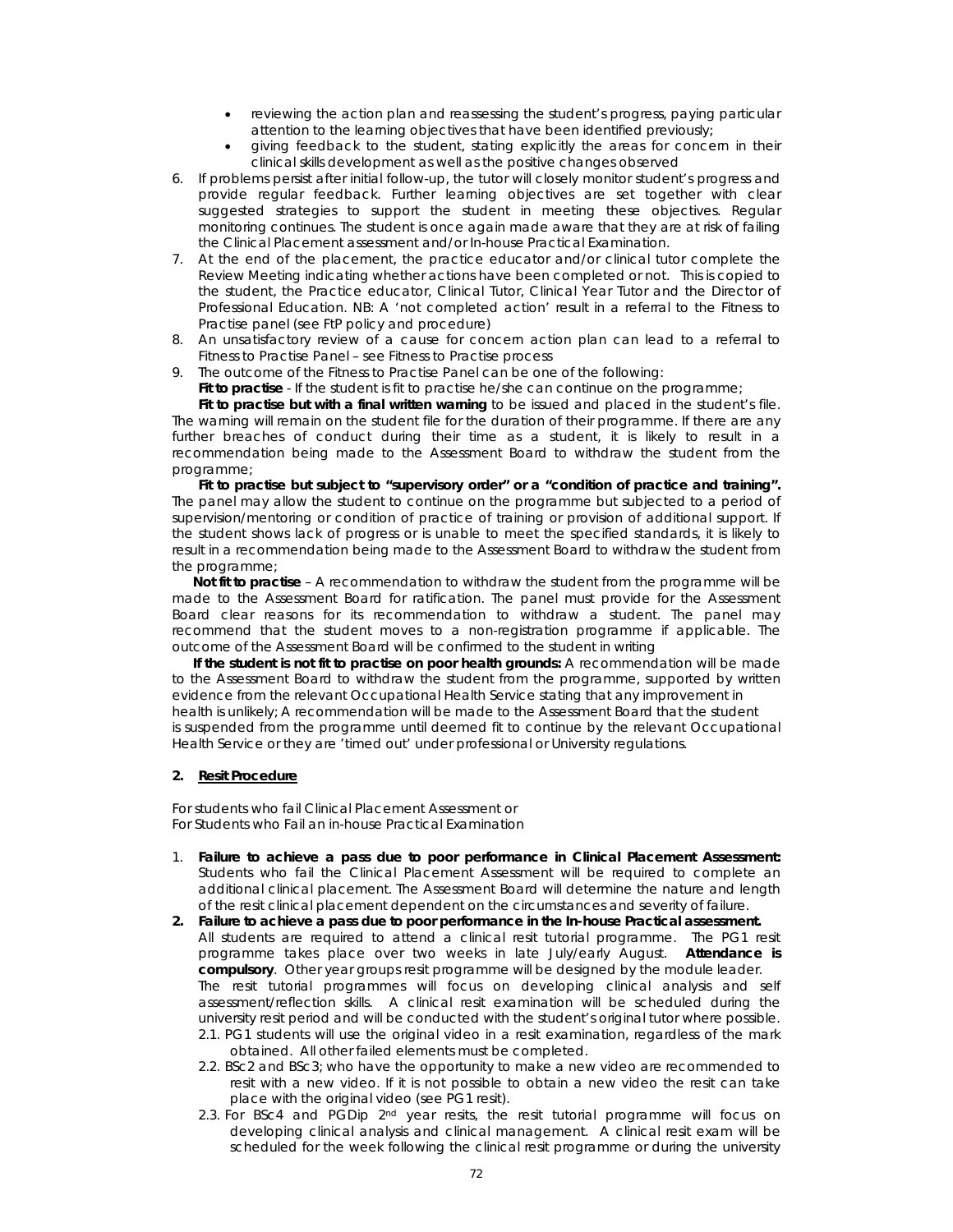- reviewing the action plan and reassessing the student's progress, paying particular attention to the learning objectives that have been identified previously;
- giving feedback to the student, stating explicitly the areas for concern in their clinical skills development as well as the positive changes observed

6. If problems persist after initial follow-up, the tutor will closely monitor student's progress and provide regular feedback. Further learning objectives are set together with clear suggested strategies to support the student in meeting these objectives. Regular monitoring continues. The student is once again made aware that they are at risk of failing the Clinical Placement assessment and/or In-house Practical Examination.
7. At the end of the placement, the practice educator and/or clinical tutor complete the Review Meeting indicating whether actions have been completed or not. This is copied to the student, the Practice educator, Clinical Tutor, Clinical Year Tutor and the Director of Professional Education. NB: A 'not completed action' result in a referral to the Fitness to Practise panel (see FtP policy and procedure)
8. An unsatisfactory review of a cause for concern action plan can lead to a referral to Fitness to Practise Panel – see Fitness to Practise process
9. The outcome of the Fitness to Practise Panel can be one of the following:

**Fit to practise** - If the student is fit to practise he/she can continue on the programme;

**Fit to practise but with a final written warning** to be issued and placed in the student's file. The warning will remain on the student file for the duration of their programme. If there are any further breaches of conduct during their time as a student, it is likely to result in a recommendation being made to the Assessment Board to withdraw the student from the programme;

**Fit to practise but subject to "supervisory order" or a "condition of practice and training".** The panel may allow the student to continue on the programme but subjected to a period of supervision/mentoring or condition of practice of training or provision of additional support. If the student shows lack of progress or is unable to meet the specified standards, it is likely to result in a recommendation being made to the Assessment Board to withdraw the student from the programme;

**Not fit to practise** – A recommendation to withdraw the student from the programme will be made to the Assessment Board for ratification. The panel must provide for the Assessment Board clear reasons for its recommendation to withdraw a student. The panel may recommend that the student moves to a non-registration programme if applicable. The outcome of the Assessment Board will be confirmed to the student in writing

**If the student is not fit to practise on poor health grounds:** A recommendation will be made to the Assessment Board to withdraw the student from the programme, supported by written evidence from the relevant Occupational Health Service stating that any improvement in health is unlikely; A recommendation will be made to the Assessment Board that the student is suspended from the programme until deemed fit to continue by the relevant Occupational Health Service or they are 'timed out' under professional or University regulations.

## 2. Resit Procedure

For students who fail Clinical Placement Assessment or
For Students who Fail an in-house Practical Examination

1. **Failure to achieve a pass due to poor performance in Clinical Placement Assessment:** Students who fail the Clinical Placement Assessment will be required to complete an additional clinical placement. The Assessment Board will determine the nature and length of the resit clinical placement dependent on the circumstances and severity of failure.
2. **Failure to achieve a pass due to poor performance in the In-house Practical assessment.** All students are required to attend a clinical resit tutorial programme. The PG1 resit programme takes place over two weeks in late July/early August. **Attendance is compulsory**. Other year groups resit programme will be designed by the module leader. The resit tutorial programmes will focus on developing clinical analysis and self assessment/reflection skills. A clinical resit examination will be scheduled during the university resit period and will be conducted with the student's original tutor where possible.
   2.1. PG1 students will use the original video in a resit examination, regardless of the mark obtained. All other failed elements must be completed.
   2.2. BSc2 and BSc3; who have the opportunity to make a new video are recommended to resit with a new video. If it is not possible to obtain a new video the resit can take place with the original video (see PG1 resit).
   2.3. For BSc4 and PGDip 2nd year resits, the resit tutorial programme will focus on developing clinical analysis and clinical management. A clinical resit exam will be scheduled for the week following the clinical resit programme or during the university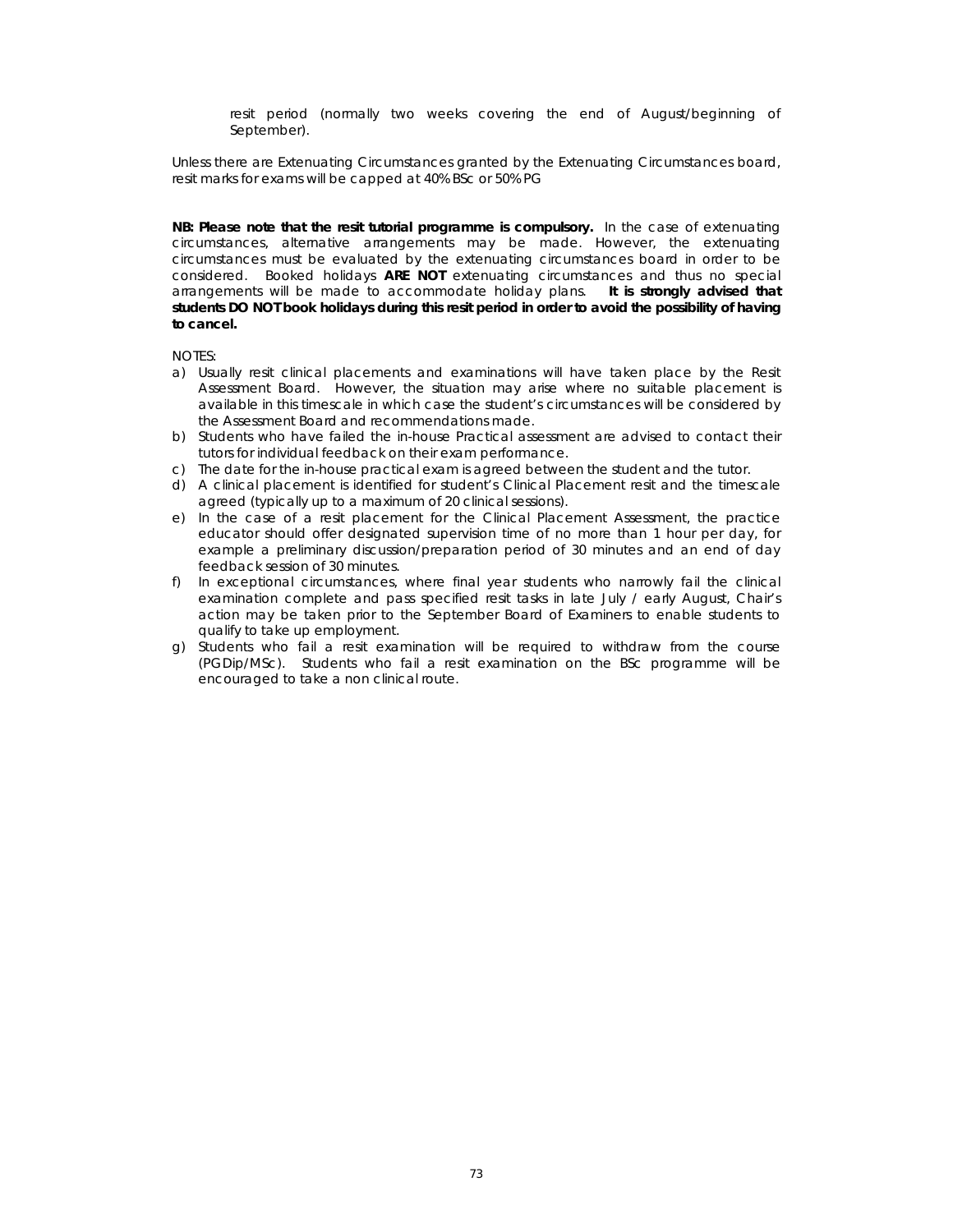resit period (normally two weeks covering the end of August/beginning of September).

Unless there are Extenuating Circumstances granted by the Extenuating Circumstances board, resit marks for exams will be capped at 40% BSc or 50% PG

**NB: Please note that the resit tutorial programme is compulsory.** In the case of extenuating circumstances, alternative arrangements may be made. However, the extenuating circumstances must be evaluated by the extenuating circumstances board in order to be considered. Booked holidays **ARE NOT** extenuating circumstances and thus no special arrangements will be made to accommodate holiday plans. **It is strongly advised that students DO NOT book holidays during this resit period in order to avoid the possibility of having to cancel.**

NOTES:

a) Usually resit clinical placements and examinations will have taken place by the Resit Assessment Board. However, the situation may arise where no suitable placement is available in this timescale in which case the student's circumstances will be considered by the Assessment Board and recommendations made.
b) Students who have failed the in-house Practical assessment are advised to contact their tutors for individual feedback on their exam performance.
c) The date for the in-house practical exam is agreed between the student and the tutor.
d) A clinical placement is identified for student's Clinical Placement resit and the timescale agreed (typically up to a maximum of 20 clinical sessions).
e) In the case of a resit placement for the Clinical Placement Assessment, the practice educator should offer designated supervision time of no more than 1 hour per day, for example a preliminary discussion/preparation period of 30 minutes and an end of day feedback session of 30 minutes.
f) In exceptional circumstances, where final year students who narrowly fail the clinical examination complete and pass specified resit tasks in late July / early August, Chair's action may be taken prior to the September Board of Examiners to enable students to qualify to take up employment.
g) Students who fail a resit examination will be required to withdraw from the course (PGDip/MSc). Students who fail a resit examination on the BSc programme will be encouraged to take a non clinical route.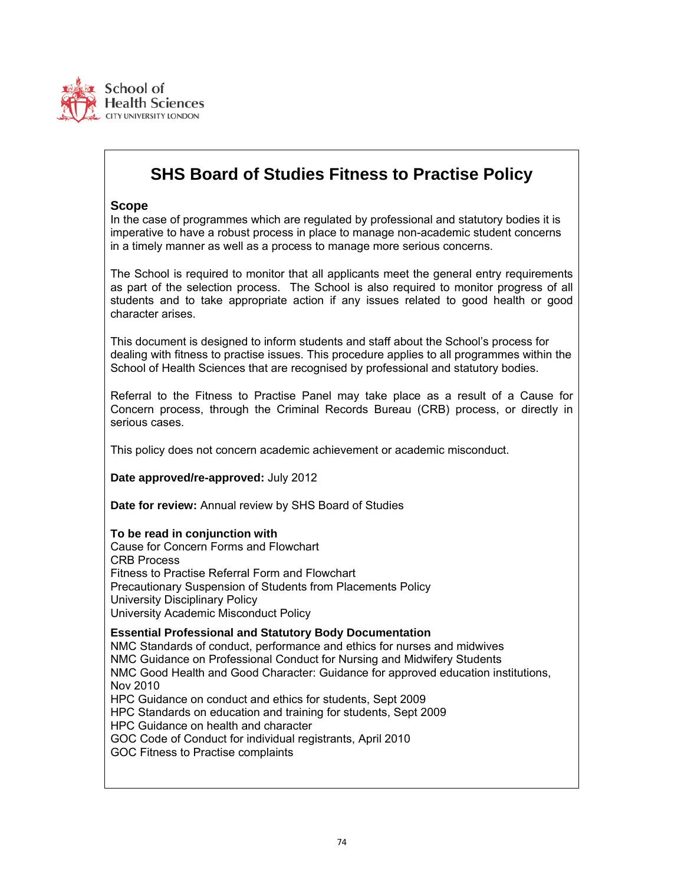School of Health Sciences
CITY UNIVERSITY LONDON

# SHS Board of Studies Fitness to Practise Policy

**Scope**
In the case of programmes which are regulated by professional and statutory bodies it is imperative to have a robust process in place to manage non-academic student concerns in a timely manner as well as a process to manage more serious concerns.

The School is required to monitor that all applicants meet the general entry requirements as part of the selection process. The School is also required to monitor progress of all students and to take appropriate action if any issues related to good health or good character arises.

This document is designed to inform students and staff about the School's process for dealing with fitness to practise issues. This procedure applies to all programmes within the School of Health Sciences that are recognised by professional and statutory bodies.

Referral to the Fitness to Practise Panel may take place as a result of a Cause for Concern process, through the Criminal Records Bureau (CRB) process, or directly in serious cases.

This policy does not concern academic achievement or academic misconduct.

**Date approved/re-approved:** July 2012

**Date for review:** Annual review by SHS Board of Studies

**To be read in conjunction with**
Cause for Concern Forms and Flowchart
CRB Process
Fitness to Practise Referral Form and Flowchart
Precautionary Suspension of Students from Placements Policy
University Disciplinary Policy
University Academic Misconduct Policy

**Essential Professional and Statutory Body Documentation**
NMC Standards of conduct, performance and ethics for nurses and midwives
NMC Guidance on Professional Conduct for Nursing and Midwifery Students
NMC Good Health and Good Character: Guidance for approved education institutions, Nov 2010
HPC Guidance on conduct and ethics for students, Sept 2009
HPC Standards on education and training for students, Sept 2009
HPC Guidance on health and character
GOC Code of Conduct for individual registrants, April 2010
GOC Fitness to Practise complaints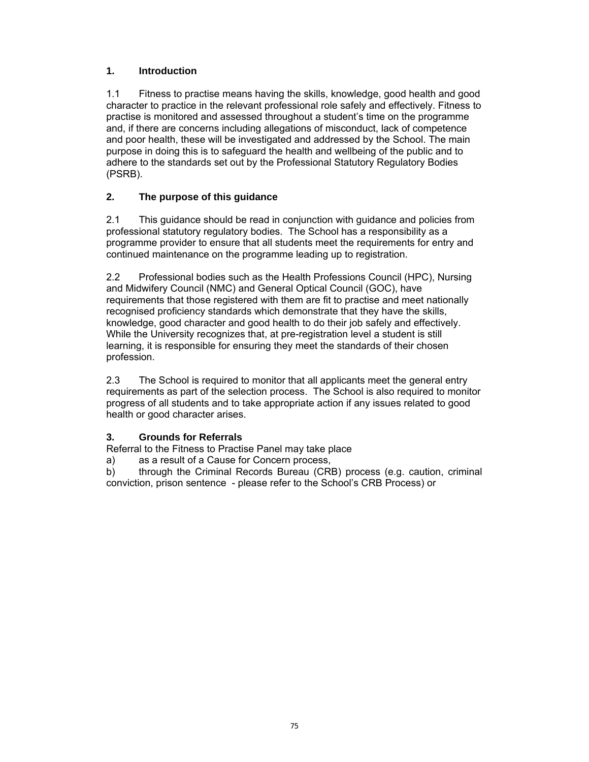## 1. Introduction

1.1 Fitness to practise means having the skills, knowledge, good health and good character to practice in the relevant professional role safely and effectively. Fitness to practise is monitored and assessed throughout a student's time on the programme and, if there are concerns including allegations of misconduct, lack of competence and poor health, these will be investigated and addressed by the School. The main purpose in doing this is to safeguard the health and wellbeing of the public and to adhere to the standards set out by the Professional Statutory Regulatory Bodies (PSRB).

## 2. The purpose of this guidance

2.1 This guidance should be read in conjunction with guidance and policies from professional statutory regulatory bodies. The School has a responsibility as a programme provider to ensure that all students meet the requirements for entry and continued maintenance on the programme leading up to registration.

2.2 Professional bodies such as the Health Professions Council (HPC), Nursing and Midwifery Council (NMC) and General Optical Council (GOC), have requirements that those registered with them are fit to practise and meet nationally recognised proficiency standards which demonstrate that they have the skills, knowledge, good character and good health to do their job safely and effectively. While the University recognizes that, at pre-registration level a student is still learning, it is responsible for ensuring they meet the standards of their chosen profession.

2.3 The School is required to monitor that all applicants meet the general entry requirements as part of the selection process. The School is also required to monitor progress of all students and to take appropriate action if any issues related to good health or good character arises.

## 3. Grounds for Referrals

Referral to the Fitness to Practise Panel may take place

a) as a result of a Cause for Concern process,

b) through the Criminal Records Bureau (CRB) process (e.g. caution, criminal conviction, prison sentence - please refer to the School's CRB Process) or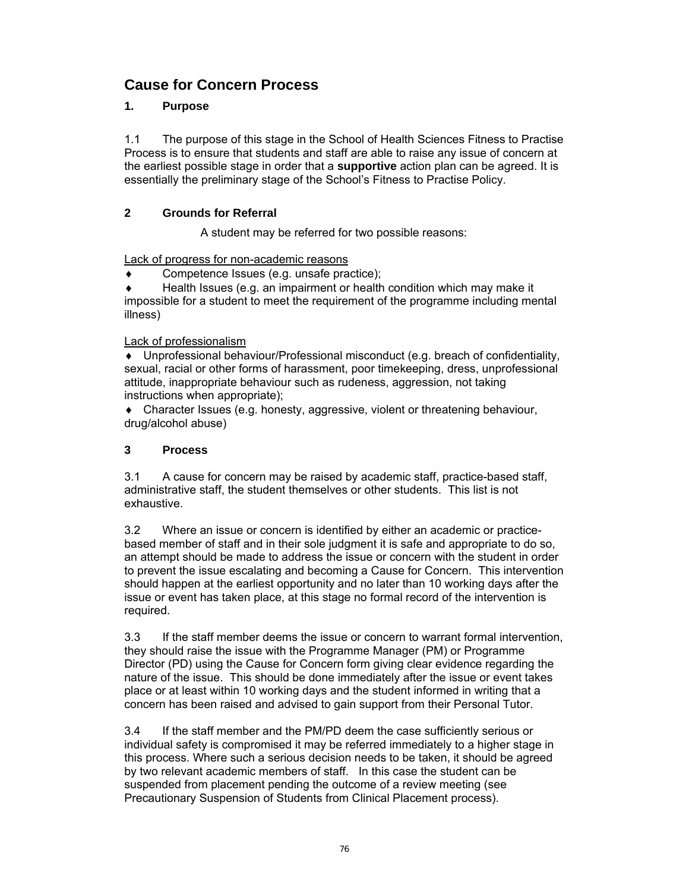# Cause for Concern Process

## 1. Purpose

1.1 The purpose of this stage in the School of Health Sciences Fitness to Practise Process is to ensure that students and staff are able to raise any issue of concern at the earliest possible stage in order that a **supportive** action plan can be agreed. It is essentially the preliminary stage of the School's Fitness to Practise Policy.

## 2 Grounds for Referral

A student may be referred for two possible reasons:

Lack of progress for non-academic reasons

- Competence Issues (e.g. unsafe practice);
- Health Issues (e.g. an impairment or health condition which may make it impossible for a student to meet the requirement of the programme including mental illness)

Lack of professionalism

- Unprofessional behaviour/Professional misconduct (e.g. breach of confidentiality, sexual, racial or other forms of harassment, poor timekeeping, dress, unprofessional attitude, inappropriate behaviour such as rudeness, aggression, not taking instructions when appropriate);
- Character Issues (e.g. honesty, aggressive, violent or threatening behaviour, drug/alcohol abuse)

## 3 Process

3.1 A cause for concern may be raised by academic staff, practice-based staff, administrative staff, the student themselves or other students. This list is not exhaustive.

3.2 Where an issue or concern is identified by either an academic or practice-based member of staff and in their sole judgment it is safe and appropriate to do so, an attempt should be made to address the issue or concern with the student in order to prevent the issue escalating and becoming a Cause for Concern. This intervention should happen at the earliest opportunity and no later than 10 working days after the issue or event has taken place, at this stage no formal record of the intervention is required.

3.3 If the staff member deems the issue or concern to warrant formal intervention, they should raise the issue with the Programme Manager (PM) or Programme Director (PD) using the Cause for Concern form giving clear evidence regarding the nature of the issue. This should be done immediately after the issue or event takes place or at least within 10 working days and the student informed in writing that a concern has been raised and advised to gain support from their Personal Tutor.

3.4 If the staff member and the PM/PD deem the case sufficiently serious or individual safety is compromised it may be referred immediately to a higher stage in this process. Where such a serious decision needs to be taken, it should be agreed by two relevant academic members of staff. In this case the student can be suspended from placement pending the outcome of a review meeting (see Precautionary Suspension of Students from Clinical Placement process).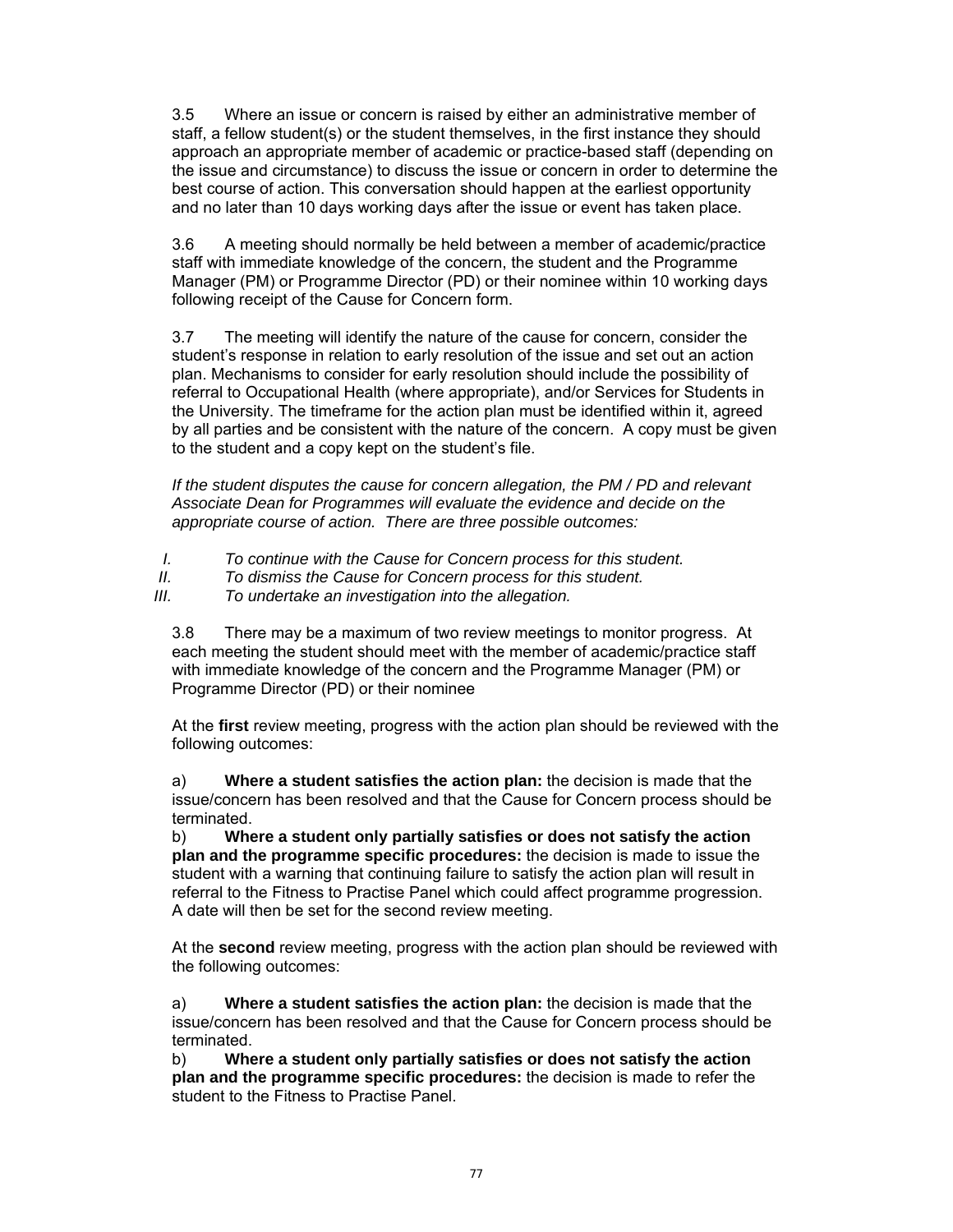3.5 Where an issue or concern is raised by either an administrative member of staff, a fellow student(s) or the student themselves, in the first instance they should approach an appropriate member of academic or practice-based staff (depending on the issue and circumstance) to discuss the issue or concern in order to determine the best course of action. This conversation should happen at the earliest opportunity and no later than 10 days working days after the issue or event has taken place.

3.6 A meeting should normally be held between a member of academic/practice staff with immediate knowledge of the concern, the student and the Programme Manager (PM) or Programme Director (PD) or their nominee within 10 working days following receipt of the Cause for Concern form.

3.7 The meeting will identify the nature of the cause for concern, consider the student's response in relation to early resolution of the issue and set out an action plan. Mechanisms to consider for early resolution should include the possibility of referral to Occupational Health (where appropriate), and/or Services for Students in the University. The timeframe for the action plan must be identified within it, agreed by all parties and be consistent with the nature of the concern. A copy must be given to the student and a copy kept on the student's file.

*If the student disputes the cause for concern allegation, the PM / PD and relevant Associate Dean for Programmes will evaluate the evidence and decide on the appropriate course of action. There are three possible outcomes:*

I. *To continue with the Cause for Concern process for this student.*
II. *To dismiss the Cause for Concern process for this student.*
III. *To undertake an investigation into the allegation.*

3.8 There may be a maximum of two review meetings to monitor progress. At each meeting the student should meet with the member of academic/practice staff with immediate knowledge of the concern and the Programme Manager (PM) or Programme Director (PD) or their nominee

At the **first** review meeting, progress with the action plan should be reviewed with the following outcomes:

a) **Where a student satisfies the action plan:** the decision is made that the issue/concern has been resolved and that the Cause for Concern process should be terminated.
b) **Where a student only partially satisfies or does not satisfy the action plan and the programme specific procedures:** the decision is made to issue the student with a warning that continuing failure to satisfy the action plan will result in referral to the Fitness to Practise Panel which could affect programme progression. A date will then be set for the second review meeting.

At the **second** review meeting, progress with the action plan should be reviewed with the following outcomes:

a) **Where a student satisfies the action plan:** the decision is made that the issue/concern has been resolved and that the Cause for Concern process should be terminated.
b) **Where a student only partially satisfies or does not satisfy the action plan and the programme specific procedures:** the decision is made to refer the student to the Fitness to Practise Panel.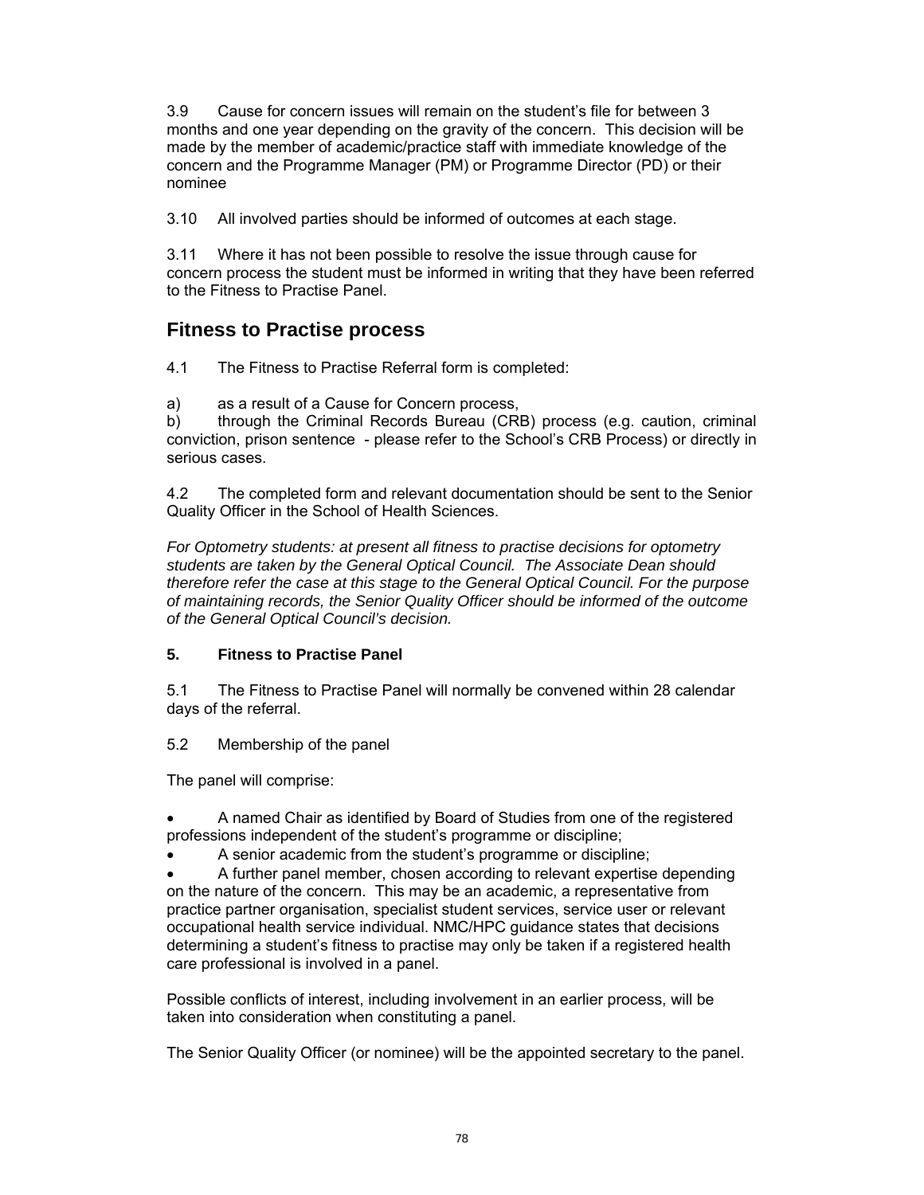3.9 Cause for concern issues will remain on the student's file for between 3 months and one year depending on the gravity of the concern. This decision will be made by the member of academic/practice staff with immediate knowledge of the concern and the Programme Manager (PM) or Programme Director (PD) or their nominee

3.10 All involved parties should be informed of outcomes at each stage.

3.11 Where it has not been possible to resolve the issue through cause for concern process the student must be informed in writing that they have been referred to the Fitness to Practise Panel.

## Fitness to Practise process

4.1 The Fitness to Practise Referral form is completed:

a) as a result of a Cause for Concern process,
b) through the Criminal Records Bureau (CRB) process (e.g. caution, criminal conviction, prison sentence - please refer to the School's CRB Process) or directly in serious cases.

4.2 The completed form and relevant documentation should be sent to the Senior Quality Officer in the School of Health Sciences.

*For Optometry students: at present all fitness to practise decisions for optometry students are taken by the General Optical Council. The Associate Dean should therefore refer the case at this stage to the General Optical Council. For the purpose of maintaining records, the Senior Quality Officer should be informed of the outcome of the General Optical Council's decision.*

### 5. Fitness to Practise Panel

5.1 The Fitness to Practise Panel will normally be convened within 28 calendar days of the referral.

5.2 Membership of the panel

The panel will comprise:

- A named Chair as identified by Board of Studies from one of the registered professions independent of the student's programme or discipline;
- A senior academic from the student's programme or discipline;
- A further panel member, chosen according to relevant expertise depending on the nature of the concern. This may be an academic, a representative from practice partner organisation, specialist student services, service user or relevant occupational health service individual. NMC/HPC guidance states that decisions determining a student's fitness to practise may only be taken if a registered health care professional is involved in a panel.

Possible conflicts of interest, including involvement in an earlier process, will be taken into consideration when constituting a panel.

The Senior Quality Officer (or nominee) will be the appointed secretary to the panel.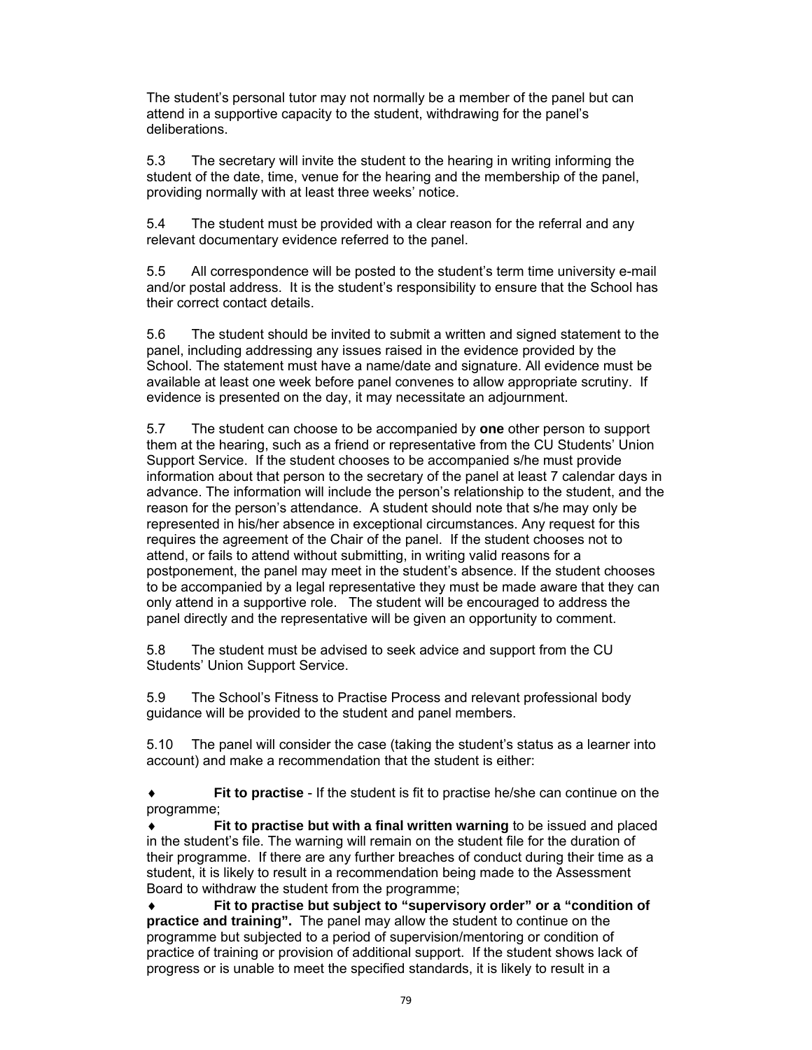The student's personal tutor may not normally be a member of the panel but can attend in a supportive capacity to the student, withdrawing for the panel's deliberations.

5.3 The secretary will invite the student to the hearing in writing informing the student of the date, time, venue for the hearing and the membership of the panel, providing normally with at least three weeks' notice.

5.4 The student must be provided with a clear reason for the referral and any relevant documentary evidence referred to the panel.

5.5 All correspondence will be posted to the student's term time university e-mail and/or postal address. It is the student's responsibility to ensure that the School has their correct contact details.

5.6 The student should be invited to submit a written and signed statement to the panel, including addressing any issues raised in the evidence provided by the School. The statement must have a name/date and signature. All evidence must be available at least one week before panel convenes to allow appropriate scrutiny. If evidence is presented on the day, it may necessitate an adjournment.

5.7 The student can choose to be accompanied by **one** other person to support them at the hearing, such as a friend or representative from the CU Students' Union Support Service. If the student chooses to be accompanied s/he must provide information about that person to the secretary of the panel at least 7 calendar days in advance. The information will include the person's relationship to the student, and the reason for the person's attendance. A student should note that s/he may only be represented in his/her absence in exceptional circumstances. Any request for this requires the agreement of the Chair of the panel. If the student chooses not to attend, or fails to attend without submitting, in writing valid reasons for a postponement, the panel may meet in the student's absence. If the student chooses to be accompanied by a legal representative they must be made aware that they can only attend in a supportive role. The student will be encouraged to address the panel directly and the representative will be given an opportunity to comment.

5.8 The student must be advised to seek advice and support from the CU Students' Union Support Service.

5.9 The School's Fitness to Practise Process and relevant professional body guidance will be provided to the student and panel members.

5.10 The panel will consider the case (taking the student's status as a learner into account) and make a recommendation that the student is either:

- **Fit to practise** - If the student is fit to practise he/she can continue on the programme;
- **Fit to practise but with a final written warning** to be issued and placed in the student's file. The warning will remain on the student file for the duration of their programme. If there are any further breaches of conduct during their time as a student, it is likely to result in a recommendation being made to the Assessment Board to withdraw the student from the programme;
- **Fit to practise but subject to "supervisory order" or a "condition of practice and training".** The panel may allow the student to continue on the programme but subjected to a period of supervision/mentoring or condition of practice of training or provision of additional support. If the student shows lack of progress or is unable to meet the specified standards, it is likely to result in a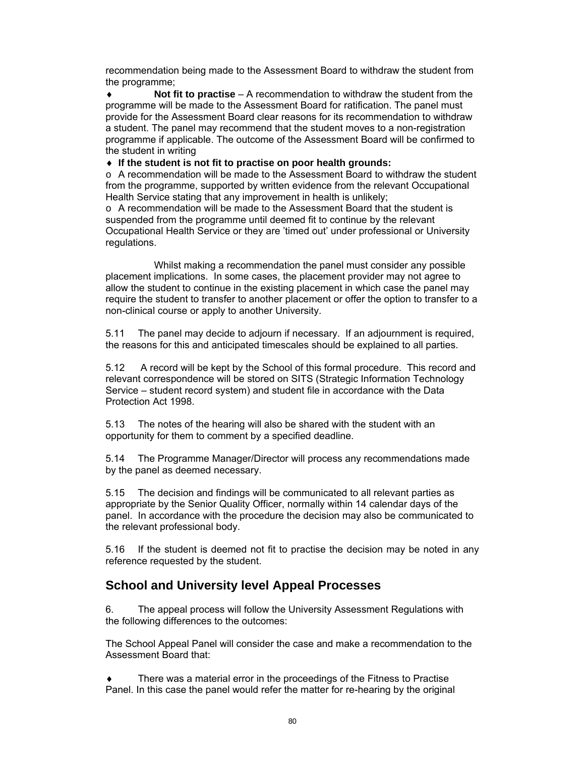recommendation being made to the Assessment Board to withdraw the student from the programme;

♦ **Not fit to practise** – A recommendation to withdraw the student from the programme will be made to the Assessment Board for ratification. The panel must provide for the Assessment Board clear reasons for its recommendation to withdraw a student. The panel may recommend that the student moves to a non-registration programme if applicable. The outcome of the Assessment Board will be confirmed to the student in writing

♦ **If the student is not fit to practise on poor health grounds:**

o A recommendation will be made to the Assessment Board to withdraw the student from the programme, supported by written evidence from the relevant Occupational Health Service stating that any improvement in health is unlikely;

o A recommendation will be made to the Assessment Board that the student is suspended from the programme until deemed fit to continue by the relevant Occupational Health Service or they are 'timed out' under professional or University regulations.

Whilst making a recommendation the panel must consider any possible placement implications. In some cases, the placement provider may not agree to allow the student to continue in the existing placement in which case the panel may require the student to transfer to another placement or offer the option to transfer to a non-clinical course or apply to another University.

5.11 The panel may decide to adjourn if necessary. If an adjournment is required, the reasons for this and anticipated timescales should be explained to all parties.

5.12 A record will be kept by the School of this formal procedure. This record and relevant correspondence will be stored on SITS (Strategic Information Technology Service – student record system) and student file in accordance with the Data Protection Act 1998.

5.13 The notes of the hearing will also be shared with the student with an opportunity for them to comment by a specified deadline.

5.14 The Programme Manager/Director will process any recommendations made by the panel as deemed necessary.

5.15 The decision and findings will be communicated to all relevant parties as appropriate by the Senior Quality Officer, normally within 14 calendar days of the panel. In accordance with the procedure the decision may also be communicated to the relevant professional body.

5.16 If the student is deemed not fit to practise the decision may be noted in any reference requested by the student.

## School and University level Appeal Processes

6. The appeal process will follow the University Assessment Regulations with the following differences to the outcomes:

The School Appeal Panel will consider the case and make a recommendation to the Assessment Board that:

♦ There was a material error in the proceedings of the Fitness to Practise Panel. In this case the panel would refer the matter for re-hearing by the original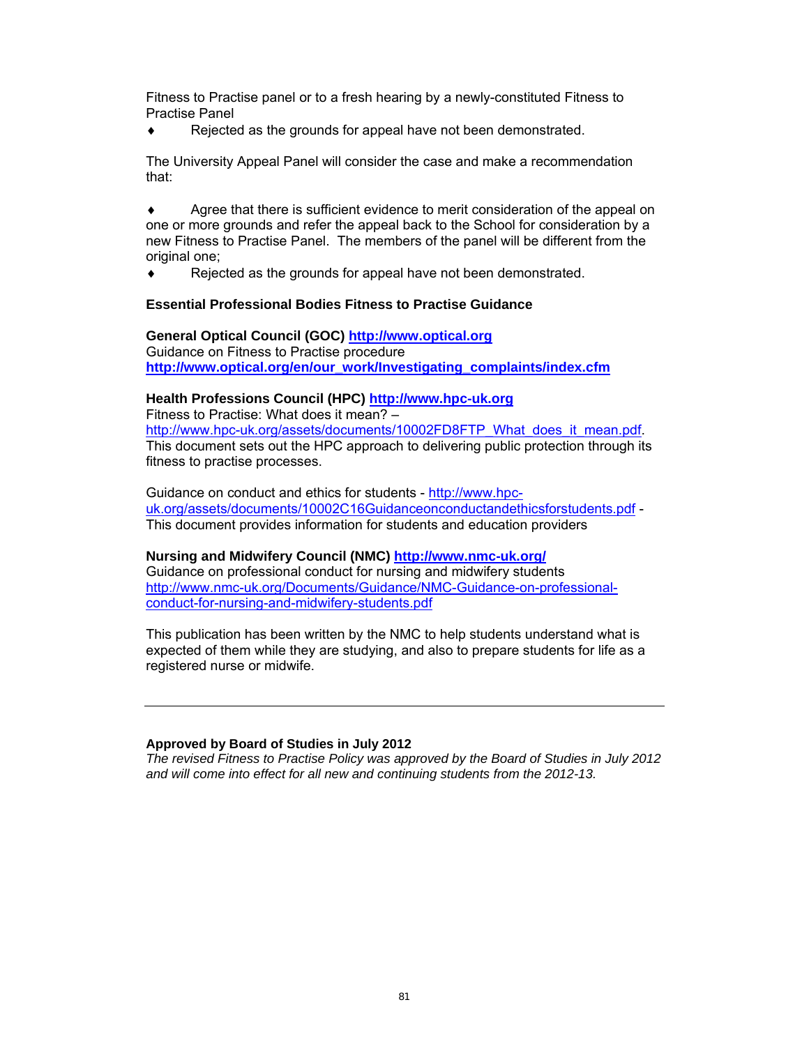Fitness to Practise panel or to a fresh hearing by a newly-constituted Fitness to Practise Panel

- Rejected as the grounds for appeal have not been demonstrated.

The University Appeal Panel will consider the case and make a recommendation that:

- Agree that there is sufficient evidence to merit consideration of the appeal on one or more grounds and refer the appeal back to the School for consideration by a new Fitness to Practise Panel. The members of the panel will be different from the original one;
- Rejected as the grounds for appeal have not been demonstrated.

**Essential Professional Bodies Fitness to Practise Guidance**

**General Optical Council (GOC) http://www.optical.org**
Guidance on Fitness to Practise procedure
**http://www.optical.org/en/our_work/Investigating_complaints/index.cfm**

**Health Professions Council (HPC) http://www.hpc-uk.org**
Fitness to Practise: What does it mean? –
http://www.hpc-uk.org/assets/documents/10002FD8FTP_What_does_it_mean.pdf.
This document sets out the HPC approach to delivering public protection through its fitness to practise processes.

Guidance on conduct and ethics for students - http://www.hpc-uk.org/assets/documents/10002C16Guidanceonconductandethicsforstudents.pdf - This document provides information for students and education providers

**Nursing and Midwifery Council (NMC) http://www.nmc-uk.org/**
Guidance on professional conduct for nursing and midwifery students
http://www.nmc-uk.org/Documents/Guidance/NMC-Guidance-on-professional-conduct-for-nursing-and-midwifery-students.pdf

This publication has been written by the NMC to help students understand what is expected of them while they are studying, and also to prepare students for life as a registered nurse or midwife.

---

**Approved by Board of Studies in July 2012**
*The revised Fitness to Practise Policy was approved by the Board of Studies in July 2012 and will come into effect for all new and continuing students from the 2012-13.*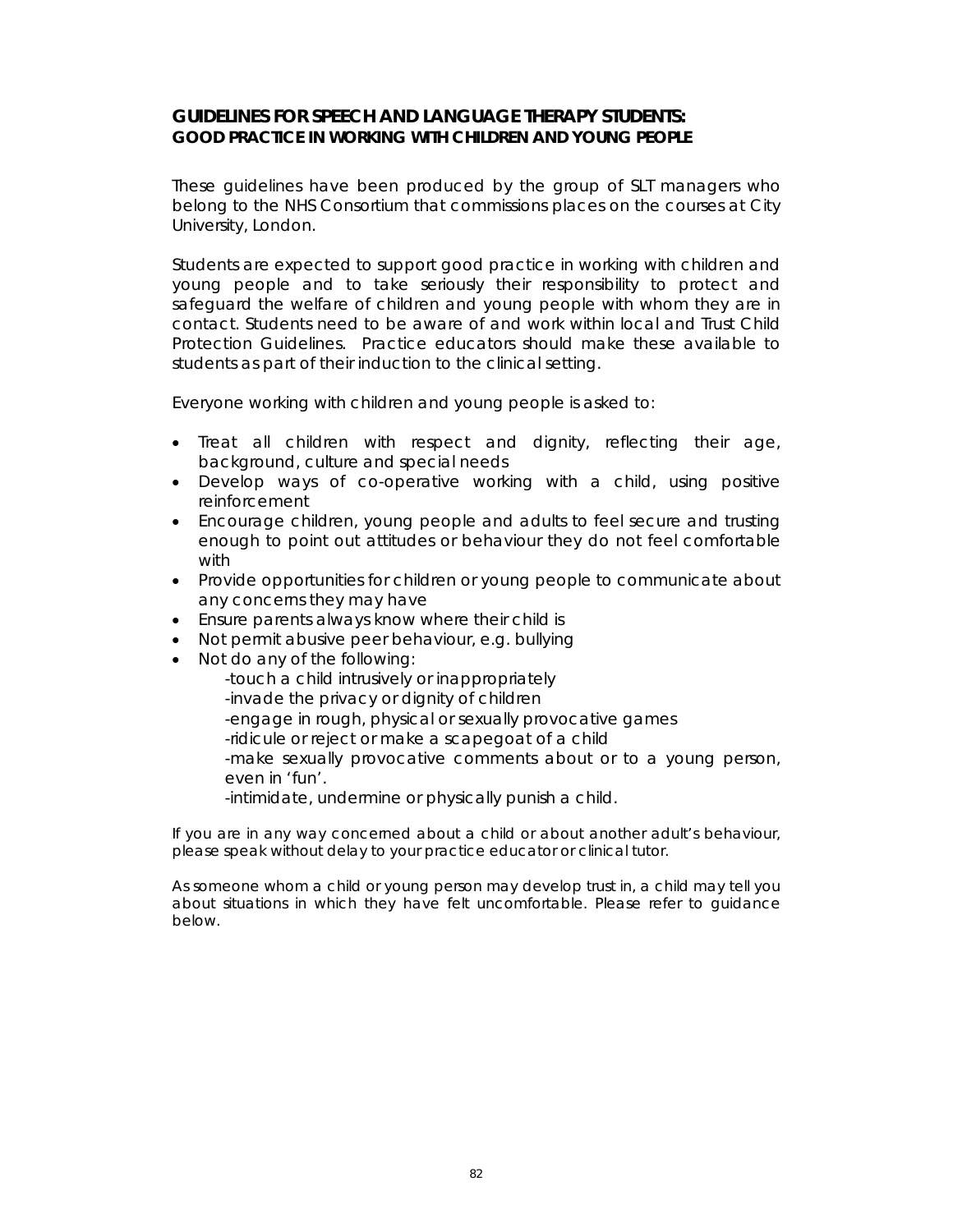## GUIDELINES FOR SPEECH AND LANGUAGE THERAPY STUDENTS:
### GOOD PRACTICE IN WORKING WITH CHILDREN AND YOUNG PEOPLE

These guidelines have been produced by the group of SLT managers who belong to the NHS Consortium that commissions places on the courses at City University, London.

Students are expected to support good practice in working with children and young people and to take seriously their responsibility to protect and safeguard the welfare of children and young people with whom they are in contact. Students need to be aware of and work within local and Trust Child Protection Guidelines. Practice educators should make these available to students as part of their induction to the clinical setting.

Everyone working with children and young people is asked to:

- Treat all children with respect and dignity, reflecting their age, background, culture and special needs
- Develop ways of co-operative working with a child, using positive reinforcement
- Encourage children, young people and adults to feel secure and trusting enough to point out attitudes or behaviour they do not feel comfortable with
- Provide opportunities for children or young people to communicate about any concerns they may have
- Ensure parents always know where their child is
- Not permit abusive peer behaviour, e.g. bullying
- Not do any of the following:
  - -touch a child intrusively or inappropriately
  - -invade the privacy or dignity of children
  - -engage in rough, physical or sexually provocative games
  - -ridicule or reject or make a scapegoat of a child
  - -make sexually provocative comments about or to a young person, even in 'fun'.
  - -intimidate, undermine or physically punish a child.

If you are in any way concerned about a child or about another adult's behaviour, please speak without delay to your practice educator or clinical tutor.

As someone whom a child or young person may develop trust in, a child may tell you about situations in which they have felt uncomfortable. Please refer to guidance below.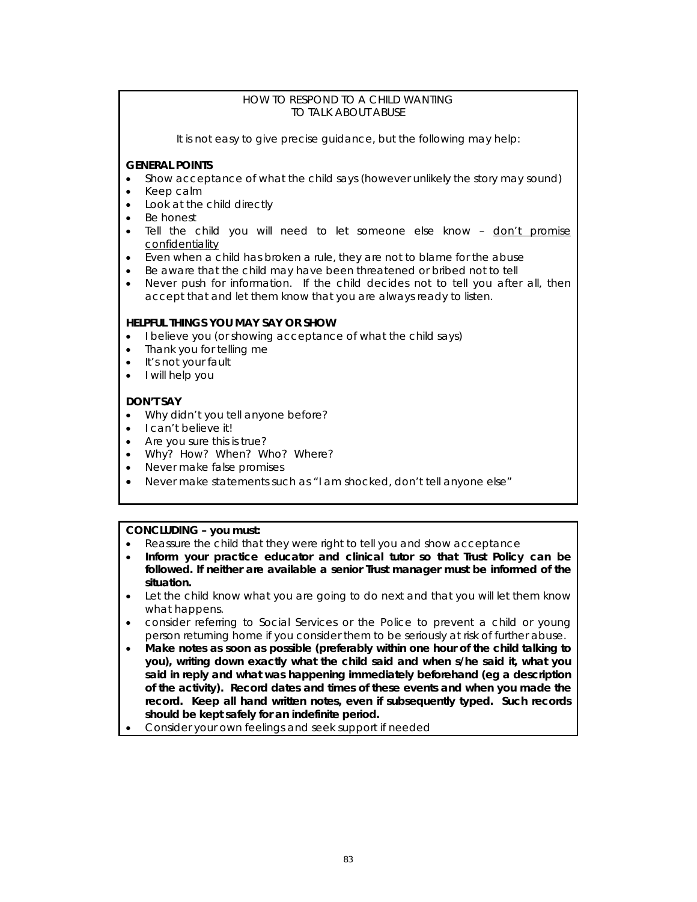HOW TO RESPOND TO A CHILD WANTING TO TALK ABOUT ABUSE

It is not easy to give precise guidance, but the following may help:

**GENERAL POINTS**

- Show acceptance of what the child says (however unlikely the story may sound)
- Keep calm
- Look at the child directly
- Be honest
- Tell the child you will need to let someone else know – <u>don't promise confidentiality</u>
- Even when a child has broken a rule, they are not to blame for the abuse
- Be aware that the child may have been threatened or bribed not to tell
- Never push for information. If the child decides not to tell you after all, then accept that and let them know that you are always ready to listen.

**HELPFUL THINGS YOU MAY SAY OR SHOW**

- I believe you (or showing acceptance of what the child says)
- Thank you for telling me
- It's not your fault
- I will help you

**DON'T SAY**

- Why didn't you tell anyone before?
- I can't believe it!
- Are you sure this is true?
- Why? How? When? Who? Where?
- Never make false promises
- Never make statements such as "I am shocked, don't tell anyone else"

**CONCLUDING – you must:**

- Reassure the child that they were right to tell you and show acceptance
- **Inform your practice educator and clinical tutor so that Trust Policy can be followed. If neither are available a senior Trust manager must be informed of the situation.**
- Let the child know what you are going to do next and that you will let them know what happens.
- consider referring to Social Services or the Police to prevent a child or young person returning home if you consider them to be seriously at risk of further abuse.
- **Make notes as soon as possible (preferably within one hour of the child talking to you), writing down exactly what the child said and when s/he said it, what you said in reply and what was happening immediately beforehand (eg a description of the activity). Record dates and times of these events and when you made the record. Keep all hand written notes, even if subsequently typed. Such records should be kept safely for an indefinite period.**
- Consider your own feelings and seek support if needed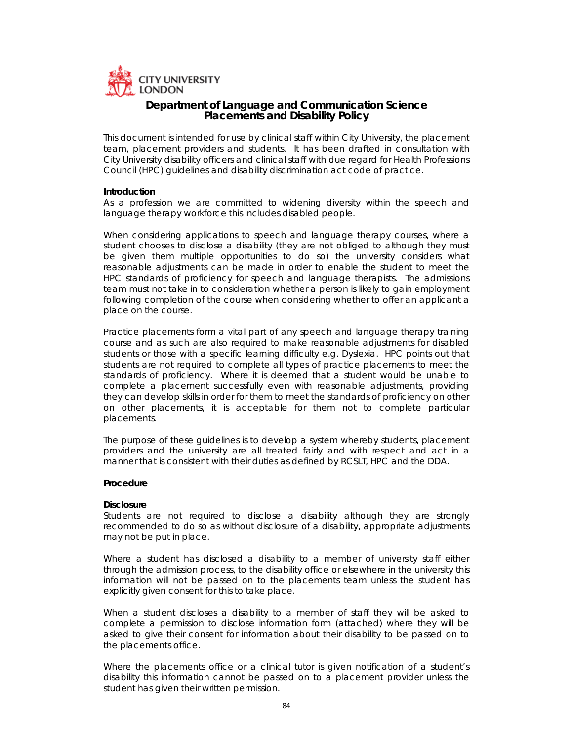CITY UNIVERSITY LONDON

## Department of Language and Communication Science
## Placements and Disability Policy

This document is intended for use by clinical staff within City University, the placement team, placement providers and students. It has been drafted in consultation with City University disability officers and clinical staff with due regard for Health Professions Council (HPC) guidelines and disability discrimination act code of practice.

**Introduction**

As a profession we are committed to widening diversity within the speech and language therapy workforce this includes disabled people.

When considering applications to speech and language therapy courses, where a student chooses to disclose a disability (they are not obliged to although they must be given them multiple opportunities to do so) the university considers what reasonable adjustments can be made in order to enable the student to meet the HPC standards of proficiency for speech and language therapists. The admissions team must not take in to consideration whether a person is likely to gain employment following completion of the course when considering whether to offer an applicant a place on the course.

Practice placements form a vital part of any speech and language therapy training course and as such are also required to make reasonable adjustments for disabled students or those with a specific learning difficulty e.g. Dyslexia. HPC points out that students are not required to complete all types of practice placements to meet the standards of proficiency. Where it is deemed that a student would be unable to complete a placement successfully even with reasonable adjustments, providing they can develop skills in order for them to meet the standards of proficiency on other on other placements, it is acceptable for them not to complete particular placements.

The purpose of these guidelines is to develop a system whereby students, placement providers and the university are all treated fairly and with respect and act in a manner that is consistent with their duties as defined by RCSLT, HPC and the DDA.

**Procedure**

**Disclosure**

Students are not required to disclose a disability although they are strongly recommended to do so as without disclosure of a disability, appropriate adjustments may not be put in place.

Where a student has disclosed a disability to a member of university staff either through the admission process, to the disability office or elsewhere in the university this information will not be passed on to the placements team unless the student has explicitly given consent for this to take place.

When a student discloses a disability to a member of staff they will be asked to complete a permission to disclose information form (attached) where they will be asked to give their consent for information about their disability to be passed on to the placements office.

Where the placements office or a clinical tutor is given notification of a student's disability this information cannot be passed on to a placement provider unless the student has given their written permission.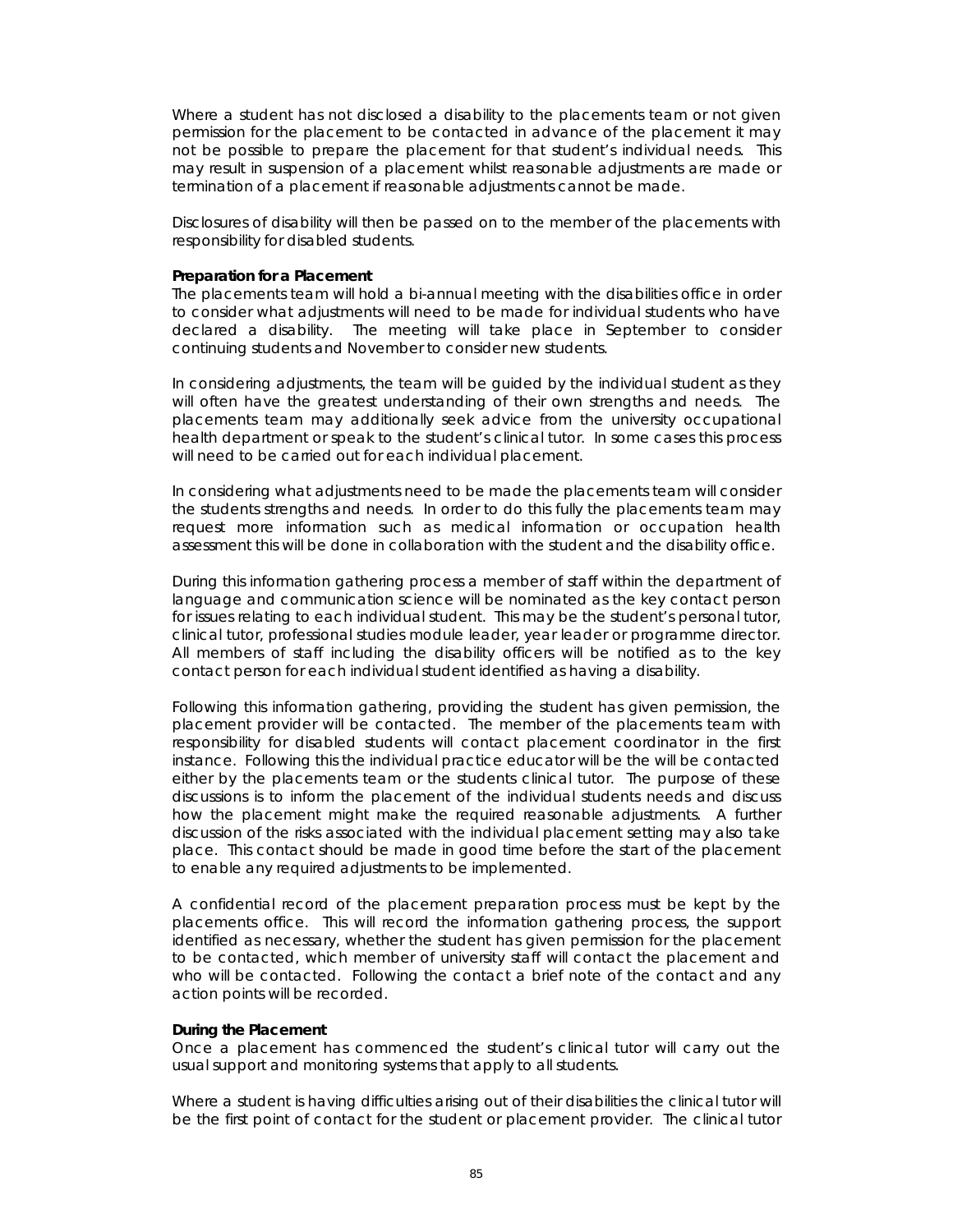Where a student has not disclosed a disability to the placements team or not given permission for the placement to be contacted in advance of the placement it may not be possible to prepare the placement for that student's individual needs. This may result in suspension of a placement whilst reasonable adjustments are made or termination of a placement if reasonable adjustments cannot be made.

Disclosures of disability will then be passed on to the member of the placements with responsibility for disabled students.

**Preparation for a Placement**

The placements team will hold a bi-annual meeting with the disabilities office in order to consider what adjustments will need to be made for individual students who have declared a disability. The meeting will take place in September to consider continuing students and November to consider new students.

In considering adjustments, the team will be guided by the individual student as they will often have the greatest understanding of their own strengths and needs. The placements team may additionally seek advice from the university occupational health department or speak to the student's clinical tutor. In some cases this process will need to be carried out for each individual placement.

In considering what adjustments need to be made the placements team will consider the students strengths and needs. In order to do this fully the placements team may request more information such as medical information or occupation health assessment this will be done in collaboration with the student and the disability office.

During this information gathering process a member of staff within the department of language and communication science will be nominated as the key contact person for issues relating to each individual student. This may be the student's personal tutor, clinical tutor, professional studies module leader, year leader or programme director. All members of staff including the disability officers will be notified as to the key contact person for each individual student identified as having a disability.

Following this information gathering, providing the student has given permission, the placement provider will be contacted. The member of the placements team with responsibility for disabled students will contact placement coordinator in the first instance. Following this the individual practice educator will be the will be contacted either by the placements team or the students clinical tutor. The purpose of these discussions is to inform the placement of the individual students needs and discuss how the placement might make the required reasonable adjustments. A further discussion of the risks associated with the individual placement setting may also take place. This contact should be made in good time before the start of the placement to enable any required adjustments to be implemented.

A confidential record of the placement preparation process must be kept by the placements office. This will record the information gathering process, the support identified as necessary, whether the student has given permission for the placement to be contacted, which member of university staff will contact the placement and who will be contacted. Following the contact a brief note of the contact and any action points will be recorded.

**During the Placement**

Once a placement has commenced the student's clinical tutor will carry out the usual support and monitoring systems that apply to all students.

Where a student is having difficulties arising out of their disabilities the clinical tutor will be the first point of contact for the student or placement provider. The clinical tutor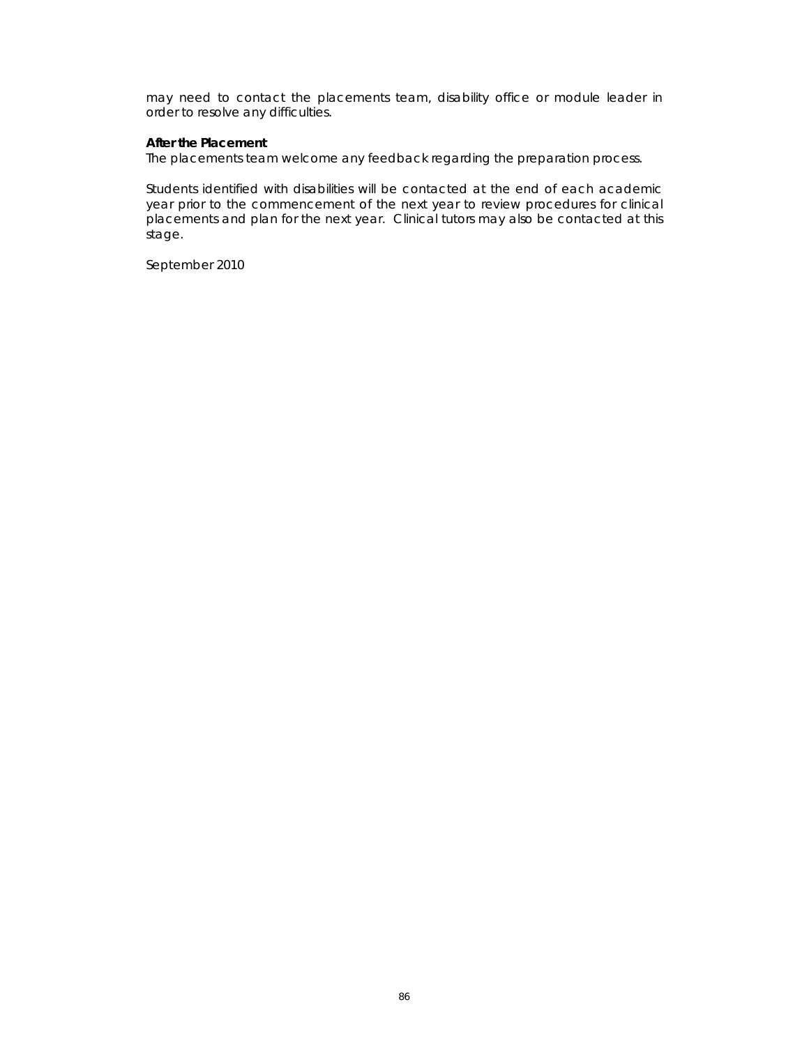may need to contact the placements team, disability office or module leader in order to resolve any difficulties.

**After the Placement**

The placements team welcome any feedback regarding the preparation process.

Students identified with disabilities will be contacted at the end of each academic year prior to the commencement of the next year to review procedures for clinical placements and plan for the next year. Clinical tutors may also be contacted at this stage.

September 2010